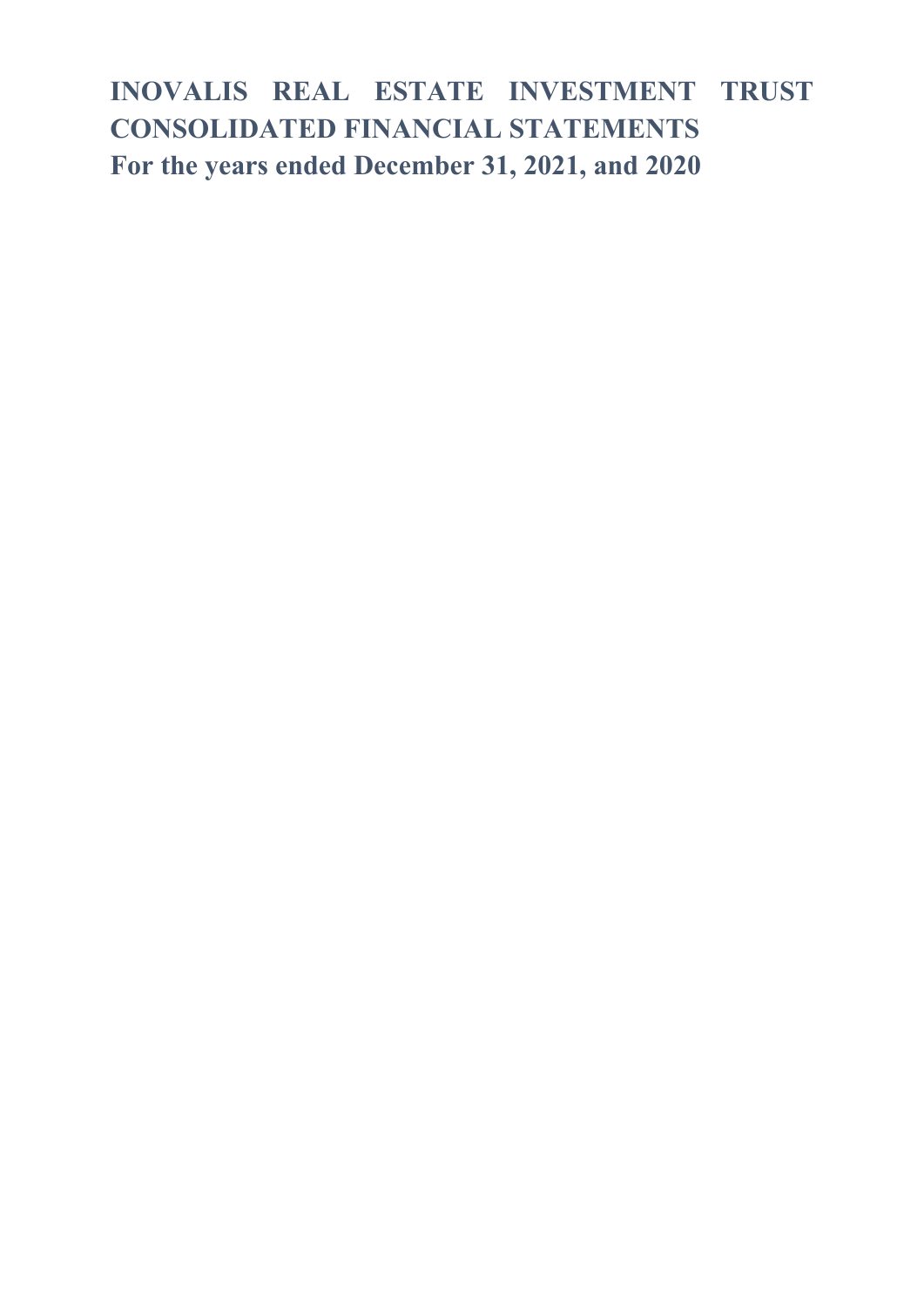# INOVALIS REAL ESTATE INVESTMENT TRUST CONSOLIDATED FINANCIAL STATEMENTS

## For the years ended December 31, 2021, and 2020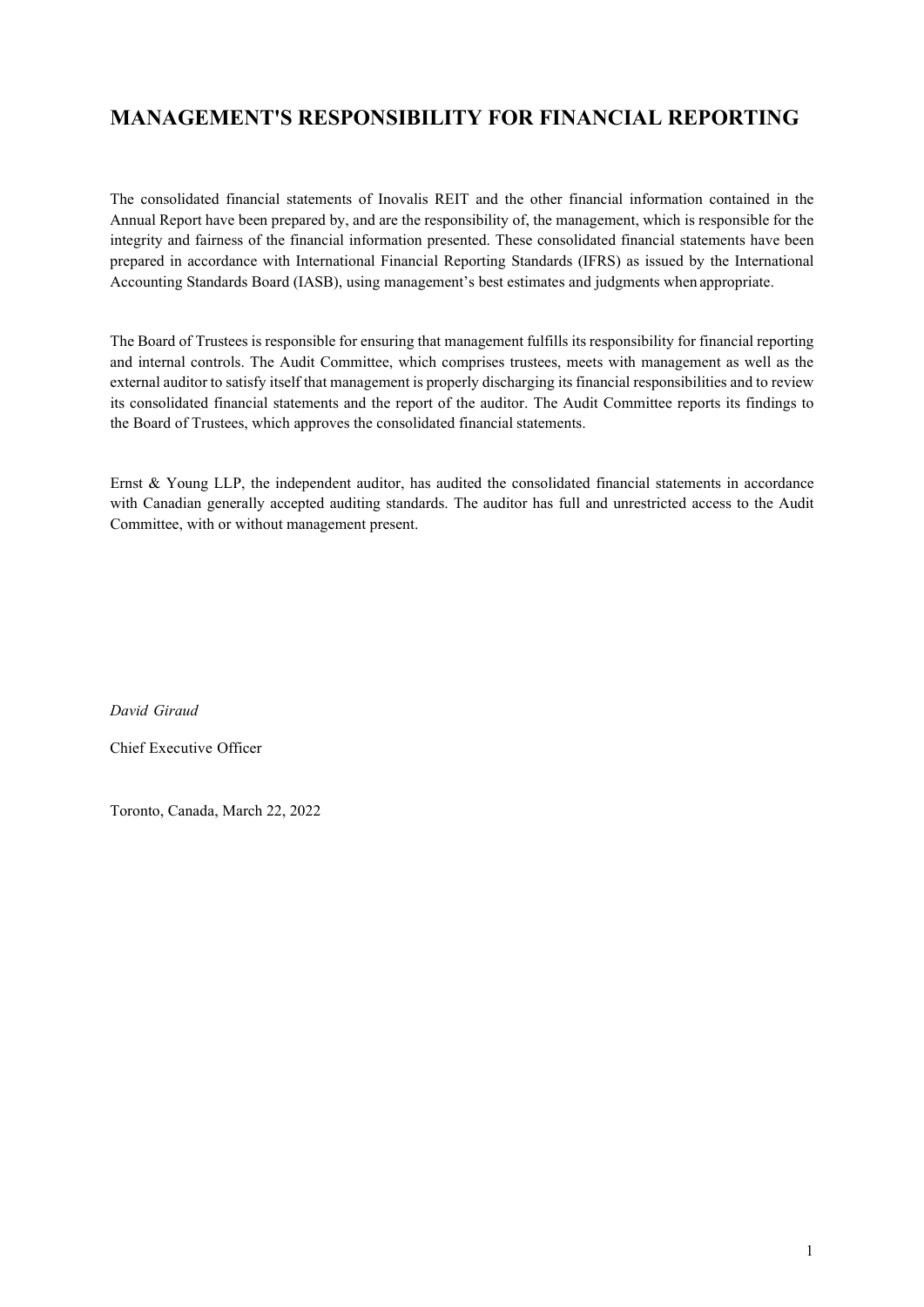# MANAGEMENT'S RESPONSIBILITY FOR FINANCIAL REPORTING

The consolidated financial statements of Inovalis REIT and the other financial information contained in the Annual Report have been prepared by, and are the responsibility of, the management, which is responsible for the integrity and fairness of the financial information presented. These consolidated financial statements have been prepared in accordance with International Financial Reporting Standards (IFRS) as issued by the International Accounting Standards Board (IASB), using management's best estimates and judgments when appropriate.

The Board of Trustees is responsible for ensuring that management fulfills its responsibility for financial reporting and internal controls. The Audit Committee, which comprises trustees, meets with management as well as the external auditor to satisfy itself that management is properly discharging its financial responsibilities and to review its consolidated financial statements and the report of the auditor. The Audit Committee reports its findings to the Board of Trustees, which approves the consolidated financial statements.

Ernst & Young LLP, the independent auditor, has audited the consolidated financial statements in accordance with Canadian generally accepted auditing standards. The auditor has full and unrestricted access to the Audit Committee, with or without management present.

*David Giraud*

Chief Executive Officer

Toronto, Canada, March 22, 2022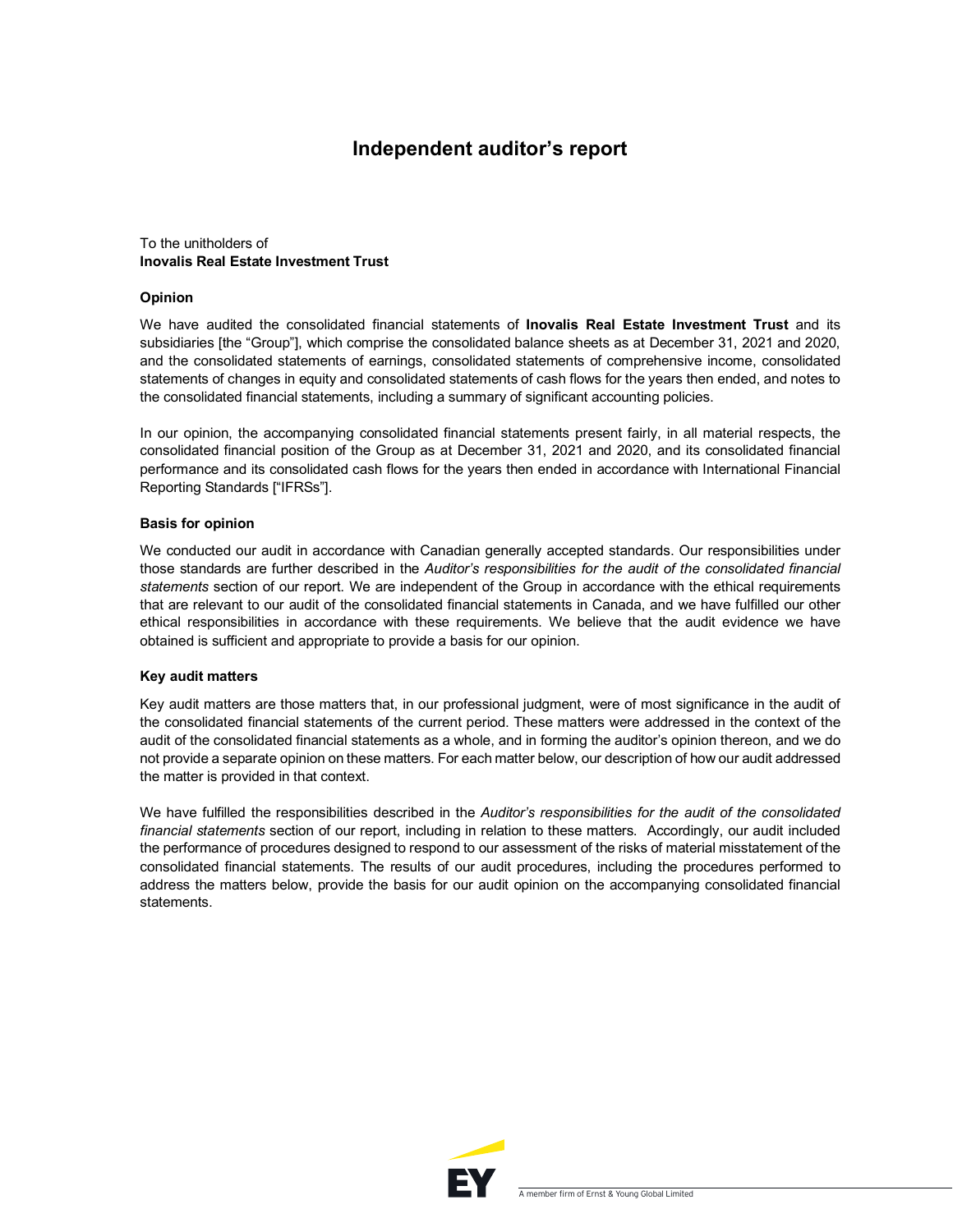# Independent auditor's report

To the unitholders of
**Inovalis Real Estate Investment Trust**

## Opinion

We have audited the consolidated financial statements of **Inovalis Real Estate Investment Trust** and its subsidiaries [the "Group"], which comprise the consolidated balance sheets as at December 31, 2021 and 2020, and the consolidated statements of earnings, consolidated statements of comprehensive income, consolidated statements of changes in equity and consolidated statements of cash flows for the years then ended, and notes to the consolidated financial statements, including a summary of significant accounting policies.

In our opinion, the accompanying consolidated financial statements present fairly, in all material respects, the consolidated financial position of the Group as at December 31, 2021 and 2020, and its consolidated financial performance and its consolidated cash flows for the years then ended in accordance with International Financial Reporting Standards ["IFRSs"].

## Basis for opinion

We conducted our audit in accordance with Canadian generally accepted standards. Our responsibilities under those standards are further described in the *Auditor's responsibilities for the audit of the consolidated financial statements* section of our report. We are independent of the Group in accordance with the ethical requirements that are relevant to our audit of the consolidated financial statements in Canada, and we have fulfilled our other ethical responsibilities in accordance with these requirements. We believe that the audit evidence we have obtained is sufficient and appropriate to provide a basis for our opinion.

## Key audit matters

Key audit matters are those matters that, in our professional judgment, were of most significance in the audit of the consolidated financial statements of the current period. These matters were addressed in the context of the audit of the consolidated financial statements as a whole, and in forming the auditor's opinion thereon, and we do not provide a separate opinion on these matters. For each matter below, our description of how our audit addressed the matter is provided in that context.

We have fulfilled the responsibilities described in the *Auditor's responsibilities for the audit of the consolidated financial statements* section of our report, including in relation to these matters. Accordingly, our audit included the performance of procedures designed to respond to our assessment of the risks of material misstatement of the consolidated financial statements. The results of our audit procedures, including the procedures performed to address the matters below, provide the basis for our audit opinion on the accompanying consolidated financial statements.

A member firm of Ernst & Young Global Limited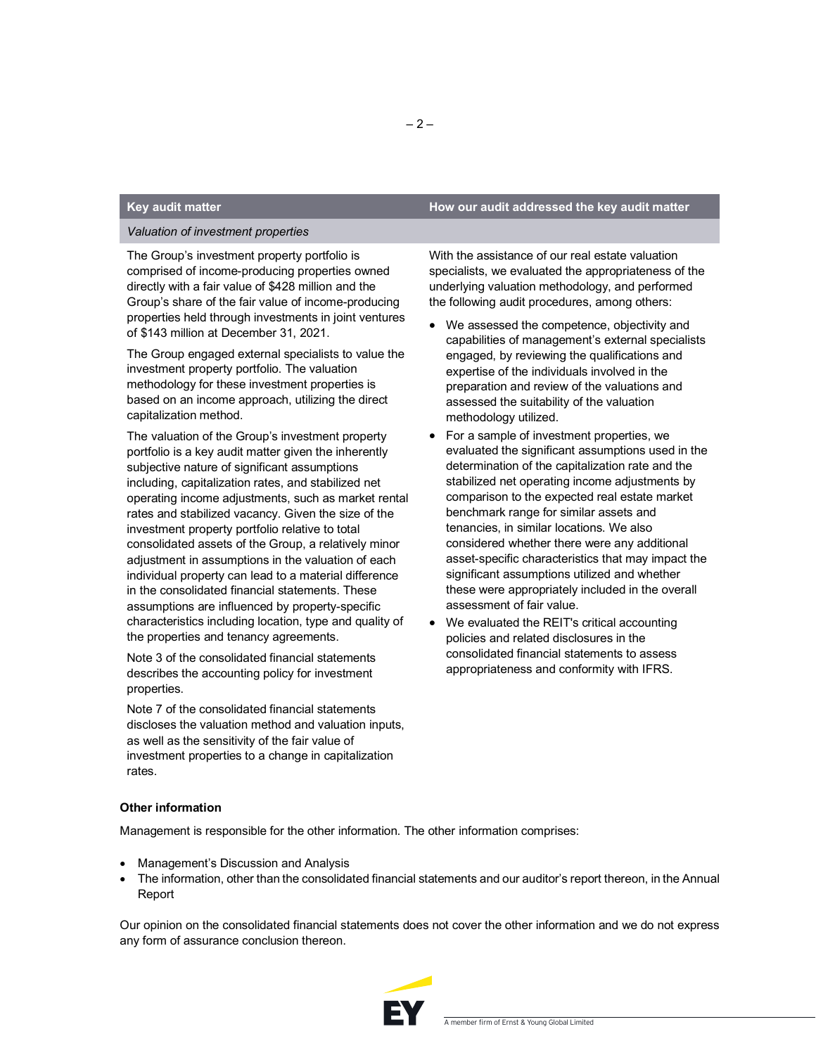| Key audit matter | How our audit addressed the key audit matter |
| --- | --- |
| *Valuation of investment properties* | |
| The Group's investment property portfolio is comprised of income-producing properties owned directly with a fair value of $428 million and the Group's share of the fair value of income-producing properties held through investments in joint ventures of $143 million at December 31, 2021.<br><br>The Group engaged external specialists to value the investment property portfolio. The valuation methodology for these investment properties is based on an income approach, utilizing the direct capitalization method.<br><br>The valuation of the Group's investment property portfolio is a key audit matter given the inherently subjective nature of significant assumptions including, capitalization rates, and stabilized net operating income adjustments, such as market rental rates and stabilized vacancy. Given the size of the investment property portfolio relative to total consolidated assets of the Group, a relatively minor adjustment in assumptions in the valuation of each individual property can lead to a material difference in the consolidated financial statements. These assumptions are influenced by property-specific characteristics including location, type and quality of the properties and tenancy agreements.<br><br>Note 3 of the consolidated financial statements describes the accounting policy for investment properties.<br><br>Note 7 of the consolidated financial statements discloses the valuation method and valuation inputs, as well as the sensitivity of the fair value of investment properties to a change in capitalization rates. | With the assistance of our real estate valuation specialists, we evaluated the appropriateness of the underlying valuation methodology, and performed the following audit procedures, among others:<br><br>• We assessed the competence, objectivity and capabilities of management's external specialists engaged, by reviewing the qualifications and expertise of the individuals involved in the preparation and review of the valuations and assessed the suitability of the valuation methodology utilized.<br>• For a sample of investment properties, we evaluated the significant assumptions used in the determination of the capitalization rate and the stabilized net operating income adjustments by comparison to the expected real estate market benchmark range for similar assets and tenancies, in similar locations. We also considered whether there were any additional asset-specific characteristics that may impact the significant assumptions utilized and whether these were appropriately included in the overall assessment of fair value.<br>• We evaluated the REIT's critical accounting policies and related disclosures in the consolidated financial statements to assess appropriateness and conformity with IFRS. |

**Other information**

Management is responsible for the other information. The other information comprises:

- Management's Discussion and Analysis
- The information, other than the consolidated financial statements and our auditor's report thereon, in the Annual Report

Our opinion on the consolidated financial statements does not cover the other information and we do not express any form of assurance conclusion thereon.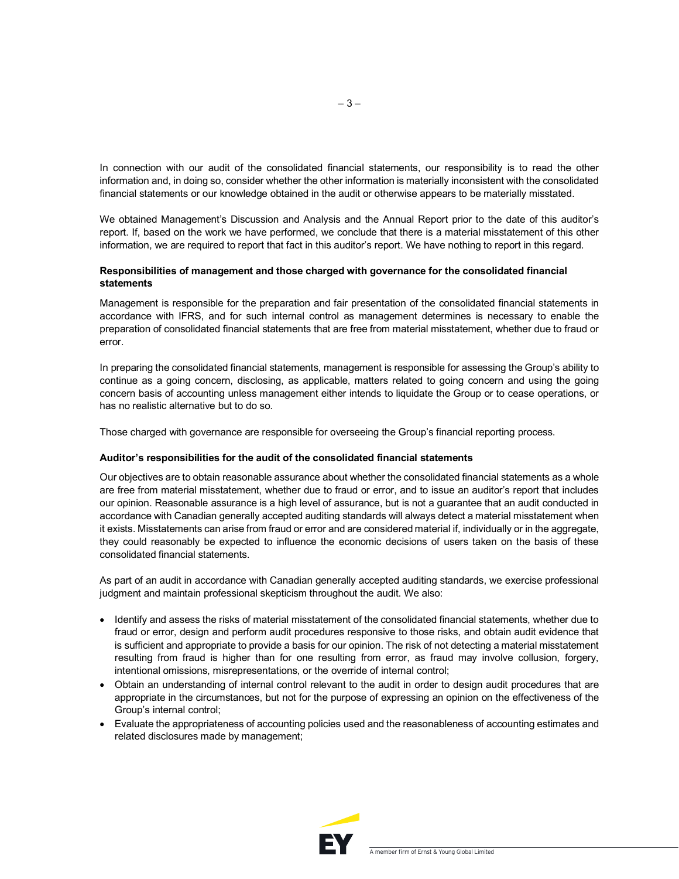In connection with our audit of the consolidated financial statements, our responsibility is to read the other information and, in doing so, consider whether the other information is materially inconsistent with the consolidated financial statements or our knowledge obtained in the audit or otherwise appears to be materially misstated.

We obtained Management's Discussion and Analysis and the Annual Report prior to the date of this auditor's report. If, based on the work we have performed, we conclude that there is a material misstatement of this other information, we are required to report that fact in this auditor's report. We have nothing to report in this regard.

**Responsibilities of management and those charged with governance for the consolidated financial statements**

Management is responsible for the preparation and fair presentation of the consolidated financial statements in accordance with IFRS, and for such internal control as management determines is necessary to enable the preparation of consolidated financial statements that are free from material misstatement, whether due to fraud or error.

In preparing the consolidated financial statements, management is responsible for assessing the Group's ability to continue as a going concern, disclosing, as applicable, matters related to going concern and using the going concern basis of accounting unless management either intends to liquidate the Group or to cease operations, or has no realistic alternative but to do so.

Those charged with governance are responsible for overseeing the Group's financial reporting process.

**Auditor's responsibilities for the audit of the consolidated financial statements**

Our objectives are to obtain reasonable assurance about whether the consolidated financial statements as a whole are free from material misstatement, whether due to fraud or error, and to issue an auditor's report that includes our opinion. Reasonable assurance is a high level of assurance, but is not a guarantee that an audit conducted in accordance with Canadian generally accepted auditing standards will always detect a material misstatement when it exists. Misstatements can arise from fraud or error and are considered material if, individually or in the aggregate, they could reasonably be expected to influence the economic decisions of users taken on the basis of these consolidated financial statements.

As part of an audit in accordance with Canadian generally accepted auditing standards, we exercise professional judgment and maintain professional skepticism throughout the audit. We also:

- Identify and assess the risks of material misstatement of the consolidated financial statements, whether due to fraud or error, design and perform audit procedures responsive to those risks, and obtain audit evidence that is sufficient and appropriate to provide a basis for our opinion. The risk of not detecting a material misstatement resulting from fraud is higher than for one resulting from error, as fraud may involve collusion, forgery, intentional omissions, misrepresentations, or the override of internal control;
- Obtain an understanding of internal control relevant to the audit in order to design audit procedures that are appropriate in the circumstances, but not for the purpose of expressing an opinion on the effectiveness of the Group's internal control;
- Evaluate the appropriateness of accounting policies used and the reasonableness of accounting estimates and related disclosures made by management;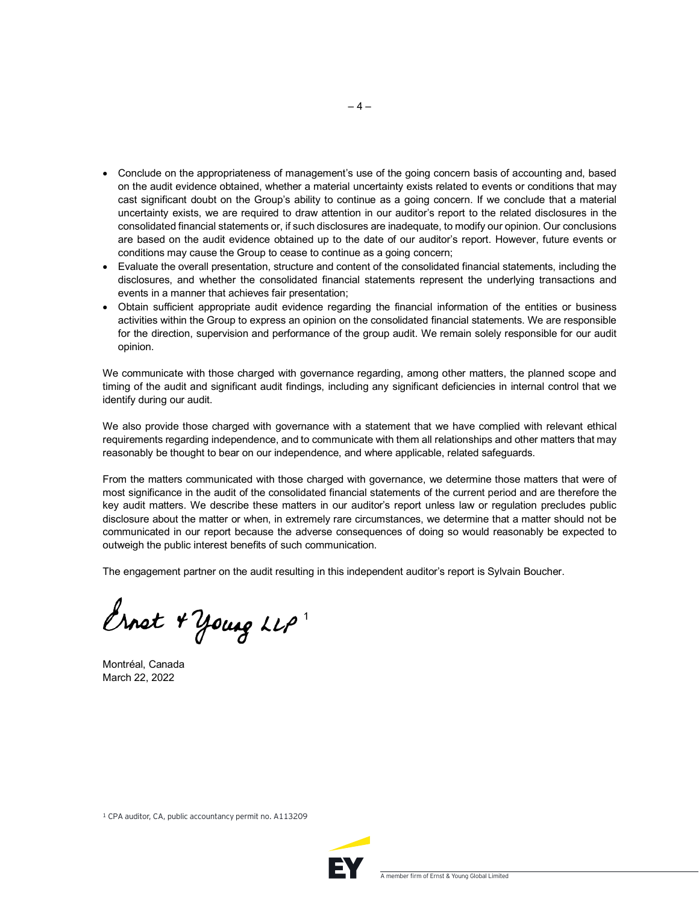- Conclude on the appropriateness of management's use of the going concern basis of accounting and, based on the audit evidence obtained, whether a material uncertainty exists related to events or conditions that may cast significant doubt on the Group's ability to continue as a going concern. If we conclude that a material uncertainty exists, we are required to draw attention in our auditor's report to the related disclosures in the consolidated financial statements or, if such disclosures are inadequate, to modify our opinion. Our conclusions are based on the audit evidence obtained up to the date of our auditor's report. However, future events or conditions may cause the Group to cease to continue as a going concern;
- Evaluate the overall presentation, structure and content of the consolidated financial statements, including the disclosures, and whether the consolidated financial statements represent the underlying transactions and events in a manner that achieves fair presentation;
- Obtain sufficient appropriate audit evidence regarding the financial information of the entities or business activities within the Group to express an opinion on the consolidated financial statements. We are responsible for the direction, supervision and performance of the group audit. We remain solely responsible for our audit opinion.

We communicate with those charged with governance regarding, among other matters, the planned scope and timing of the audit and significant audit findings, including any significant deficiencies in internal control that we identify during our audit.

We also provide those charged with governance with a statement that we have complied with relevant ethical requirements regarding independence, and to communicate with them all relationships and other matters that may reasonably be thought to bear on our independence, and where applicable, related safeguards.

From the matters communicated with those charged with governance, we determine those matters that were of most significance in the audit of the consolidated financial statements of the current period and are therefore the key audit matters. We describe these matters in our auditor's report unless law or regulation precludes public disclosure about the matter or when, in extremely rare circumstances, we determine that a matter should not be communicated in our report because the adverse consequences of doing so would reasonably be expected to outweigh the public interest benefits of such communication.

The engagement partner on the audit resulting in this independent auditor's report is Sylvain Boucher.

Ernst & Young LLP [1]

Montréal, Canada
March 22, 2022

[1] CPA auditor, CA, public accountancy permit no. A113209

A member firm of Ernst & Young Global Limited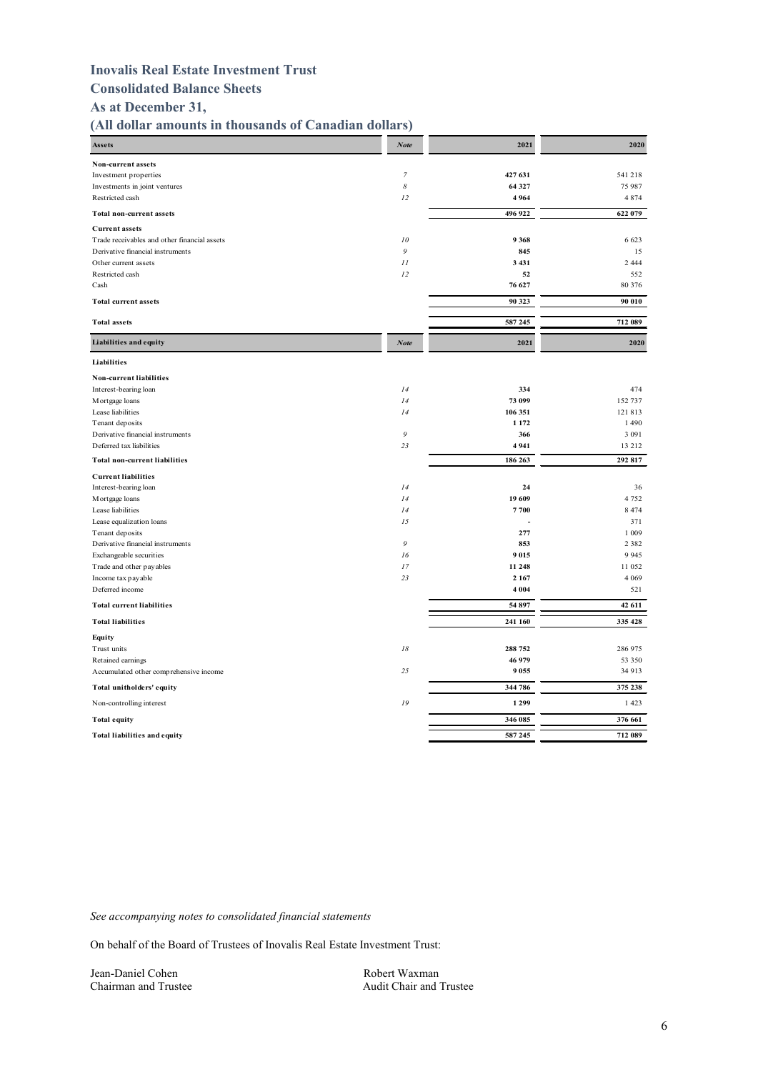# Inovalis Real Estate Investment Trust

## Consolidated Balance Sheets

## As at December 31,

## (All dollar amounts in thousands of Canadian dollars)

| Assets | Note | 2021 | 2020 |
|---|---|---|---|
| **Non-current assets** | | | |
| Investment properties | *7* | **427 631** | 541 218 |
| Investments in joint ventures | *8* | **64 327** | 75 987 |
| Restricted cash | *12* | **4 964** | 4 874 |
| **Total non-current assets** | | **496 922** | **622 079** |
| **Current assets** | | | |
| Trade receivables and other financial assets | *10* | **9 368** | 6 623 |
| Derivative financial instruments | *9* | **845** | 15 |
| Other current assets | *11* | **3 431** | 2 444 |
| Restricted cash | *12* | **52** | 552 |
| Cash | | **76 627** | 80 376 |
| **Total current assets** | | **90 323** | **90 010** |
| **Total assets** | | **587 245** | **712 089** |

| Liabilities and equity | Note | 2021 | 2020 |
|---|---|---|---|
| **Liabilities** | | | |
| **Non-current liabilities** | | | |
| Interest-bearing loan | *14* | **334** | 474 |
| Mortgage loans | *14* | **73 099** | 152 737 |
| Lease liabilities | *14* | **106 351** | 121 813 |
| Tenant deposits | | **1 172** | 1 490 |
| Derivative financial instruments | *9* | **366** | 3 091 |
| Deferred tax liabilities | *23* | **4 941** | 13 212 |
| **Total non-current liabilities** | | **186 263** | **292 817** |
| **Current liabilities** | | | |
| Interest-bearing loan | *14* | **24** | 36 |
| Mortgage loans | *14* | **19 609** | 4 752 |
| Lease liabilities | *14* | **7 700** | 8 474 |
| Lease equalization loans | *15* | **-** | 371 |
| Tenant deposits | | **277** | 1 009 |
| Derivative financial instruments | *9* | **853** | 2 382 |
| Exchangeable securities | *16* | **9 015** | 9 945 |
| Trade and other payables | *17* | **11 248** | 11 052 |
| Income tax payable | *23* | **2 167** | 4 069 |
| Deferred income | | **4 004** | 521 |
| **Total current liabilities** | | **54 897** | **42 611** |
| **Total liabilities** | | **241 160** | **335 428** |
| **Equity** | | | |
| Trust units | *18* | **288 752** | 286 975 |
| Retained earnings | | **46 979** | 53 350 |
| Accumulated other comprehensive income | *25* | **9 055** | 34 913 |
| **Total unitholders' equity** | | **344 786** | **375 238** |
| Non-controlling interest | *19* | **1 299** | 1 423 |
| **Total equity** | | **346 085** | **376 661** |
| **Total liabilities and equity** | | **587 245** | **712 089** |

*See accompanying notes to consolidated financial statements*

On behalf of the Board of Trustees of Inovalis Real Estate Investment Trust:

Jean-Daniel Cohen
Chairman and Trustee

Robert Waxman
Audit Chair and Trustee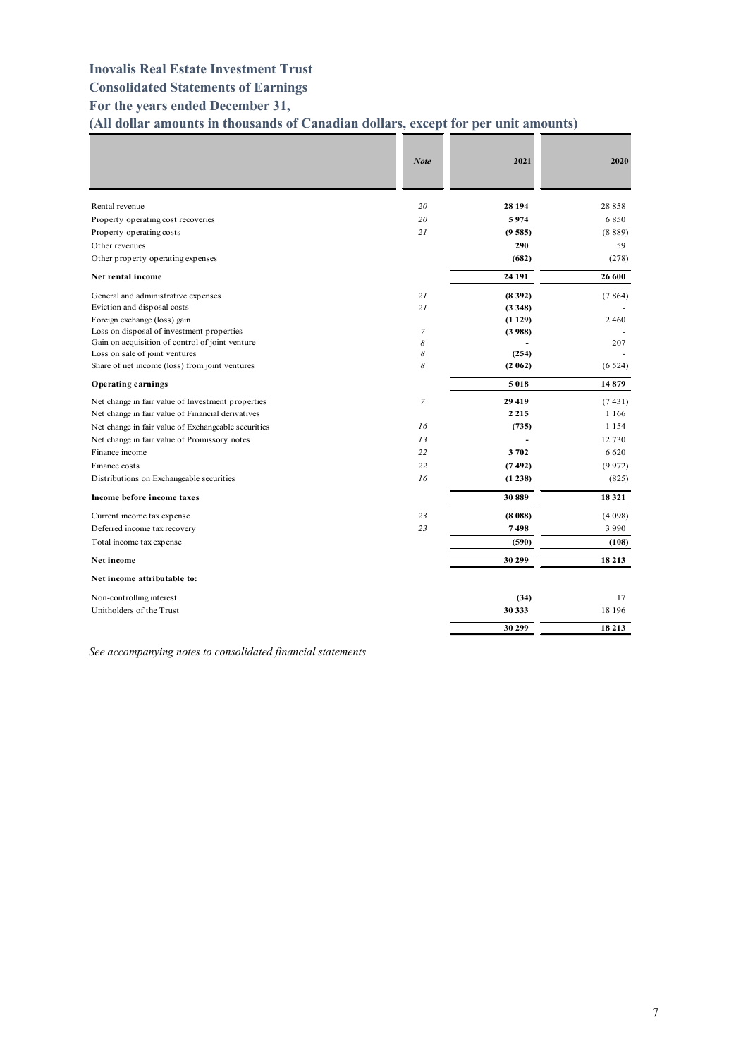# Inovalis Real Estate Investment Trust

## Consolidated Statements of Earnings

### For the years ended December 31,

### (All dollar amounts in thousands of Canadian dollars, except for per unit amounts)

| | *Note* | 2021 | 2020 |
|---|---|---|---|
| Rental revenue | *20* | **28 194** | 28 858 |
| Property operating cost recoveries | *20* | **5 974** | 6 850 |
| Property operating costs | *21* | **(9 585)** | (8 889) |
| Other revenues | | **290** | 59 |
| Other property operating expenses | | **(682)** | (278) |
| **Net rental income** | | **24 191** | **26 600** |
| General and administrative expenses | *21* | **(8 392)** | (7 864) |
| Eviction and disposal costs | *21* | **(3 348)** | - |
| Foreign exchange (loss) gain | | **(1 129)** | 2 460 |
| Loss on disposal of investment properties | *7* | **(3 988)** | - |
| Gain on acquisition of control of joint venture | *8* | **-** | 207 |
| Loss on sale of joint ventures | *8* | **(254)** | - |
| Share of net income (loss) from joint ventures | *8* | **(2 062)** | (6 524) |
| **Operating earnings** | | **5 018** | **14 879** |
| Net change in fair value of Investment properties | *7* | **29 419** | (7 431) |
| Net change in fair value of Financial derivatives | | **2 215** | 1 166 |
| Net change in fair value of Exchangeable securities | *16* | **(735)** | 1 154 |
| Net change in fair value of Promissory notes | *13* | **-** | 12 730 |
| Finance income | *22* | **3 702** | 6 620 |
| Finance costs | *22* | **(7 492)** | (9 972) |
| Distributions on Exchangeable securities | *16* | **(1 238)** | (825) |
| **Income before income taxes** | | **30 889** | **18 321** |
| Current income tax expense | *23* | **(8 088)** | (4 098) |
| Deferred income tax recovery | *23* | **7 498** | 3 990 |
| Total income tax expense | | **(590)** | **(108)** |
| **Net income** | | **30 299** | **18 213** |
| **Net income attributable to:** | | | |
| Non-controlling interest | | **(34)** | 17 |
| Unitholders of the Trust | | **30 333** | 18 196 |
| | | **30 299** | **18 213** |

*See accompanying notes to consolidated financial statements*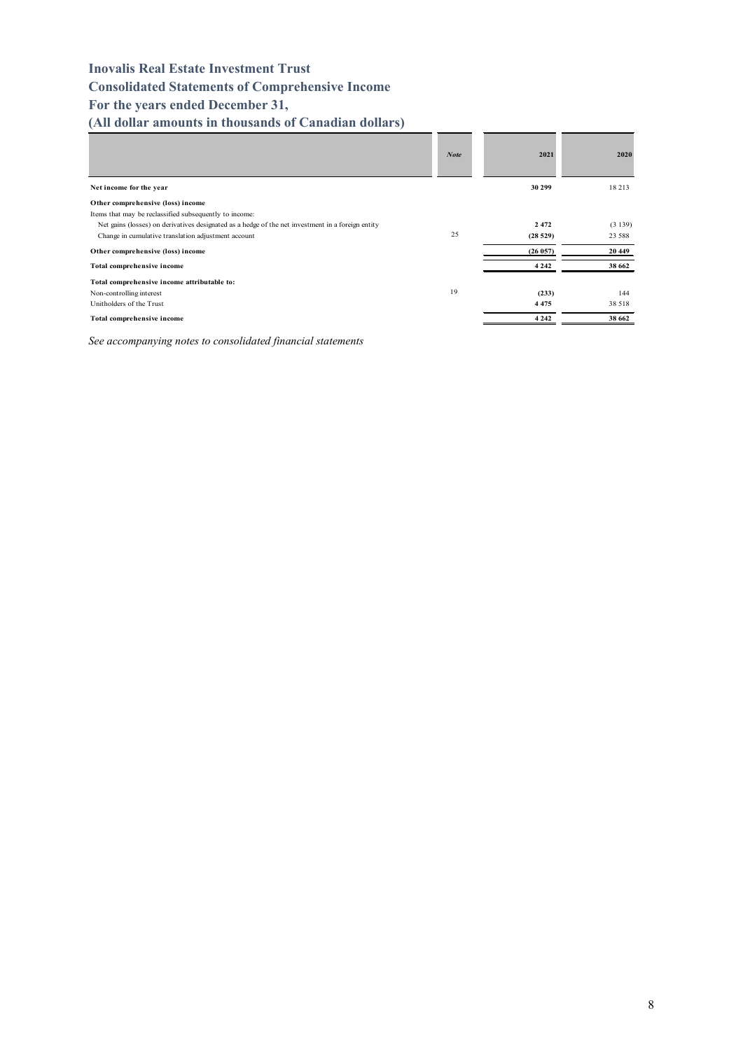# Inovalis Real Estate Investment Trust
# Consolidated Statements of Comprehensive Income
# For the years ended December 31,
# (All dollar amounts in thousands of Canadian dollars)

| | Note | 2021 | 2020 |
|---|---|---|---|
| **Net income for the year** | | **30 299** | 18 213 |
| **Other comprehensive (loss) income** | | | |
| Items that may be reclassified subsequently to income: | | | |
| Net gains (losses) on derivatives designated as a hedge of the net investment in a foreign entity | | **2 472** | (3 139) |
| Change in cumulative translation adjustment account | 25 | **(28 529)** | 23 588 |
| **Other comprehensive (loss) income** | | **(26 057)** | **20 449** |
| **Total comprehensive income** | | **4 242** | **38 662** |
| **Total comprehensive income attributable to:** | | | |
| Non-controlling interest | 19 | **(233)** | 144 |
| Unitholders of the Trust | | **4 475** | 38 518 |
| **Total comprehensive income** | | **4 242** | **38 662** |

*See accompanying notes to consolidated financial statements*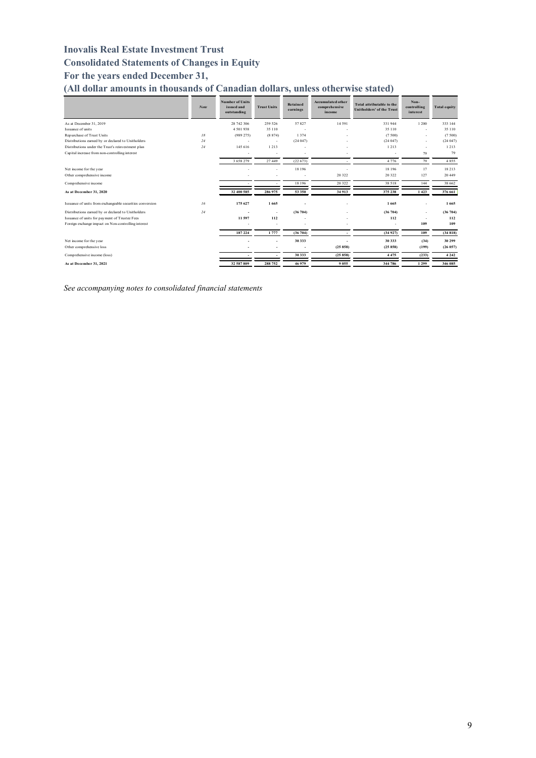# Inovalis Real Estate Investment Trust

## Consolidated Statements of Changes in Equity

## For the years ended December 31,

## (All dollar amounts in thousands of Canadian dollars, unless otherwise stated)

| | Note | Number of Units issued and outstanding | Trust Units | Retained earnings | Accumulated other comprehensive income | Total attributable to the Unitholders' of the Trust | Non-controlling interest | Total equity |
|---|---|---|---|---|---|---|---|---|
| As at December 31, 2019 | | 28 742 306 | 259 526 | 57 827 | 14 591 | 331 944 | 1 200 | 333 144 |
| Issuance of units | | 4 501 938 | 35 110 | - | - | 35 110 | - | 35 110 |
| Repurchase of Trust Units | 18 | (989 275) | (8 874) | 1 374 | - | (7 500) | - | (7 500) |
| Distributions earned by or declared to Unitholders | 24 | - | - | (24 047) | - | (24 047) | - | (24 047) |
| Distributions under the Trust's reinvestment plan | 24 | 145 616 | 1 213 | - | - | 1 213 | - | 1 213 |
| Capital increase from non-controlling interest | | - | - | - | - | - | 79 | 79 |
| | | 3 658 279 | 27 449 | (22 673) | - | 4 776 | 79 | 4 855 |
| Net income for the year | | - | - | 18 196 | - | 18 196 | 17 | 18 213 |
| Other comprehensive income | | - | - | - | 20 322 | 20 322 | 127 | 20 449 |
| Comprehensive income | | - | - | 18 196 | 20 322 | 38 518 | 144 | 38 662 |
| **As at December 31, 2020** | | **32 400 585** | **286 975** | **53 350** | **34 913** | **375 238** | **1 423** | **376 661** |
| Issuance of units from exchangeable securities conversion | 16 | **175 627** | **1 665** | - | - | **1 665** | - | **1 665** |
| Distributions earned by or declared to Unitholders | 24 | - | - | **(36 704)** | - | **(36 704)** | - | **(36 704)** |
| Issuance of units for payment of Trustee Fees | | **11 597** | **112** | - | - | **112** | - | **112** |
| Foreign exchange impact on Non-controlling interest | | - | - | - | - | - | **109** | **109** |
| | | **187 224** | **1 777** | **(36 704)** | - | **(34 927)** | **109** | **(34 818)** |
| Net income for the year | | - | - | **30 333** | - | **30 333** | **(34)** | **30 299** |
| Other comprehensive loss | | - | - | - | **(25 858)** | **(25 858)** | **(199)** | **(26 057)** |
| Comprehensive income (loss) | | - | - | **30 333** | **(25 858)** | **4 475** | **(233)** | **4 242** |
| **As at December 31, 2021** | | **32 587 809** | **288 752** | **46 979** | **9 055** | **344 786** | **1 299** | **346 085** |

*See accompanying notes to consolidated financial statements*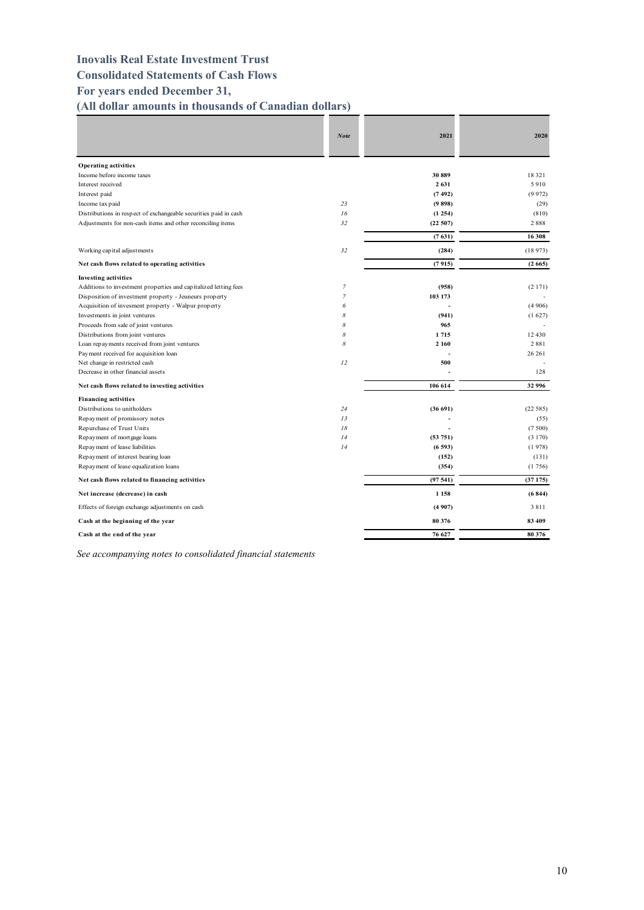# Inovalis Real Estate Investment Trust

## Consolidated Statements of Cash Flows

## For years ended December 31,

## (All dollar amounts in thousands of Canadian dollars)

| | *Note* | **2021** | **2020** |
|---|---|---|---|
| **Operating activities** | | | |
| Income before income taxes | | **30 889** | 18 321 |
| Interest received | | **2 631** | 5 910 |
| Interest paid | | **(7 492)** | (9 972) |
| Income tax paid | *23* | **(9 898)** | (29) |
| Distributions in respect of exchangeable securities paid in cash | *16* | **(1 254)** | (810) |
| Adjustments for non-cash items and other reconciling items | *32* | **(22 507)** | 2 888 |
| | | **(7 631)** | **16 308** |
| Working capital adjustments | *32* | **(284)** | (18 973) |
| **Net cash flows related to operating activities** | | **(7 915)** | **(2 665)** |
| **Investing activities** | | | |
| Additions to investment properties and capitalized letting fees | *7* | **(958)** | (2 171) |
| Disposition of investment property - Jeuneurs property | *7* | **103 173** | - |
| Acquisition of invesment property - Walpur property | *6* | **-** | (4 906) |
| Investments in joint ventures | *8* | **(941)** | (1 627) |
| Proceeds from sale of joint ventures | *8* | **965** | - |
| Distributions from joint ventures | *8* | **1 715** | 12 430 |
| Loan repayments received from joint ventures | *8* | **2 160** | 2 881 |
| Payment received for acquisition loan | | **-** | 26 261 |
| Net change in restricted cash | *12* | **500** | - |
| Decrease in other financial assets | | **-** | 128 |
| **Net cash flows related to investing activities** | | **106 614** | **32 996** |
| **Financing activities** | | | |
| Distributions to unitholders | *24* | **(36 691)** | (22 585) |
| Repayment of promissory notes | *13* | **-** | (55) |
| Repurchase of Trust Units | *18* | **-** | (7 500) |
| Repayment of mortgage loans | *14* | **(53 751)** | (3 170) |
| Repayment of lease liabilities | *14* | **(6 593)** | (1 978) |
| Repayment of interest bearing loan | | **(152)** | (131) |
| Repayment of lease equalization loans | | **(354)** | (1 756) |
| **Net cash flows related to financing activities** | | **(97 541)** | **(37 175)** |
| **Net increase (decrease) in cash** | | **1 158** | **(6 844)** |
| Effects of foreign exchange adjustments on cash | | **(4 907)** | 3 811 |
| **Cash at the beginning of the year** | | **80 376** | **83 409** |
| **Cash at the end of the year** | | **76 627** | **80 376** |

*See accompanying notes to consolidated financial statements*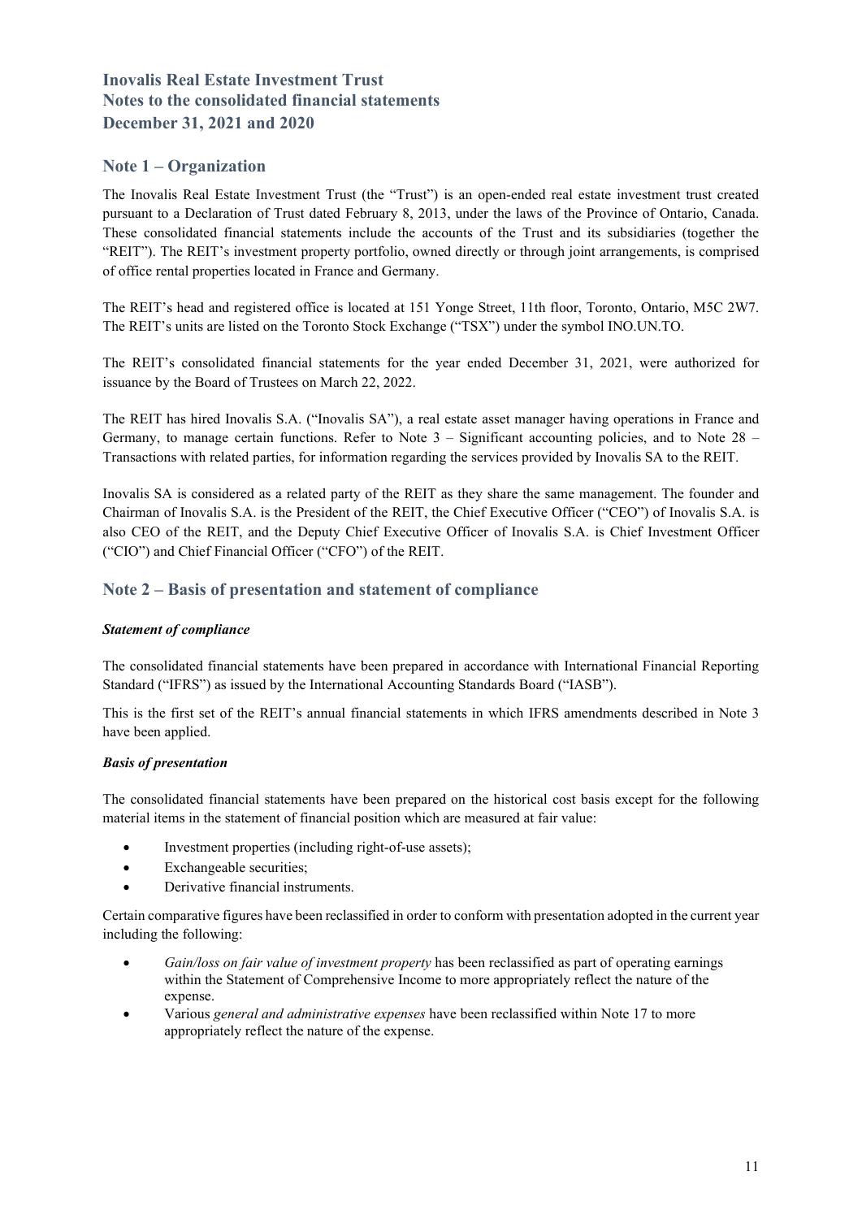# Inovalis Real Estate Investment Trust
# Notes to the consolidated financial statements
# December 31, 2021 and 2020

## Note 1 – Organization

The Inovalis Real Estate Investment Trust (the "Trust") is an open-ended real estate investment trust created pursuant to a Declaration of Trust dated February 8, 2013, under the laws of the Province of Ontario, Canada. These consolidated financial statements include the accounts of the Trust and its subsidiaries (together the "REIT"). The REIT's investment property portfolio, owned directly or through joint arrangements, is comprised of office rental properties located in France and Germany.

The REIT's head and registered office is located at 151 Yonge Street, 11th floor, Toronto, Ontario, M5C 2W7. The REIT's units are listed on the Toronto Stock Exchange ("TSX") under the symbol INO.UN.TO.

The REIT's consolidated financial statements for the year ended December 31, 2021, were authorized for issuance by the Board of Trustees on March 22, 2022.

The REIT has hired Inovalis S.A. ("Inovalis SA"), a real estate asset manager having operations in France and Germany, to manage certain functions. Refer to Note 3 – Significant accounting policies, and to Note 28 – Transactions with related parties, for information regarding the services provided by Inovalis SA to the REIT.

Inovalis SA is considered as a related party of the REIT as they share the same management. The founder and Chairman of Inovalis S.A. is the President of the REIT, the Chief Executive Officer ("CEO") of Inovalis S.A. is also CEO of the REIT, and the Deputy Chief Executive Officer of Inovalis S.A. is Chief Investment Officer ("CIO") and Chief Financial Officer ("CFO") of the REIT.

## Note 2 – Basis of presentation and statement of compliance

***Statement of compliance***

The consolidated financial statements have been prepared in accordance with International Financial Reporting Standard ("IFRS") as issued by the International Accounting Standards Board ("IASB").

This is the first set of the REIT's annual financial statements in which IFRS amendments described in Note 3 have been applied.

***Basis of presentation***

The consolidated financial statements have been prepared on the historical cost basis except for the following material items in the statement of financial position which are measured at fair value:

- Investment properties (including right-of-use assets);
- Exchangeable securities;
- Derivative financial instruments.

Certain comparative figures have been reclassified in order to conform with presentation adopted in the current year including the following:

- *Gain/loss on fair value of investment property* has been reclassified as part of operating earnings within the Statement of Comprehensive Income to more appropriately reflect the nature of the expense.
- Various *general and administrative expenses* have been reclassified within Note 17 to more appropriately reflect the nature of the expense.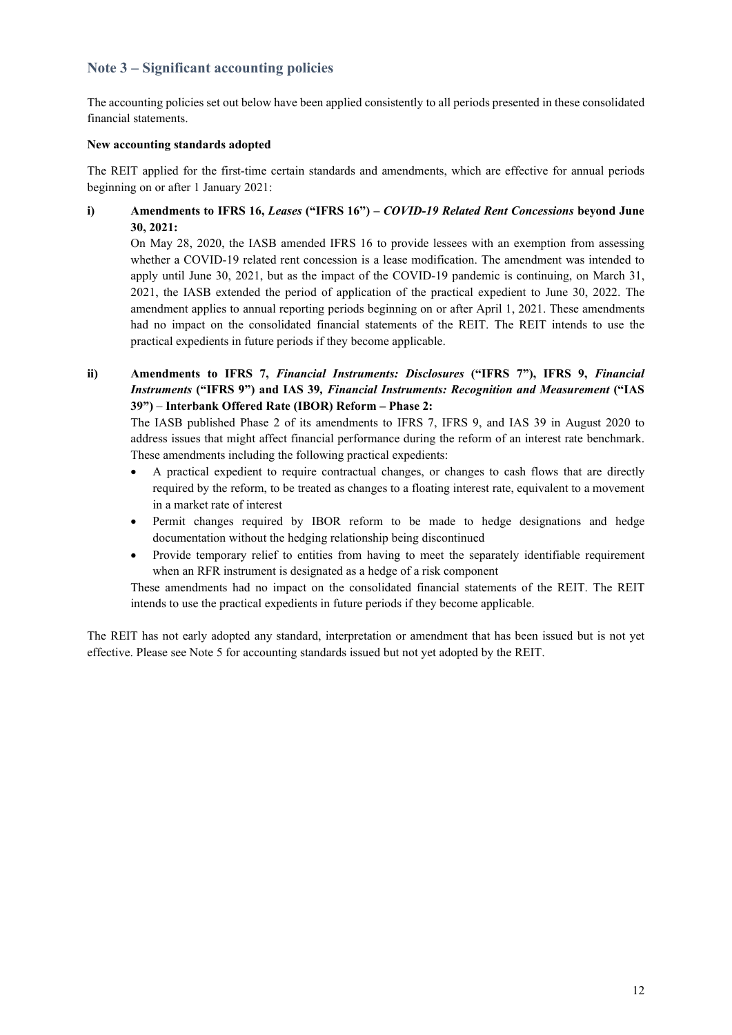## Note 3 – Significant accounting policies

The accounting policies set out below have been applied consistently to all periods presented in these consolidated financial statements.

**New accounting standards adopted**

The REIT applied for the first-time certain standards and amendments, which are effective for annual periods beginning on or after 1 January 2021:

**i) Amendments to IFRS 16, *Leases* ("IFRS 16") – *COVID-19 Related Rent Concessions* beyond June 30, 2021:**

On May 28, 2020, the IASB amended IFRS 16 to provide lessees with an exemption from assessing whether a COVID-19 related rent concession is a lease modification. The amendment was intended to apply until June 30, 2021, but as the impact of the COVID-19 pandemic is continuing, on March 31, 2021, the IASB extended the period of application of the practical expedient to June 30, 2022. The amendment applies to annual reporting periods beginning on or after April 1, 2021. These amendments had no impact on the consolidated financial statements of the REIT. The REIT intends to use the practical expedients in future periods if they become applicable.

**ii) Amendments to IFRS 7, *Financial Instruments: Disclosures* ("IFRS 7"), IFRS 9, *Financial Instruments* ("IFRS 9") and IAS 39, *Financial Instruments: Recognition and Measurement* ("IAS 39") – Interbank Offered Rate (IBOR) Reform – Phase 2:**

The IASB published Phase 2 of its amendments to IFRS 7, IFRS 9, and IAS 39 in August 2020 to address issues that might affect financial performance during the reform of an interest rate benchmark. These amendments including the following practical expedients:

- A practical expedient to require contractual changes, or changes to cash flows that are directly required by the reform, to be treated as changes to a floating interest rate, equivalent to a movement in a market rate of interest
- Permit changes required by IBOR reform to be made to hedge designations and hedge documentation without the hedging relationship being discontinued
- Provide temporary relief to entities from having to meet the separately identifiable requirement when an RFR instrument is designated as a hedge of a risk component

These amendments had no impact on the consolidated financial statements of the REIT. The REIT intends to use the practical expedients in future periods if they become applicable.

The REIT has not early adopted any standard, interpretation or amendment that has been issued but is not yet effective. Please see Note 5 for accounting standards issued but not yet adopted by the REIT.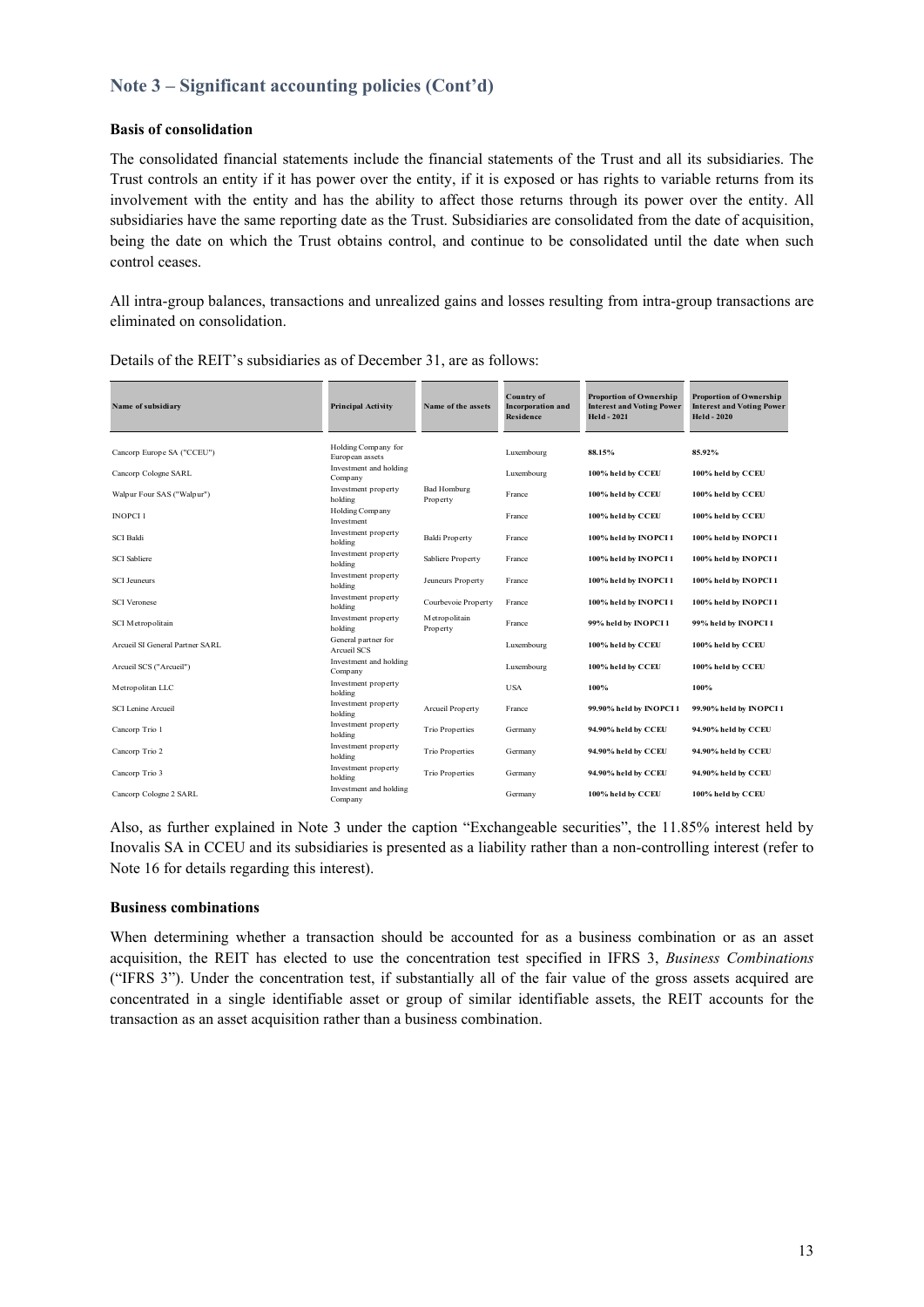## Note 3 – Significant accounting policies (Cont'd)

### Basis of consolidation

The consolidated financial statements include the financial statements of the Trust and all its subsidiaries. The Trust controls an entity if it has power over the entity, if it is exposed or has rights to variable returns from its involvement with the entity and has the ability to affect those returns through its power over the entity. All subsidiaries have the same reporting date as the Trust. Subsidiaries are consolidated from the date of acquisition, being the date on which the Trust obtains control, and continue to be consolidated until the date when such control ceases.

All intra-group balances, transactions and unrealized gains and losses resulting from intra-group transactions are eliminated on consolidation.

Details of the REIT's subsidiaries as of December 31, are as follows:

| Name of subsidiary | Principal Activity | Name of the assets | Country of Incorporation and Residence | Proportion of Ownership Interest and Voting Power Held - 2021 | Proportion of Ownership Interest and Voting Power Held - 2020 |
|---|---|---|---|---|---|
| Cancorp Europe SA ("CCEU") | Holding Company for European assets | | Luxembourg | **88.15%** | **85.92%** |
| Cancorp Cologne SARL | Investment and holding Company | | Luxembourg | **100% held by CCEU** | **100% held by CCEU** |
| Walpur Four SAS ("Walpur") | Investment property holding | Bad Homburg Property | France | **100% held by CCEU** | **100% held by CCEU** |
| INOPCI 1 | Holding Company Investment | | France | **100% held by CCEU** | **100% held by CCEU** |
| SCI Baldi | Investment property holding | Baldi Property | France | **100% held by INOPCI 1** | **100% held by INOPCI 1** |
| SCI Sabliere | Investment property holding | Sabliere Property | France | **100% held by INOPCI 1** | **100% held by INOPCI 1** |
| SCI Jeuneurs | Investment property holding | Jeuneurs Property | France | **100% held by INOPCI 1** | **100% held by INOPCI 1** |
| SCI Veronese | Investment property holding | Courbevoie Property | France | **100% held by INOPCI 1** | **100% held by INOPCI 1** |
| SCI Metropolitain | Investment property holding | Metropolitain Property | France | **99% held by INOPCI 1** | **99% held by INOPCI 1** |
| Arcueil SI General Partner SARL | General partner for Arcueil SCS | | Luxembourg | **100% held by CCEU** | **100% held by CCEU** |
| Arcueil SCS ("Arcueil") | Investment and holding Company | | Luxembourg | **100% held by CCEU** | **100% held by CCEU** |
| Metropolitan LLC | Investment property holding | | USA | **100%** | **100%** |
| SCI Lenine Arcueil | Investment property holding | Arcueil Property | France | **99.90% held by INOPCI 1** | **99.90% held by INOPCI 1** |
| Cancorp Trio 1 | Investment property holding | Trio Properties | Germany | **94.90% held by CCEU** | **94.90% held by CCEU** |
| Cancorp Trio 2 | Investment property holding | Trio Properties | Germany | **94.90% held by CCEU** | **94.90% held by CCEU** |
| Cancorp Trio 3 | Investment property holding | Trio Properties | Germany | **94.90% held by CCEU** | **94.90% held by CCEU** |
| Cancorp Cologne 2 SARL | Investment and holding Company | | Germany | **100% held by CCEU** | **100% held by CCEU** |

Also, as further explained in Note 3 under the caption "Exchangeable securities", the 11.85% interest held by Inovalis SA in CCEU and its subsidiaries is presented as a liability rather than a non-controlling interest (refer to Note 16 for details regarding this interest).

### Business combinations

When determining whether a transaction should be accounted for as a business combination or as an asset acquisition, the REIT has elected to use the concentration test specified in IFRS 3, *Business Combinations* ("IFRS 3"). Under the concentration test, if substantially all of the fair value of the gross assets acquired are concentrated in a single identifiable asset or group of similar identifiable assets, the REIT accounts for the transaction as an asset acquisition rather than a business combination.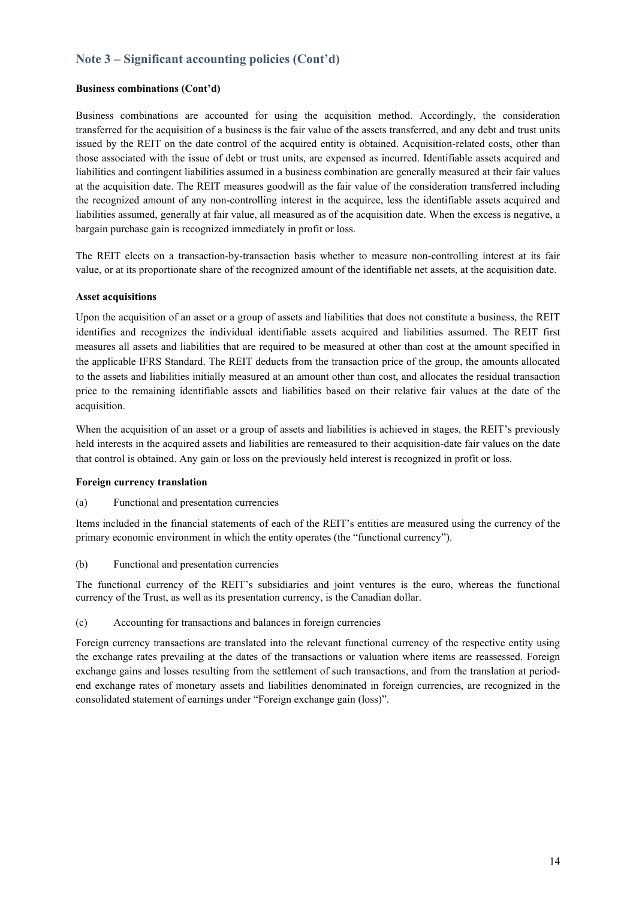## Note 3 – Significant accounting policies (Cont'd)

**Business combinations (Cont'd)**

Business combinations are accounted for using the acquisition method. Accordingly, the consideration transferred for the acquisition of a business is the fair value of the assets transferred, and any debt and trust units issued by the REIT on the date control of the acquired entity is obtained. Acquisition-related costs, other than those associated with the issue of debt or trust units, are expensed as incurred. Identifiable assets acquired and liabilities and contingent liabilities assumed in a business combination are generally measured at their fair values at the acquisition date. The REIT measures goodwill as the fair value of the consideration transferred including the recognized amount of any non-controlling interest in the acquiree, less the identifiable assets acquired and liabilities assumed, generally at fair value, all measured as of the acquisition date. When the excess is negative, a bargain purchase gain is recognized immediately in profit or loss.

The REIT elects on a transaction-by-transaction basis whether to measure non-controlling interest at its fair value, or at its proportionate share of the recognized amount of the identifiable net assets, at the acquisition date.

**Asset acquisitions**

Upon the acquisition of an asset or a group of assets and liabilities that does not constitute a business, the REIT identifies and recognizes the individual identifiable assets acquired and liabilities assumed. The REIT first measures all assets and liabilities that are required to be measured at other than cost at the amount specified in the applicable IFRS Standard. The REIT deducts from the transaction price of the group, the amounts allocated to the assets and liabilities initially measured at an amount other than cost, and allocates the residual transaction price to the remaining identifiable assets and liabilities based on their relative fair values at the date of the acquisition.

When the acquisition of an asset or a group of assets and liabilities is achieved in stages, the REIT's previously held interests in the acquired assets and liabilities are remeasured to their acquisition-date fair values on the date that control is obtained. Any gain or loss on the previously held interest is recognized in profit or loss.

**Foreign currency translation**

(a) Functional and presentation currencies

Items included in the financial statements of each of the REIT's entities are measured using the currency of the primary economic environment in which the entity operates (the "functional currency").

(b) Functional and presentation currencies

The functional currency of the REIT's subsidiaries and joint ventures is the euro, whereas the functional currency of the Trust, as well as its presentation currency, is the Canadian dollar.

(c) Accounting for transactions and balances in foreign currencies

Foreign currency transactions are translated into the relevant functional currency of the respective entity using the exchange rates prevailing at the dates of the transactions or valuation where items are reassessed. Foreign exchange gains and losses resulting from the settlement of such transactions, and from the translation at period-end exchange rates of monetary assets and liabilities denominated in foreign currencies, are recognized in the consolidated statement of earnings under "Foreign exchange gain (loss)".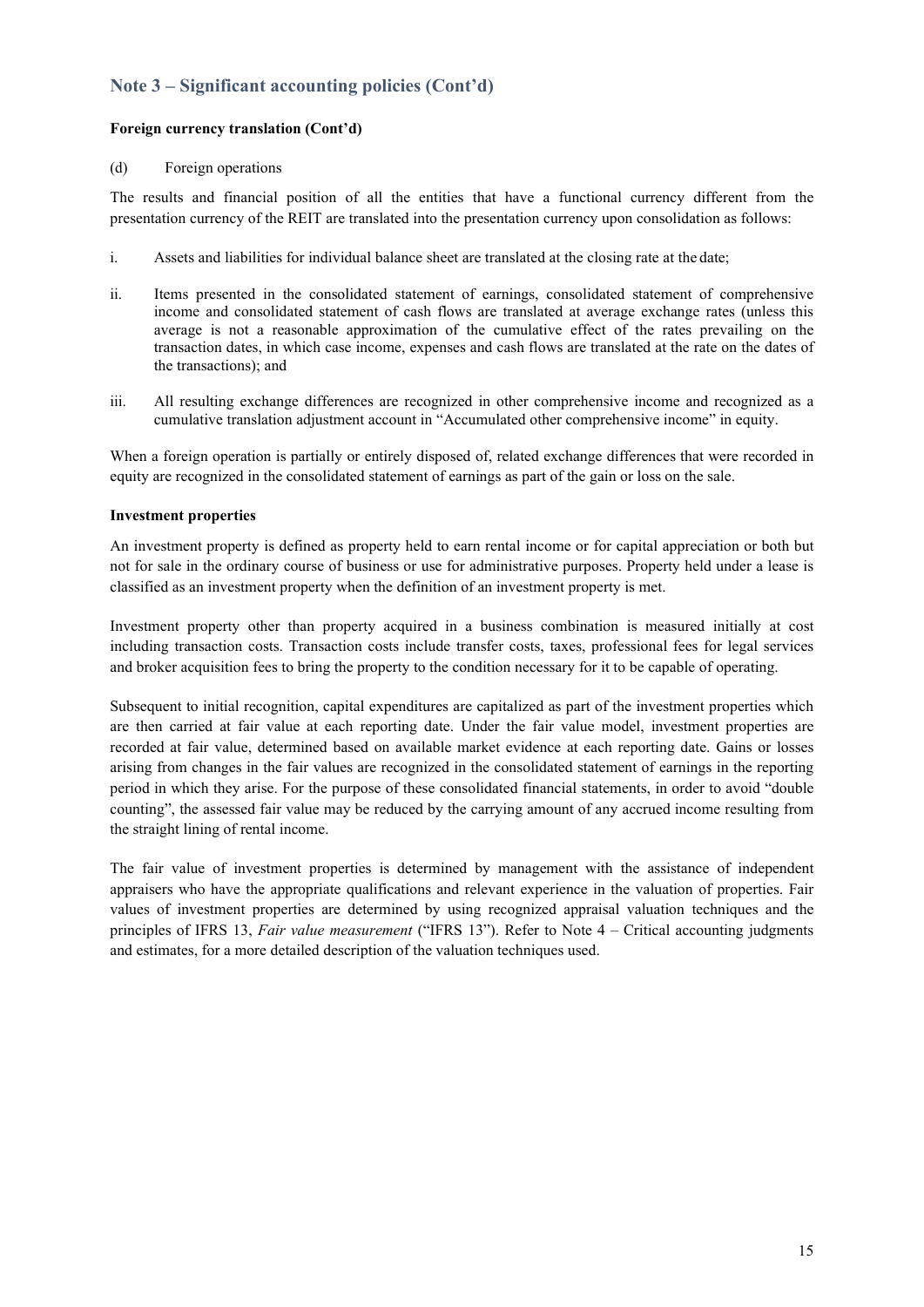## Note 3 – Significant accounting policies (Cont'd)

**Foreign currency translation (Cont'd)**

(d) Foreign operations

The results and financial position of all the entities that have a functional currency different from the presentation currency of the REIT are translated into the presentation currency upon consolidation as follows:

i. Assets and liabilities for individual balance sheet are translated at the closing rate at the date;

ii. Items presented in the consolidated statement of earnings, consolidated statement of comprehensive income and consolidated statement of cash flows are translated at average exchange rates (unless this average is not a reasonable approximation of the cumulative effect of the rates prevailing on the transaction dates, in which case income, expenses and cash flows are translated at the rate on the dates of the transactions); and

iii. All resulting exchange differences are recognized in other comprehensive income and recognized as a cumulative translation adjustment account in "Accumulated other comprehensive income" in equity.

When a foreign operation is partially or entirely disposed of, related exchange differences that were recorded in equity are recognized in the consolidated statement of earnings as part of the gain or loss on the sale.

**Investment properties**

An investment property is defined as property held to earn rental income or for capital appreciation or both but not for sale in the ordinary course of business or use for administrative purposes. Property held under a lease is classified as an investment property when the definition of an investment property is met.

Investment property other than property acquired in a business combination is measured initially at cost including transaction costs. Transaction costs include transfer costs, taxes, professional fees for legal services and broker acquisition fees to bring the property to the condition necessary for it to be capable of operating.

Subsequent to initial recognition, capital expenditures are capitalized as part of the investment properties which are then carried at fair value at each reporting date. Under the fair value model, investment properties are recorded at fair value, determined based on available market evidence at each reporting date. Gains or losses arising from changes in the fair values are recognized in the consolidated statement of earnings in the reporting period in which they arise. For the purpose of these consolidated financial statements, in order to avoid "double counting", the assessed fair value may be reduced by the carrying amount of any accrued income resulting from the straight lining of rental income.

The fair value of investment properties is determined by management with the assistance of independent appraisers who have the appropriate qualifications and relevant experience in the valuation of properties. Fair values of investment properties are determined by using recognized appraisal valuation techniques and the principles of IFRS 13, *Fair value measurement* ("IFRS 13"). Refer to Note 4 – Critical accounting judgments and estimates, for a more detailed description of the valuation techniques used.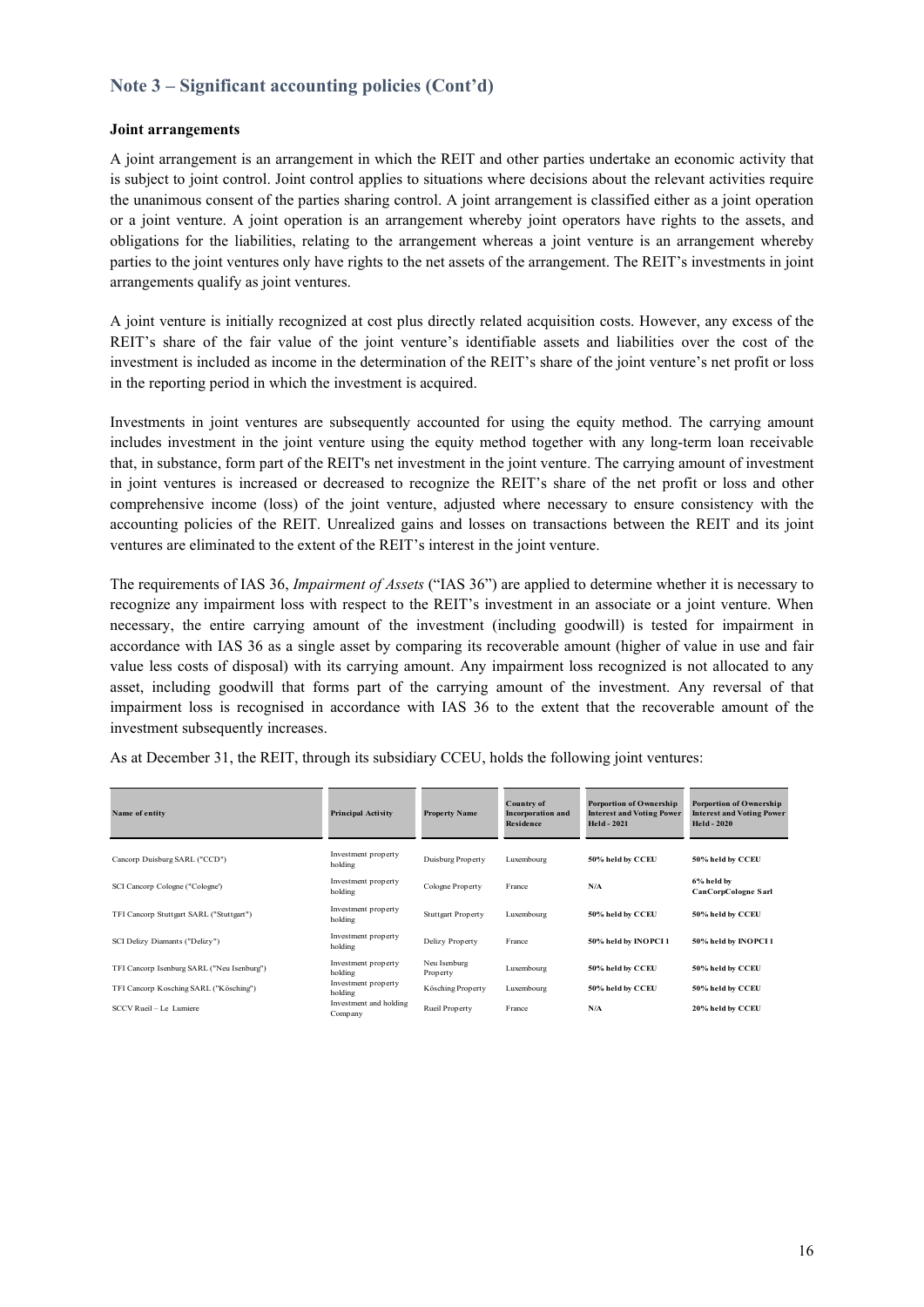## Note 3 – Significant accounting policies (Cont'd)

**Joint arrangements**

A joint arrangement is an arrangement in which the REIT and other parties undertake an economic activity that is subject to joint control. Joint control applies to situations where decisions about the relevant activities require the unanimous consent of the parties sharing control. A joint arrangement is classified either as a joint operation or a joint venture. A joint operation is an arrangement whereby joint operators have rights to the assets, and obligations for the liabilities, relating to the arrangement whereas a joint venture is an arrangement whereby parties to the joint ventures only have rights to the net assets of the arrangement. The REIT's investments in joint arrangements qualify as joint ventures.

A joint venture is initially recognized at cost plus directly related acquisition costs. However, any excess of the REIT's share of the fair value of the joint venture's identifiable assets and liabilities over the cost of the investment is included as income in the determination of the REIT's share of the joint venture's net profit or loss in the reporting period in which the investment is acquired.

Investments in joint ventures are subsequently accounted for using the equity method. The carrying amount includes investment in the joint venture using the equity method together with any long-term loan receivable that, in substance, form part of the REIT's net investment in the joint venture. The carrying amount of investment in joint ventures is increased or decreased to recognize the REIT's share of the net profit or loss and other comprehensive income (loss) of the joint venture, adjusted where necessary to ensure consistency with the accounting policies of the REIT. Unrealized gains and losses on transactions between the REIT and its joint ventures are eliminated to the extent of the REIT's interest in the joint venture.

The requirements of IAS 36, *Impairment of Assets* ("IAS 36") are applied to determine whether it is necessary to recognize any impairment loss with respect to the REIT's investment in an associate or a joint venture. When necessary, the entire carrying amount of the investment (including goodwill) is tested for impairment in accordance with IAS 36 as a single asset by comparing its recoverable amount (higher of value in use and fair value less costs of disposal) with its carrying amount. Any impairment loss recognized is not allocated to any asset, including goodwill that forms part of the carrying amount of the investment. Any reversal of that impairment loss is recognised in accordance with IAS 36 to the extent that the recoverable amount of the investment subsequently increases.

As at December 31, the REIT, through its subsidiary CCEU, holds the following joint ventures:

| Name of entity | Principal Activity | Property Name | Country of Incorporation and Residence | Porportion of Ownership Interest and Voting Power Held - 2021 | Porportion of Ownership Interest and Voting Power Held - 2020 |
|---|---|---|---|---|---|
| Cancorp Duisburg SARL ("CCD") | Investment property holding | Duisburg Property | Luxembourg | **50% held by CCEU** | **50% held by CCEU** |
| SCI Cancorp Cologne ("Cologne') | Investment property holding | Cologne Property | France | **N/A** | **6% held by CanCorpCologne Sarl** |
| TFI Cancorp Stuttgart SARL ("Stuttgart") | Investment property holding | Stuttgart Property | Luxembourg | **50% held by CCEU** | **50% held by CCEU** |
| SCI Delizy Diamants ("Delizy") | Investment property holding | Delizy Property | France | **50% held by INOPCI 1** | **50% held by INOPCI 1** |
| TFI Cancorp Isenburg SARL ("Neu Isenburg") | Investment property holding | Neu Isenburg Property | Luxembourg | **50% held by CCEU** | **50% held by CCEU** |
| TFI Cancorp Kosching SARL ("Kösching") | Investment property holding | Kösching Property | Luxembourg | **50% held by CCEU** | **50% held by CCEU** |
| SCCV Rueil – Le Lumiere | Investment and holding Company | Rueil Property | France | **N/A** | **20% held by CCEU** |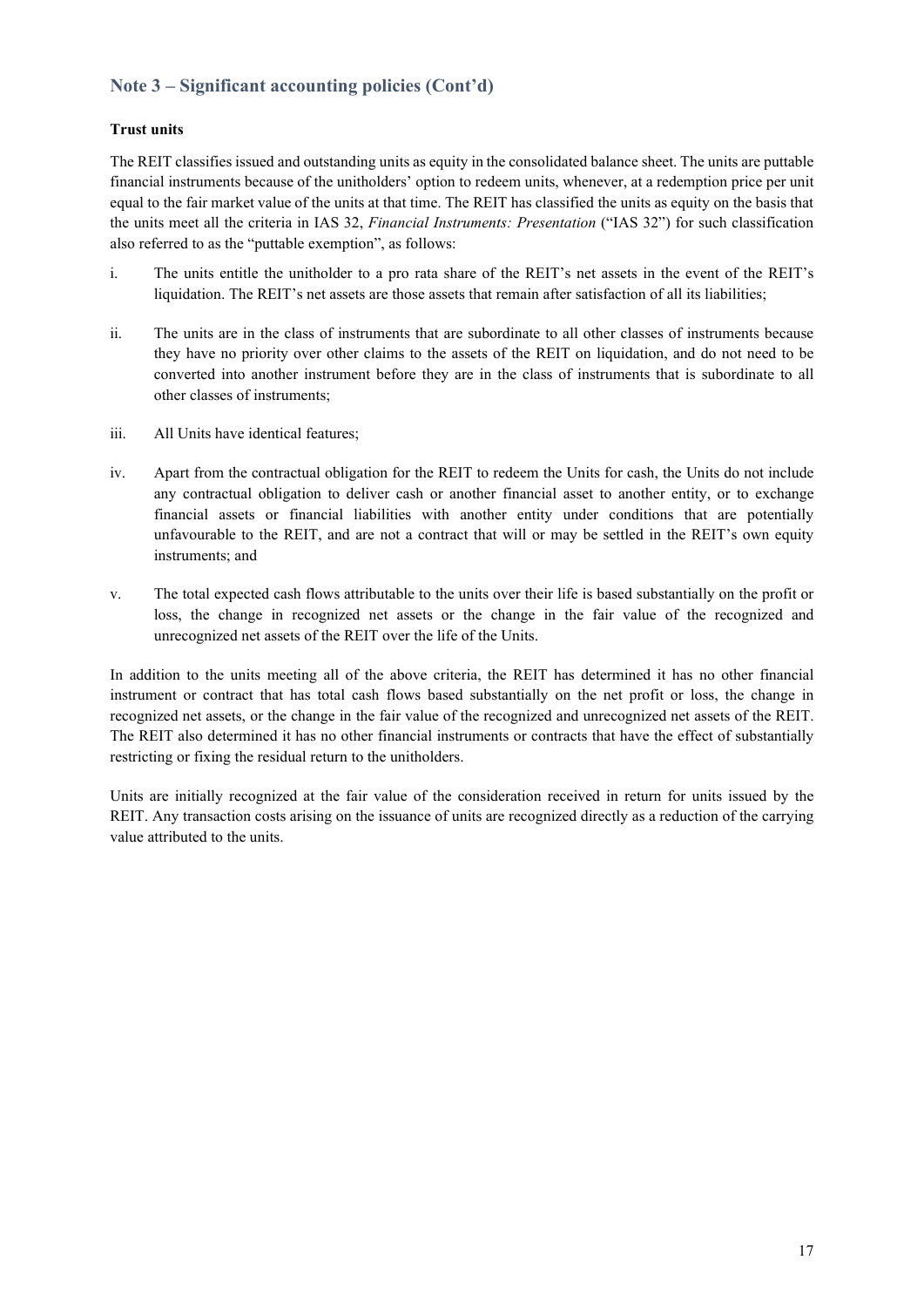## Note 3 – Significant accounting policies (Cont'd)

**Trust units**

The REIT classifies issued and outstanding units as equity in the consolidated balance sheet. The units are puttable financial instruments because of the unitholders' option to redeem units, whenever, at a redemption price per unit equal to the fair market value of the units at that time. The REIT has classified the units as equity on the basis that the units meet all the criteria in IAS 32, *Financial Instruments: Presentation* ("IAS 32") for such classification also referred to as the "puttable exemption", as follows:

i. The units entitle the unitholder to a pro rata share of the REIT's net assets in the event of the REIT's liquidation. The REIT's net assets are those assets that remain after satisfaction of all its liabilities;

ii. The units are in the class of instruments that are subordinate to all other classes of instruments because they have no priority over other claims to the assets of the REIT on liquidation, and do not need to be converted into another instrument before they are in the class of instruments that is subordinate to all other classes of instruments;

iii. All Units have identical features;

iv. Apart from the contractual obligation for the REIT to redeem the Units for cash, the Units do not include any contractual obligation to deliver cash or another financial asset to another entity, or to exchange financial assets or financial liabilities with another entity under conditions that are potentially unfavourable to the REIT, and are not a contract that will or may be settled in the REIT's own equity instruments; and

v. The total expected cash flows attributable to the units over their life is based substantially on the profit or loss, the change in recognized net assets or the change in the fair value of the recognized and unrecognized net assets of the REIT over the life of the Units.

In addition to the units meeting all of the above criteria, the REIT has determined it has no other financial instrument or contract that has total cash flows based substantially on the net profit or loss, the change in recognized net assets, or the change in the fair value of the recognized and unrecognized net assets of the REIT. The REIT also determined it has no other financial instruments or contracts that have the effect of substantially restricting or fixing the residual return to the unitholders.

Units are initially recognized at the fair value of the consideration received in return for units issued by the REIT. Any transaction costs arising on the issuance of units are recognized directly as a reduction of the carrying value attributed to the units.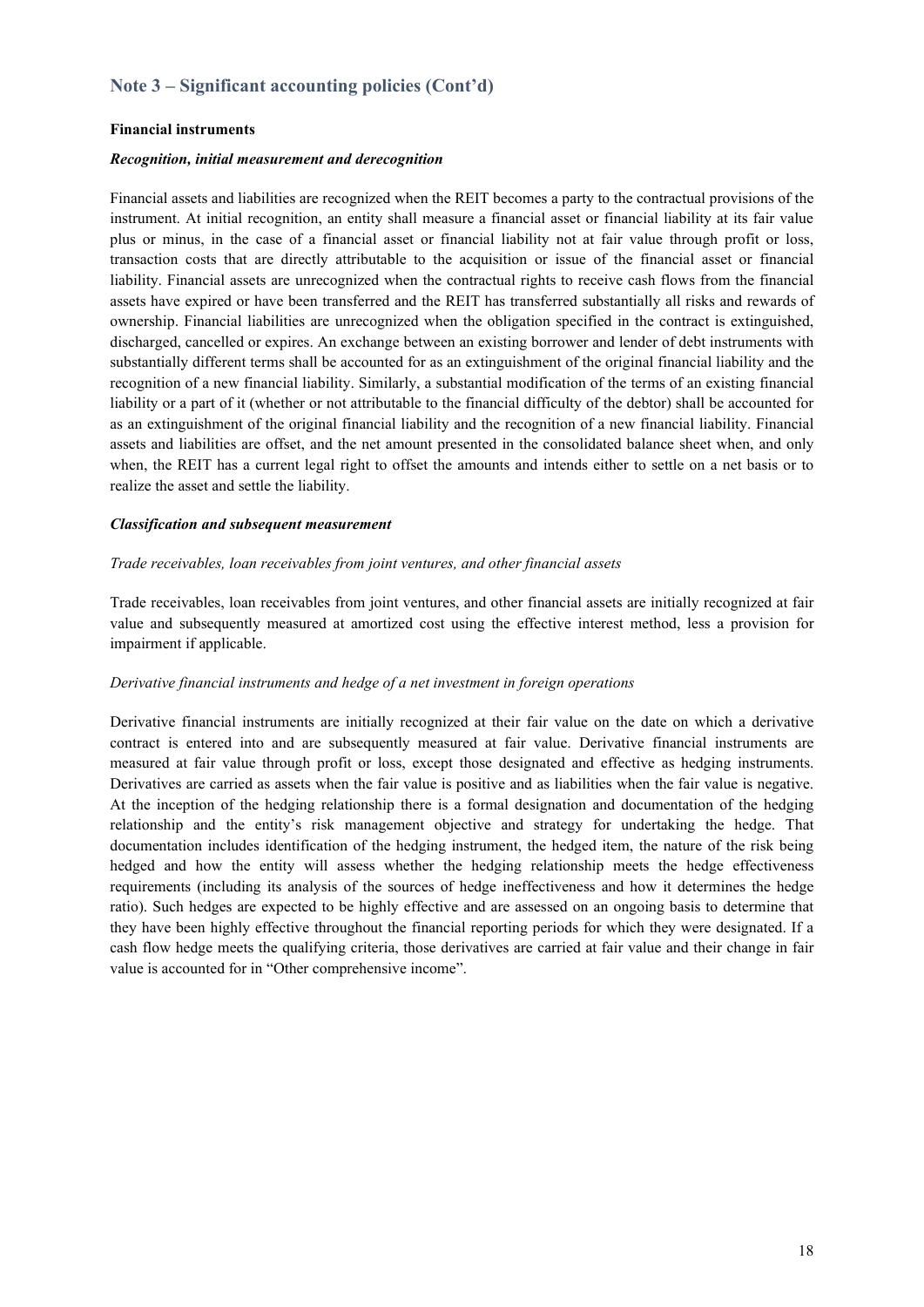## Note 3 – Significant accounting policies (Cont'd)

**Financial instruments**

***Recognition, initial measurement and derecognition***

Financial assets and liabilities are recognized when the REIT becomes a party to the contractual provisions of the instrument. At initial recognition, an entity shall measure a financial asset or financial liability at its fair value plus or minus, in the case of a financial asset or financial liability not at fair value through profit or loss, transaction costs that are directly attributable to the acquisition or issue of the financial asset or financial liability. Financial assets are unrecognized when the contractual rights to receive cash flows from the financial assets have expired or have been transferred and the REIT has transferred substantially all risks and rewards of ownership. Financial liabilities are unrecognized when the obligation specified in the contract is extinguished, discharged, cancelled or expires. An exchange between an existing borrower and lender of debt instruments with substantially different terms shall be accounted for as an extinguishment of the original financial liability and the recognition of a new financial liability. Similarly, a substantial modification of the terms of an existing financial liability or a part of it (whether or not attributable to the financial difficulty of the debtor) shall be accounted for as an extinguishment of the original financial liability and the recognition of a new financial liability. Financial assets and liabilities are offset, and the net amount presented in the consolidated balance sheet when, and only when, the REIT has a current legal right to offset the amounts and intends either to settle on a net basis or to realize the asset and settle the liability.

***Classification and subsequent measurement***

*Trade receivables, loan receivables from joint ventures, and other financial assets*

Trade receivables, loan receivables from joint ventures, and other financial assets are initially recognized at fair value and subsequently measured at amortized cost using the effective interest method, less a provision for impairment if applicable.

*Derivative financial instruments and hedge of a net investment in foreign operations*

Derivative financial instruments are initially recognized at their fair value on the date on which a derivative contract is entered into and are subsequently measured at fair value. Derivative financial instruments are measured at fair value through profit or loss, except those designated and effective as hedging instruments. Derivatives are carried as assets when the fair value is positive and as liabilities when the fair value is negative. At the inception of the hedging relationship there is a formal designation and documentation of the hedging relationship and the entity's risk management objective and strategy for undertaking the hedge. That documentation includes identification of the hedging instrument, the hedged item, the nature of the risk being hedged and how the entity will assess whether the hedging relationship meets the hedge effectiveness requirements (including its analysis of the sources of hedge ineffectiveness and how it determines the hedge ratio). Such hedges are expected to be highly effective and are assessed on an ongoing basis to determine that they have been highly effective throughout the financial reporting periods for which they were designated. If a cash flow hedge meets the qualifying criteria, those derivatives are carried at fair value and their change in fair value is accounted for in "Other comprehensive income".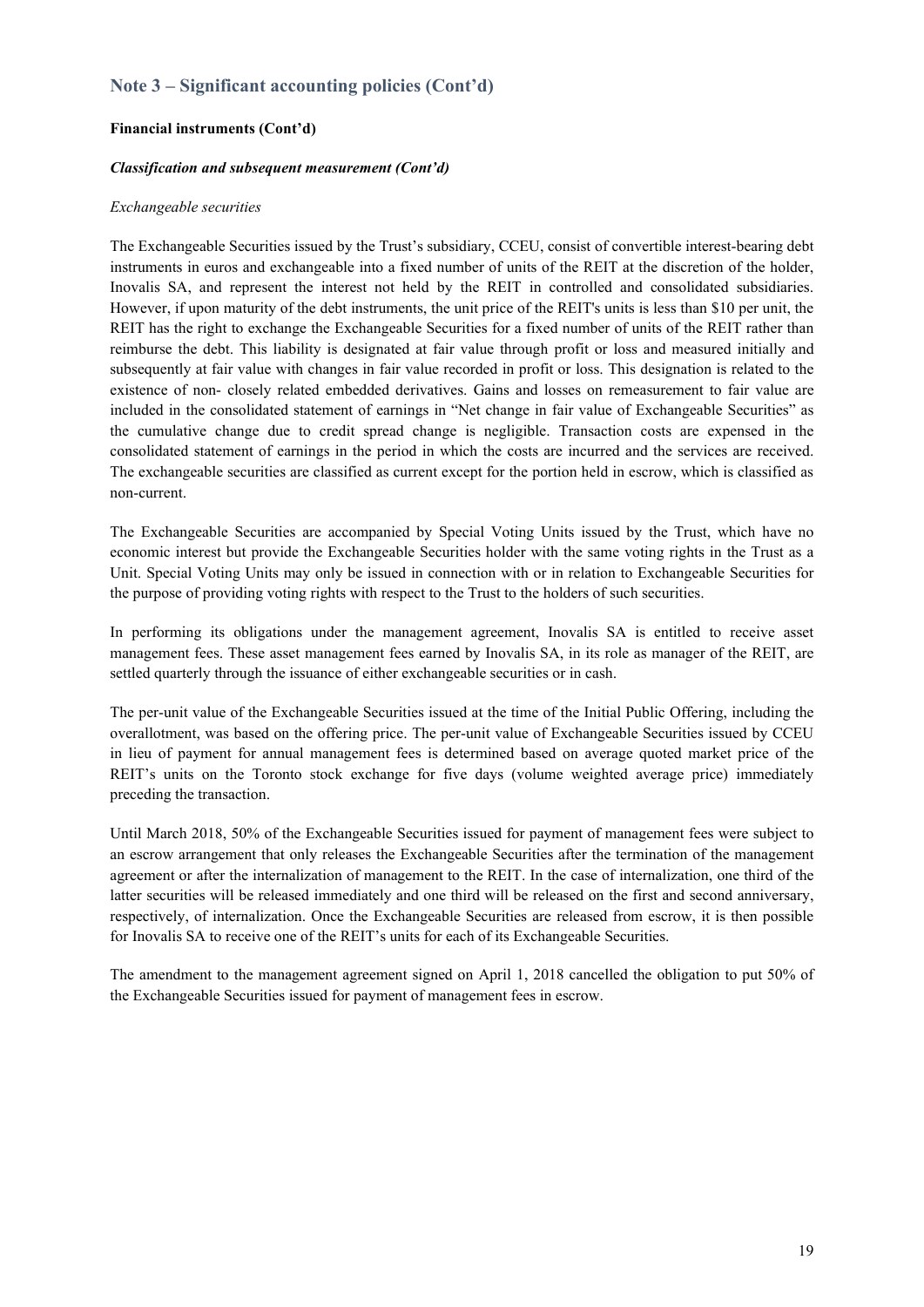## Note 3 – Significant accounting policies (Cont'd)

**Financial instruments (Cont'd)**

***Classification and subsequent measurement (Cont'd)***

*Exchangeable securities*

The Exchangeable Securities issued by the Trust's subsidiary, CCEU, consist of convertible interest-bearing debt instruments in euros and exchangeable into a fixed number of units of the REIT at the discretion of the holder, Inovalis SA, and represent the interest not held by the REIT in controlled and consolidated subsidiaries. However, if upon maturity of the debt instruments, the unit price of the REIT's units is less than $10 per unit, the REIT has the right to exchange the Exchangeable Securities for a fixed number of units of the REIT rather than reimburse the debt. This liability is designated at fair value through profit or loss and measured initially and subsequently at fair value with changes in fair value recorded in profit or loss. This designation is related to the existence of non- closely related embedded derivatives. Gains and losses on remeasurement to fair value are included in the consolidated statement of earnings in "Net change in fair value of Exchangeable Securities" as the cumulative change due to credit spread change is negligible. Transaction costs are expensed in the consolidated statement of earnings in the period in which the costs are incurred and the services are received. The exchangeable securities are classified as current except for the portion held in escrow, which is classified as non-current.

The Exchangeable Securities are accompanied by Special Voting Units issued by the Trust, which have no economic interest but provide the Exchangeable Securities holder with the same voting rights in the Trust as a Unit. Special Voting Units may only be issued in connection with or in relation to Exchangeable Securities for the purpose of providing voting rights with respect to the Trust to the holders of such securities.

In performing its obligations under the management agreement, Inovalis SA is entitled to receive asset management fees. These asset management fees earned by Inovalis SA, in its role as manager of the REIT, are settled quarterly through the issuance of either exchangeable securities or in cash.

The per-unit value of the Exchangeable Securities issued at the time of the Initial Public Offering, including the overallotment, was based on the offering price. The per-unit value of Exchangeable Securities issued by CCEU in lieu of payment for annual management fees is determined based on average quoted market price of the REIT's units on the Toronto stock exchange for five days (volume weighted average price) immediately preceding the transaction.

Until March 2018, 50% of the Exchangeable Securities issued for payment of management fees were subject to an escrow arrangement that only releases the Exchangeable Securities after the termination of the management agreement or after the internalization of management to the REIT. In the case of internalization, one third of the latter securities will be released immediately and one third will be released on the first and second anniversary, respectively, of internalization. Once the Exchangeable Securities are released from escrow, it is then possible for Inovalis SA to receive one of the REIT's units for each of its Exchangeable Securities.

The amendment to the management agreement signed on April 1, 2018 cancelled the obligation to put 50% of the Exchangeable Securities issued for payment of management fees in escrow.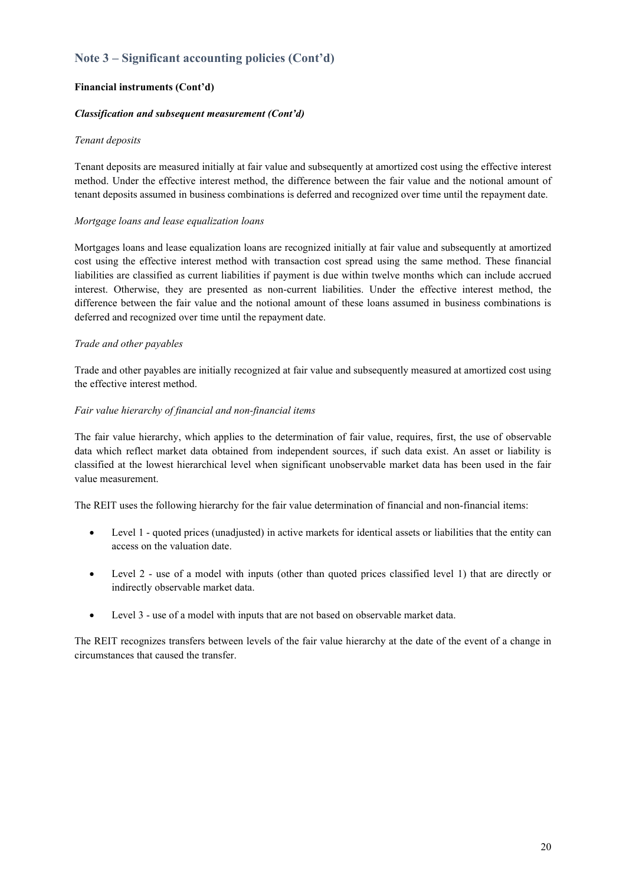## Note 3 – Significant accounting policies (Cont'd)

**Financial instruments (Cont'd)**

***Classification and subsequent measurement (Cont'd)***

*Tenant deposits*

Tenant deposits are measured initially at fair value and subsequently at amortized cost using the effective interest method. Under the effective interest method, the difference between the fair value and the notional amount of tenant deposits assumed in business combinations is deferred and recognized over time until the repayment date.

*Mortgage loans and lease equalization loans*

Mortgages loans and lease equalization loans are recognized initially at fair value and subsequently at amortized cost using the effective interest method with transaction cost spread using the same method. These financial liabilities are classified as current liabilities if payment is due within twelve months which can include accrued interest. Otherwise, they are presented as non-current liabilities. Under the effective interest method, the difference between the fair value and the notional amount of these loans assumed in business combinations is deferred and recognized over time until the repayment date.

*Trade and other payables*

Trade and other payables are initially recognized at fair value and subsequently measured at amortized cost using the effective interest method.

*Fair value hierarchy of financial and non-financial items*

The fair value hierarchy, which applies to the determination of fair value, requires, first, the use of observable data which reflect market data obtained from independent sources, if such data exist. An asset or liability is classified at the lowest hierarchical level when significant unobservable market data has been used in the fair value measurement.

The REIT uses the following hierarchy for the fair value determination of financial and non-financial items:

- Level 1 - quoted prices (unadjusted) in active markets for identical assets or liabilities that the entity can access on the valuation date.
- Level 2 - use of a model with inputs (other than quoted prices classified level 1) that are directly or indirectly observable market data.
- Level 3 - use of a model with inputs that are not based on observable market data.

The REIT recognizes transfers between levels of the fair value hierarchy at the date of the event of a change in circumstances that caused the transfer.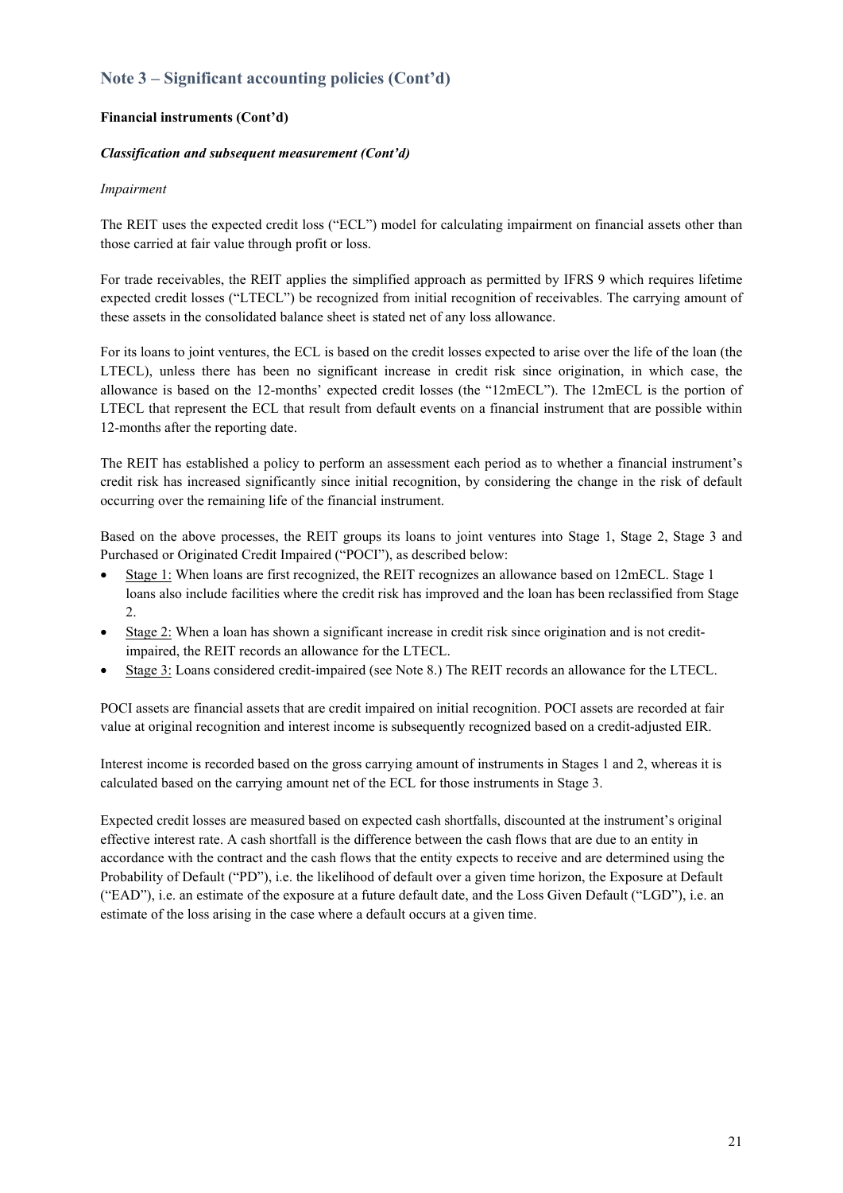## Note 3 – Significant accounting policies (Cont'd)

**Financial instruments (Cont'd)**

***Classification and subsequent measurement (Cont'd)***

*Impairment*

The REIT uses the expected credit loss ("ECL") model for calculating impairment on financial assets other than those carried at fair value through profit or loss.

For trade receivables, the REIT applies the simplified approach as permitted by IFRS 9 which requires lifetime expected credit losses ("LTECL") be recognized from initial recognition of receivables. The carrying amount of these assets in the consolidated balance sheet is stated net of any loss allowance.

For its loans to joint ventures, the ECL is based on the credit losses expected to arise over the life of the loan (the LTECL), unless there has been no significant increase in credit risk since origination, in which case, the allowance is based on the 12-months' expected credit losses (the "12mECL"). The 12mECL is the portion of LTECL that represent the ECL that result from default events on a financial instrument that are possible within 12-months after the reporting date.

The REIT has established a policy to perform an assessment each period as to whether a financial instrument's credit risk has increased significantly since initial recognition, by considering the change in the risk of default occurring over the remaining life of the financial instrument.

Based on the above processes, the REIT groups its loans to joint ventures into Stage 1, Stage 2, Stage 3 and Purchased or Originated Credit Impaired ("POCI"), as described below:

- Stage 1: When loans are first recognized, the REIT recognizes an allowance based on 12mECL. Stage 1 loans also include facilities where the credit risk has improved and the loan has been reclassified from Stage 2.
- Stage 2: When a loan has shown a significant increase in credit risk since origination and is not credit-impaired, the REIT records an allowance for the LTECL.
- Stage 3: Loans considered credit-impaired (see Note 8.) The REIT records an allowance for the LTECL.

POCI assets are financial assets that are credit impaired on initial recognition. POCI assets are recorded at fair value at original recognition and interest income is subsequently recognized based on a credit-adjusted EIR.

Interest income is recorded based on the gross carrying amount of instruments in Stages 1 and 2, whereas it is calculated based on the carrying amount net of the ECL for those instruments in Stage 3.

Expected credit losses are measured based on expected cash shortfalls, discounted at the instrument's original effective interest rate. A cash shortfall is the difference between the cash flows that are due to an entity in accordance with the contract and the cash flows that the entity expects to receive and are determined using the Probability of Default ("PD"), i.e. the likelihood of default over a given time horizon, the Exposure at Default ("EAD"), i.e. an estimate of the exposure at a future default date, and the Loss Given Default ("LGD"), i.e. an estimate of the loss arising in the case where a default occurs at a given time.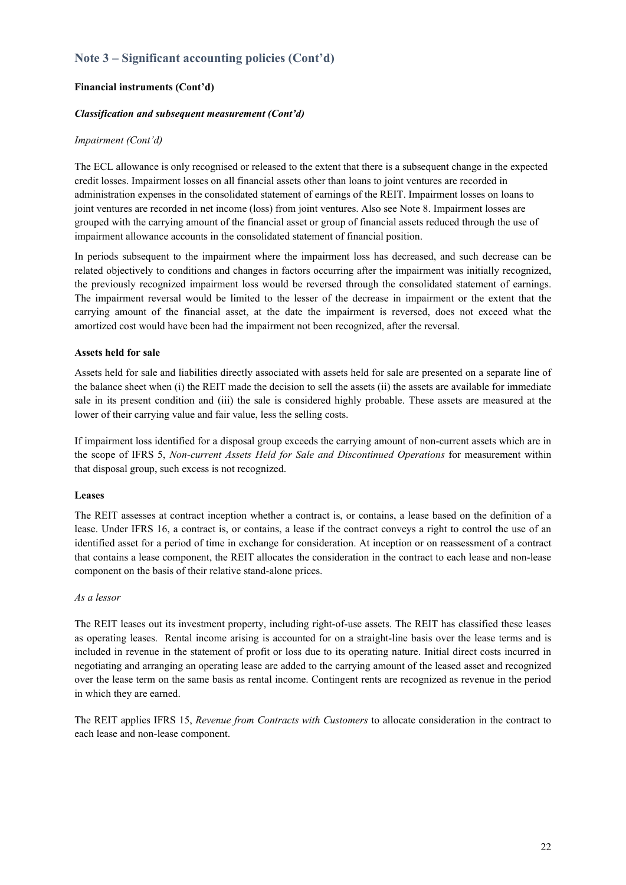## Note 3 – Significant accounting policies (Cont'd)

**Financial instruments (Cont'd)**

***Classification and subsequent measurement (Cont'd)***

*Impairment (Cont'd)*

The ECL allowance is only recognised or released to the extent that there is a subsequent change in the expected credit losses. Impairment losses on all financial assets other than loans to joint ventures are recorded in administration expenses in the consolidated statement of earnings of the REIT. Impairment losses on loans to joint ventures are recorded in net income (loss) from joint ventures. Also see Note 8. Impairment losses are grouped with the carrying amount of the financial asset or group of financial assets reduced through the use of impairment allowance accounts in the consolidated statement of financial position.

In periods subsequent to the impairment where the impairment loss has decreased, and such decrease can be related objectively to conditions and changes in factors occurring after the impairment was initially recognized, the previously recognized impairment loss would be reversed through the consolidated statement of earnings. The impairment reversal would be limited to the lesser of the decrease in impairment or the extent that the carrying amount of the financial asset, at the date the impairment is reversed, does not exceed what the amortized cost would have been had the impairment not been recognized, after the reversal.

**Assets held for sale**

Assets held for sale and liabilities directly associated with assets held for sale are presented on a separate line of the balance sheet when (i) the REIT made the decision to sell the assets (ii) the assets are available for immediate sale in its present condition and (iii) the sale is considered highly probable. These assets are measured at the lower of their carrying value and fair value, less the selling costs.

If impairment loss identified for a disposal group exceeds the carrying amount of non-current assets which are in the scope of IFRS 5, *Non-current Assets Held for Sale and Discontinued Operations* for measurement within that disposal group, such excess is not recognized.

**Leases**

The REIT assesses at contract inception whether a contract is, or contains, a lease based on the definition of a lease. Under IFRS 16, a contract is, or contains, a lease if the contract conveys a right to control the use of an identified asset for a period of time in exchange for consideration. At inception or on reassessment of a contract that contains a lease component, the REIT allocates the consideration in the contract to each lease and non-lease component on the basis of their relative stand-alone prices.

*As a lessor*

The REIT leases out its investment property, including right-of-use assets. The REIT has classified these leases as operating leases. Rental income arising is accounted for on a straight-line basis over the lease terms and is included in revenue in the statement of profit or loss due to its operating nature. Initial direct costs incurred in negotiating and arranging an operating lease are added to the carrying amount of the leased asset and recognized over the lease term on the same basis as rental income. Contingent rents are recognized as revenue in the period in which they are earned.

The REIT applies IFRS 15, *Revenue from Contracts with Customers* to allocate consideration in the contract to each lease and non-lease component.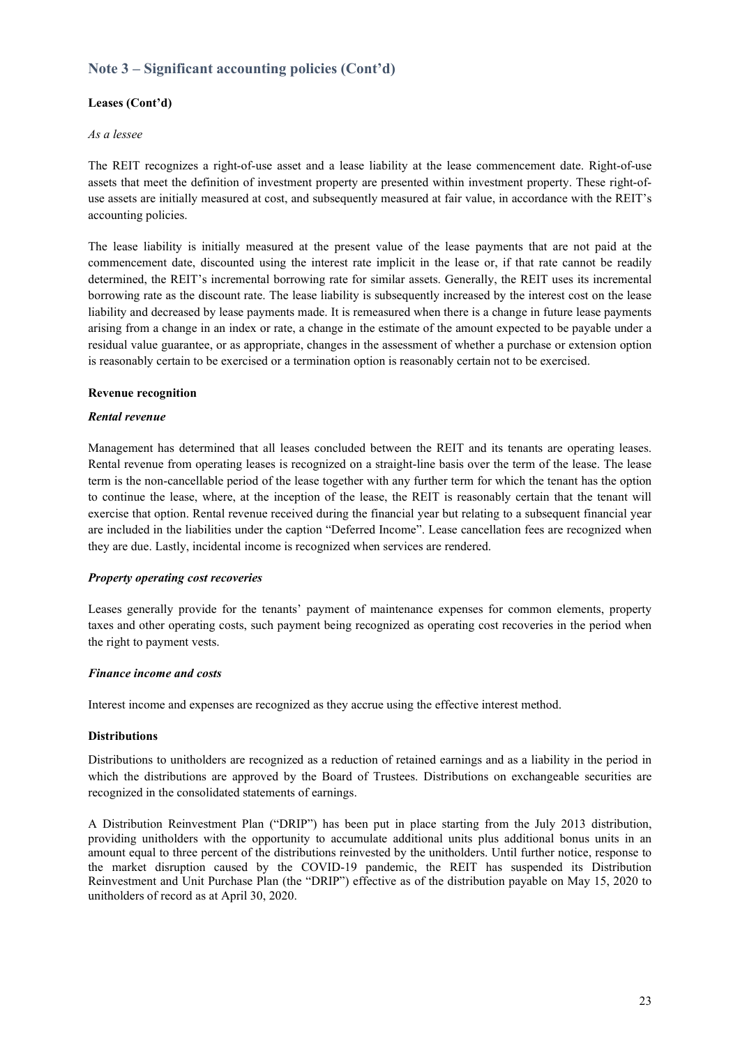## Note 3 – Significant accounting policies (Cont'd)

**Leases (Cont'd)**

*As a lessee*

The REIT recognizes a right-of-use asset and a lease liability at the lease commencement date. Right-of-use assets that meet the definition of investment property are presented within investment property. These right-of-use assets are initially measured at cost, and subsequently measured at fair value, in accordance with the REIT's accounting policies.

The lease liability is initially measured at the present value of the lease payments that are not paid at the commencement date, discounted using the interest rate implicit in the lease or, if that rate cannot be readily determined, the REIT's incremental borrowing rate for similar assets. Generally, the REIT uses its incremental borrowing rate as the discount rate. The lease liability is subsequently increased by the interest cost on the lease liability and decreased by lease payments made. It is remeasured when there is a change in future lease payments arising from a change in an index or rate, a change in the estimate of the amount expected to be payable under a residual value guarantee, or as appropriate, changes in the assessment of whether a purchase or extension option is reasonably certain to be exercised or a termination option is reasonably certain not to be exercised.

**Revenue recognition**

***Rental revenue***

Management has determined that all leases concluded between the REIT and its tenants are operating leases. Rental revenue from operating leases is recognized on a straight-line basis over the term of the lease. The lease term is the non-cancellable period of the lease together with any further term for which the tenant has the option to continue the lease, where, at the inception of the lease, the REIT is reasonably certain that the tenant will exercise that option. Rental revenue received during the financial year but relating to a subsequent financial year are included in the liabilities under the caption "Deferred Income". Lease cancellation fees are recognized when they are due. Lastly, incidental income is recognized when services are rendered.

***Property operating cost recoveries***

Leases generally provide for the tenants' payment of maintenance expenses for common elements, property taxes and other operating costs, such payment being recognized as operating cost recoveries in the period when the right to payment vests.

***Finance income and costs***

Interest income and expenses are recognized as they accrue using the effective interest method.

**Distributions**

Distributions to unitholders are recognized as a reduction of retained earnings and as a liability in the period in which the distributions are approved by the Board of Trustees. Distributions on exchangeable securities are recognized in the consolidated statements of earnings.

A Distribution Reinvestment Plan ("DRIP") has been put in place starting from the July 2013 distribution, providing unitholders with the opportunity to accumulate additional units plus additional bonus units in an amount equal to three percent of the distributions reinvested by the unitholders. Until further notice, response to the market disruption caused by the COVID-19 pandemic, the REIT has suspended its Distribution Reinvestment and Unit Purchase Plan (the "DRIP") effective as of the distribution payable on May 15, 2020 to unitholders of record as at April 30, 2020.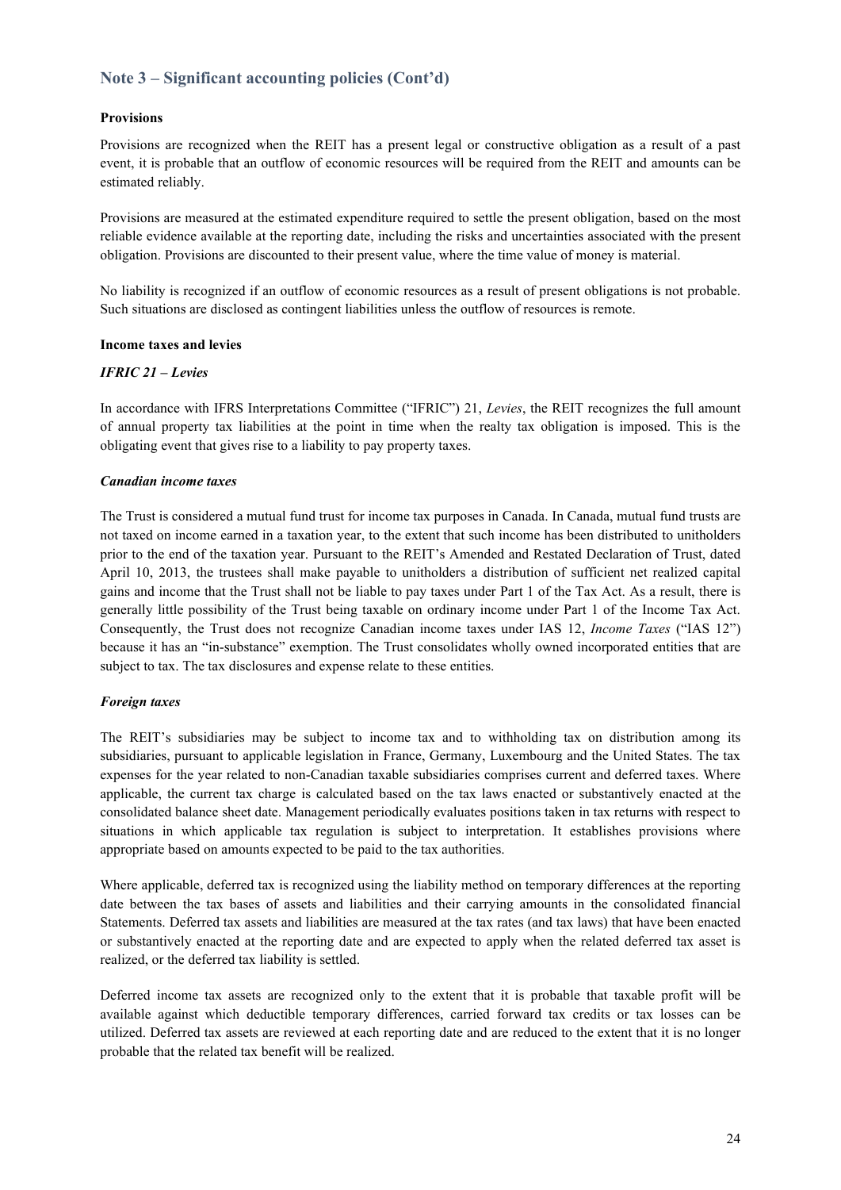## Note 3 – Significant accounting policies (Cont'd)

**Provisions**

Provisions are recognized when the REIT has a present legal or constructive obligation as a result of a past event, it is probable that an outflow of economic resources will be required from the REIT and amounts can be estimated reliably.

Provisions are measured at the estimated expenditure required to settle the present obligation, based on the most reliable evidence available at the reporting date, including the risks and uncertainties associated with the present obligation. Provisions are discounted to their present value, where the time value of money is material.

No liability is recognized if an outflow of economic resources as a result of present obligations is not probable. Such situations are disclosed as contingent liabilities unless the outflow of resources is remote.

**Income taxes and levies**

***IFRIC 21 – Levies***

In accordance with IFRS Interpretations Committee ("IFRIC") 21, *Levies*, the REIT recognizes the full amount of annual property tax liabilities at the point in time when the realty tax obligation is imposed. This is the obligating event that gives rise to a liability to pay property taxes.

***Canadian income taxes***

The Trust is considered a mutual fund trust for income tax purposes in Canada. In Canada, mutual fund trusts are not taxed on income earned in a taxation year, to the extent that such income has been distributed to unitholders prior to the end of the taxation year. Pursuant to the REIT's Amended and Restated Declaration of Trust, dated April 10, 2013, the trustees shall make payable to unitholders a distribution of sufficient net realized capital gains and income that the Trust shall not be liable to pay taxes under Part 1 of the Tax Act. As a result, there is generally little possibility of the Trust being taxable on ordinary income under Part 1 of the Income Tax Act. Consequently, the Trust does not recognize Canadian income taxes under IAS 12, *Income Taxes* ("IAS 12") because it has an "in-substance" exemption. The Trust consolidates wholly owned incorporated entities that are subject to tax. The tax disclosures and expense relate to these entities.

***Foreign taxes***

The REIT's subsidiaries may be subject to income tax and to withholding tax on distribution among its subsidiaries, pursuant to applicable legislation in France, Germany, Luxembourg and the United States. The tax expenses for the year related to non-Canadian taxable subsidiaries comprises current and deferred taxes. Where applicable, the current tax charge is calculated based on the tax laws enacted or substantively enacted at the consolidated balance sheet date. Management periodically evaluates positions taken in tax returns with respect to situations in which applicable tax regulation is subject to interpretation. It establishes provisions where appropriate based on amounts expected to be paid to the tax authorities.

Where applicable, deferred tax is recognized using the liability method on temporary differences at the reporting date between the tax bases of assets and liabilities and their carrying amounts in the consolidated financial Statements. Deferred tax assets and liabilities are measured at the tax rates (and tax laws) that have been enacted or substantively enacted at the reporting date and are expected to apply when the related deferred tax asset is realized, or the deferred tax liability is settled.

Deferred income tax assets are recognized only to the extent that it is probable that taxable profit will be available against which deductible temporary differences, carried forward tax credits or tax losses can be utilized. Deferred tax assets are reviewed at each reporting date and are reduced to the extent that it is no longer probable that the related tax benefit will be realized.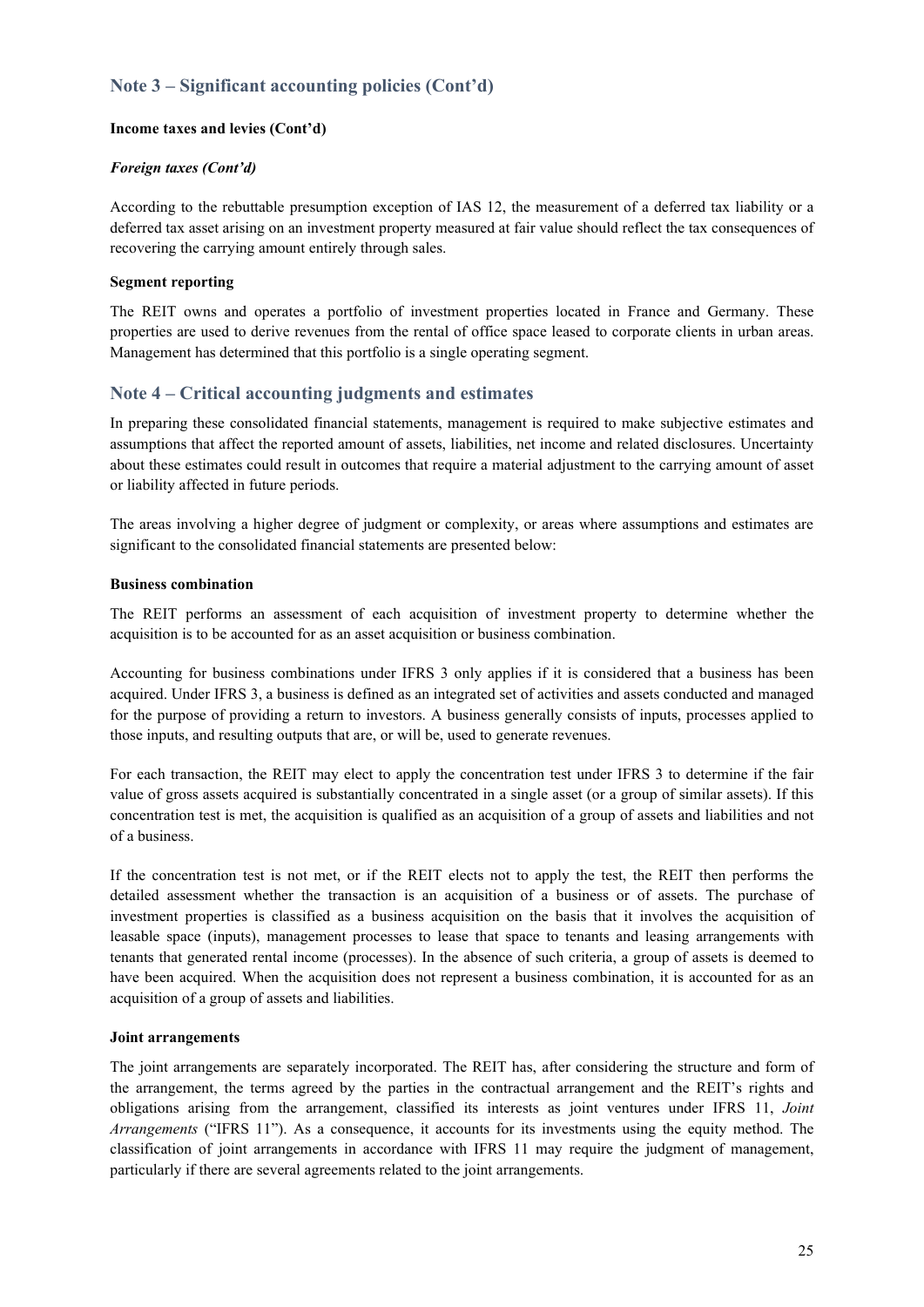## Note 3 – Significant accounting policies (Cont'd)

**Income taxes and levies (Cont'd)**

***Foreign taxes (Cont'd)***

According to the rebuttable presumption exception of IAS 12, the measurement of a deferred tax liability or a deferred tax asset arising on an investment property measured at fair value should reflect the tax consequences of recovering the carrying amount entirely through sales.

**Segment reporting**

The REIT owns and operates a portfolio of investment properties located in France and Germany. These properties are used to derive revenues from the rental of office space leased to corporate clients in urban areas. Management has determined that this portfolio is a single operating segment.

## Note 4 – Critical accounting judgments and estimates

In preparing these consolidated financial statements, management is required to make subjective estimates and assumptions that affect the reported amount of assets, liabilities, net income and related disclosures. Uncertainty about these estimates could result in outcomes that require a material adjustment to the carrying amount of asset or liability affected in future periods.

The areas involving a higher degree of judgment or complexity, or areas where assumptions and estimates are significant to the consolidated financial statements are presented below:

**Business combination**

The REIT performs an assessment of each acquisition of investment property to determine whether the acquisition is to be accounted for as an asset acquisition or business combination.

Accounting for business combinations under IFRS 3 only applies if it is considered that a business has been acquired. Under IFRS 3, a business is defined as an integrated set of activities and assets conducted and managed for the purpose of providing a return to investors. A business generally consists of inputs, processes applied to those inputs, and resulting outputs that are, or will be, used to generate revenues.

For each transaction, the REIT may elect to apply the concentration test under IFRS 3 to determine if the fair value of gross assets acquired is substantially concentrated in a single asset (or a group of similar assets). If this concentration test is met, the acquisition is qualified as an acquisition of a group of assets and liabilities and not of a business.

If the concentration test is not met, or if the REIT elects not to apply the test, the REIT then performs the detailed assessment whether the transaction is an acquisition of a business or of assets. The purchase of investment properties is classified as a business acquisition on the basis that it involves the acquisition of leasable space (inputs), management processes to lease that space to tenants and leasing arrangements with tenants that generated rental income (processes). In the absence of such criteria, a group of assets is deemed to have been acquired. When the acquisition does not represent a business combination, it is accounted for as an acquisition of a group of assets and liabilities.

**Joint arrangements**

The joint arrangements are separately incorporated. The REIT has, after considering the structure and form of the arrangement, the terms agreed by the parties in the contractual arrangement and the REIT's rights and obligations arising from the arrangement, classified its interests as joint ventures under IFRS 11, *Joint Arrangements* ("IFRS 11"). As a consequence, it accounts for its investments using the equity method. The classification of joint arrangements in accordance with IFRS 11 may require the judgment of management, particularly if there are several agreements related to the joint arrangements.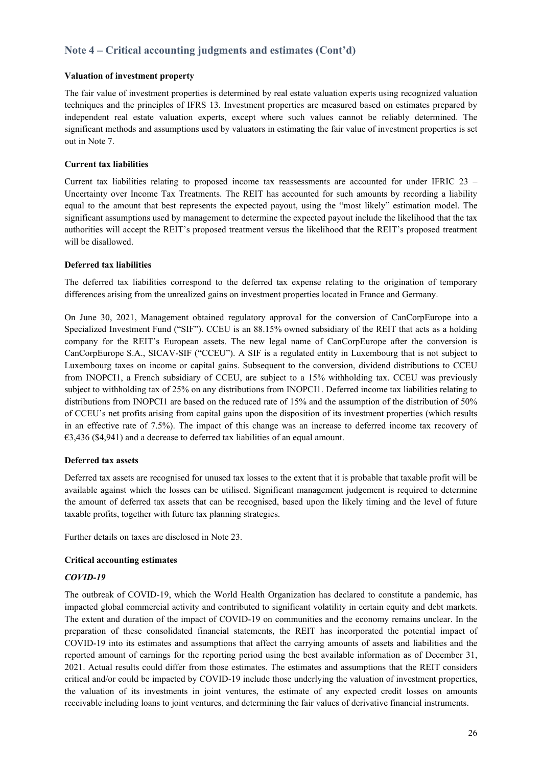## Note 4 – Critical accounting judgments and estimates (Cont'd)

**Valuation of investment property**

The fair value of investment properties is determined by real estate valuation experts using recognized valuation techniques and the principles of IFRS 13. Investment properties are measured based on estimates prepared by independent real estate valuation experts, except where such values cannot be reliably determined. The significant methods and assumptions used by valuators in estimating the fair value of investment properties is set out in Note 7.

**Current tax liabilities**

Current tax liabilities relating to proposed income tax reassessments are accounted for under IFRIC 23 – Uncertainty over Income Tax Treatments. The REIT has accounted for such amounts by recording a liability equal to the amount that best represents the expected payout, using the "most likely" estimation model. The significant assumptions used by management to determine the expected payout include the likelihood that the tax authorities will accept the REIT's proposed treatment versus the likelihood that the REIT's proposed treatment will be disallowed.

**Deferred tax liabilities**

The deferred tax liabilities correspond to the deferred tax expense relating to the origination of temporary differences arising from the unrealized gains on investment properties located in France and Germany.

On June 30, 2021, Management obtained regulatory approval for the conversion of CanCorpEurope into a Specialized Investment Fund ("SIF"). CCEU is an 88.15% owned subsidiary of the REIT that acts as a holding company for the REIT's European assets. The new legal name of CanCorpEurope after the conversion is CanCorpEurope S.A., SICAV-SIF ("CCEU"). A SIF is a regulated entity in Luxembourg that is not subject to Luxembourg taxes on income or capital gains. Subsequent to the conversion, dividend distributions to CCEU from INOPCI1, a French subsidiary of CCEU, are subject to a 15% withholding tax. CCEU was previously subject to withholding tax of 25% on any distributions from INOPCI1. Deferred income tax liabilities relating to distributions from INOPCI1 are based on the reduced rate of 15% and the assumption of the distribution of 50% of CCEU's net profits arising from capital gains upon the disposition of its investment properties (which results in an effective rate of 7.5%). The impact of this change was an increase to deferred income tax recovery of €3,436 ($4,941) and a decrease to deferred tax liabilities of an equal amount.

**Deferred tax assets**

Deferred tax assets are recognised for unused tax losses to the extent that it is probable that taxable profit will be available against which the losses can be utilised. Significant management judgement is required to determine the amount of deferred tax assets that can be recognised, based upon the likely timing and the level of future taxable profits, together with future tax planning strategies.

Further details on taxes are disclosed in Note 23.

**Critical accounting estimates**

***COVID-19***

The outbreak of COVID-19, which the World Health Organization has declared to constitute a pandemic, has impacted global commercial activity and contributed to significant volatility in certain equity and debt markets. The extent and duration of the impact of COVID-19 on communities and the economy remains unclear. In the preparation of these consolidated financial statements, the REIT has incorporated the potential impact of COVID-19 into its estimates and assumptions that affect the carrying amounts of assets and liabilities and the reported amount of earnings for the reporting period using the best available information as of December 31, 2021. Actual results could differ from those estimates. The estimates and assumptions that the REIT considers critical and/or could be impacted by COVID-19 include those underlying the valuation of investment properties, the valuation of its investments in joint ventures, the estimate of any expected credit losses on amounts receivable including loans to joint ventures, and determining the fair values of derivative financial instruments.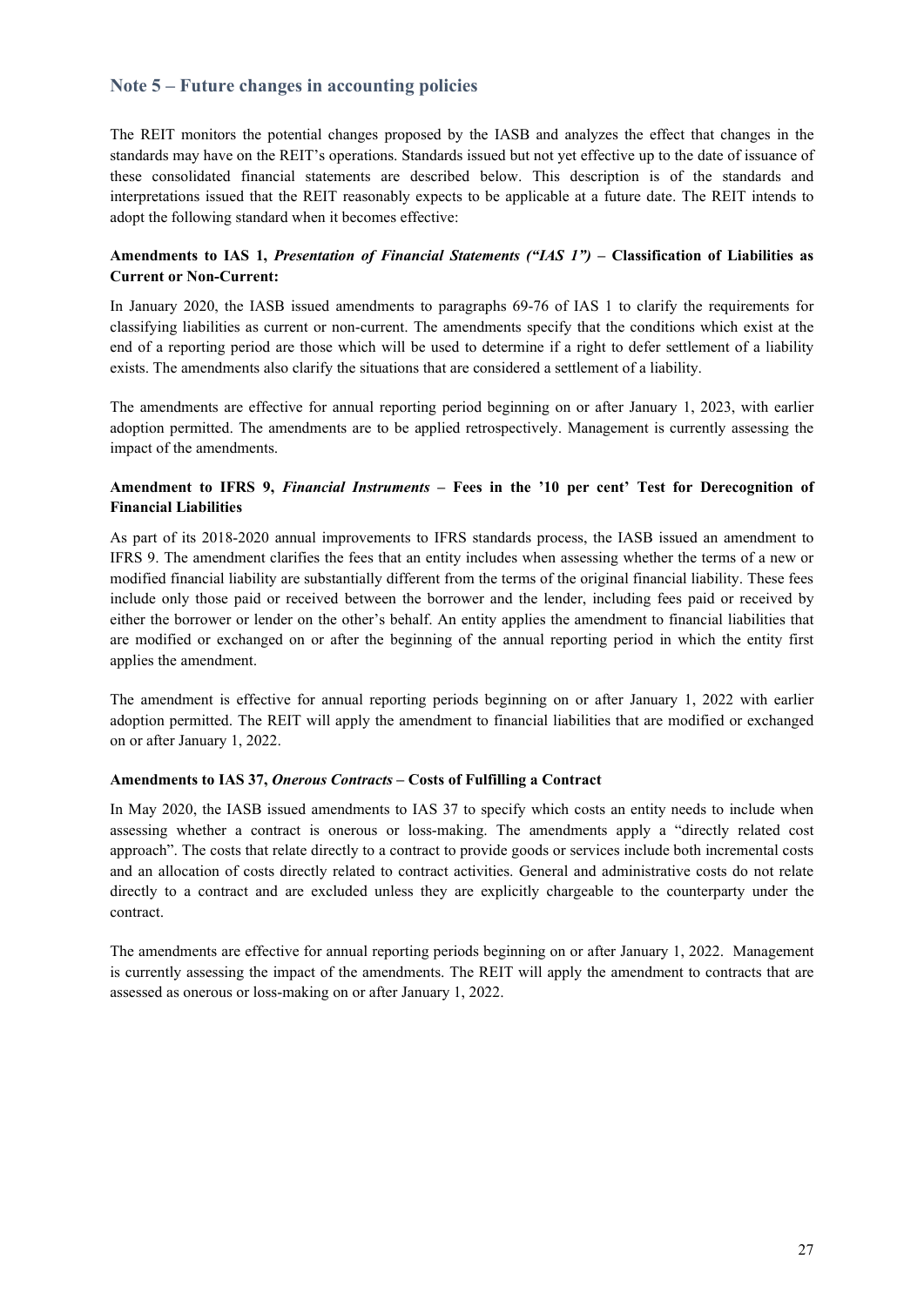## Note 5 – Future changes in accounting policies

The REIT monitors the potential changes proposed by the IASB and analyzes the effect that changes in the standards may have on the REIT's operations. Standards issued but not yet effective up to the date of issuance of these consolidated financial statements are described below. This description is of the standards and interpretations issued that the REIT reasonably expects to be applicable at a future date. The REIT intends to adopt the following standard when it becomes effective:

**Amendments to IAS 1, *Presentation of Financial Statements ("IAS 1")* – Classification of Liabilities as Current or Non-Current:**

In January 2020, the IASB issued amendments to paragraphs 69-76 of IAS 1 to clarify the requirements for classifying liabilities as current or non-current. The amendments specify that the conditions which exist at the end of a reporting period are those which will be used to determine if a right to defer settlement of a liability exists. The amendments also clarify the situations that are considered a settlement of a liability.

The amendments are effective for annual reporting period beginning on or after January 1, 2023, with earlier adoption permitted. The amendments are to be applied retrospectively. Management is currently assessing the impact of the amendments.

**Amendment to IFRS 9, *Financial Instruments* – Fees in the '10 per cent' Test for Derecognition of Financial Liabilities**

As part of its 2018-2020 annual improvements to IFRS standards process, the IASB issued an amendment to IFRS 9. The amendment clarifies the fees that an entity includes when assessing whether the terms of a new or modified financial liability are substantially different from the terms of the original financial liability. These fees include only those paid or received between the borrower and the lender, including fees paid or received by either the borrower or lender on the other's behalf. An entity applies the amendment to financial liabilities that are modified or exchanged on or after the beginning of the annual reporting period in which the entity first applies the amendment.

The amendment is effective for annual reporting periods beginning on or after January 1, 2022 with earlier adoption permitted. The REIT will apply the amendment to financial liabilities that are modified or exchanged on or after January 1, 2022.

**Amendments to IAS 37, *Onerous Contracts* – Costs of Fulfilling a Contract**

In May 2020, the IASB issued amendments to IAS 37 to specify which costs an entity needs to include when assessing whether a contract is onerous or loss-making. The amendments apply a "directly related cost approach". The costs that relate directly to a contract to provide goods or services include both incremental costs and an allocation of costs directly related to contract activities. General and administrative costs do not relate directly to a contract and are excluded unless they are explicitly chargeable to the counterparty under the contract.

The amendments are effective for annual reporting periods beginning on or after January 1, 2022. Management is currently assessing the impact of the amendments. The REIT will apply the amendment to contracts that are assessed as onerous or loss-making on or after January 1, 2022.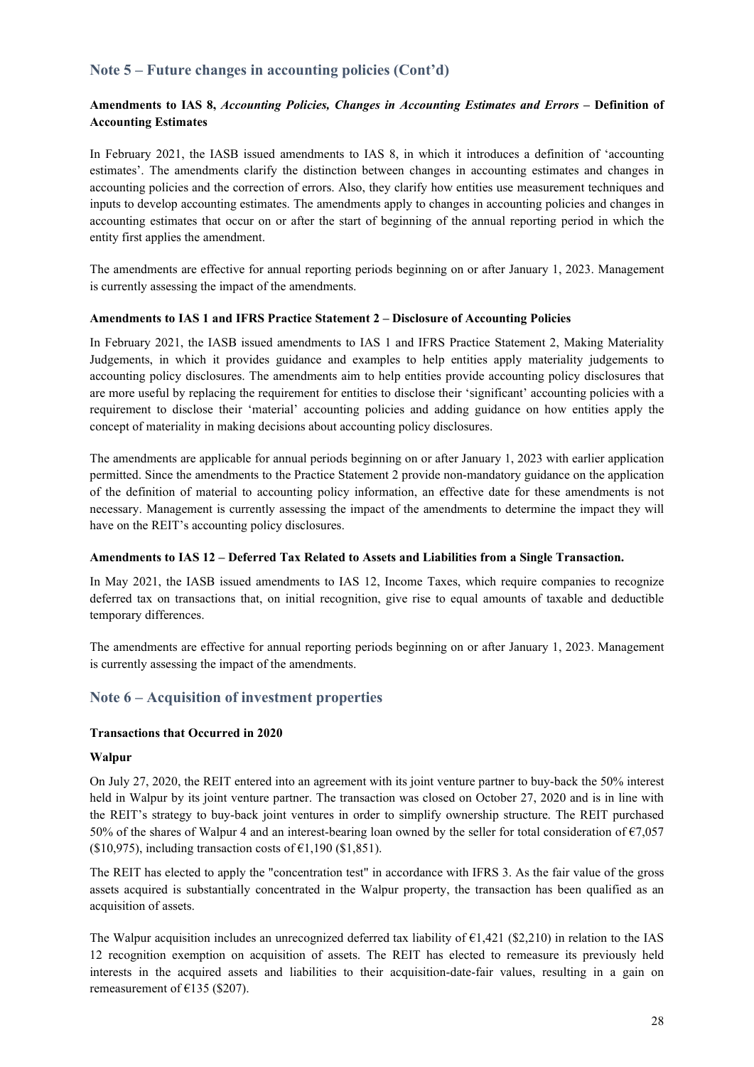## Note 5 – Future changes in accounting policies (Cont'd)

### Amendments to IAS 8, *Accounting Policies, Changes in Accounting Estimates and Errors* – Definition of Accounting Estimates

In February 2021, the IASB issued amendments to IAS 8, in which it introduces a definition of 'accounting estimates'. The amendments clarify the distinction between changes in accounting estimates and changes in accounting policies and the correction of errors. Also, they clarify how entities use measurement techniques and inputs to develop accounting estimates. The amendments apply to changes in accounting policies and changes in accounting estimates that occur on or after the start of beginning of the annual reporting period in which the entity first applies the amendment.

The amendments are effective for annual reporting periods beginning on or after January 1, 2023. Management is currently assessing the impact of the amendments.

### Amendments to IAS 1 and IFRS Practice Statement 2 – Disclosure of Accounting Policies

In February 2021, the IASB issued amendments to IAS 1 and IFRS Practice Statement 2, Making Materiality Judgements, in which it provides guidance and examples to help entities apply materiality judgements to accounting policy disclosures. The amendments aim to help entities provide accounting policy disclosures that are more useful by replacing the requirement for entities to disclose their 'significant' accounting policies with a requirement to disclose their 'material' accounting policies and adding guidance on how entities apply the concept of materiality in making decisions about accounting policy disclosures.

The amendments are applicable for annual periods beginning on or after January 1, 2023 with earlier application permitted. Since the amendments to the Practice Statement 2 provide non-mandatory guidance on the application of the definition of material to accounting policy information, an effective date for these amendments is not necessary. Management is currently assessing the impact of the amendments to determine the impact they will have on the REIT's accounting policy disclosures.

### Amendments to IAS 12 – Deferred Tax Related to Assets and Liabilities from a Single Transaction.

In May 2021, the IASB issued amendments to IAS 12, Income Taxes, which require companies to recognize deferred tax on transactions that, on initial recognition, give rise to equal amounts of taxable and deductible temporary differences.

The amendments are effective for annual reporting periods beginning on or after January 1, 2023. Management is currently assessing the impact of the amendments.

## Note 6 – Acquisition of investment properties

### Transactions that Occurred in 2020

#### Walpur

On July 27, 2020, the REIT entered into an agreement with its joint venture partner to buy-back the 50% interest held in Walpur by its joint venture partner. The transaction was closed on October 27, 2020 and is in line with the REIT's strategy to buy-back joint ventures in order to simplify ownership structure. The REIT purchased 50% of the shares of Walpur 4 and an interest-bearing loan owned by the seller for total consideration of €7,057 ($10,975), including transaction costs of €1,190 ($1,851).

The REIT has elected to apply the "concentration test" in accordance with IFRS 3. As the fair value of the gross assets acquired is substantially concentrated in the Walpur property, the transaction has been qualified as an acquisition of assets.

The Walpur acquisition includes an unrecognized deferred tax liability of €1,421 ($2,210) in relation to the IAS 12 recognition exemption on acquisition of assets. The REIT has elected to remeasure its previously held interests in the acquired assets and liabilities to their acquisition-date-fair values, resulting in a gain on remeasurement of €135 ($207).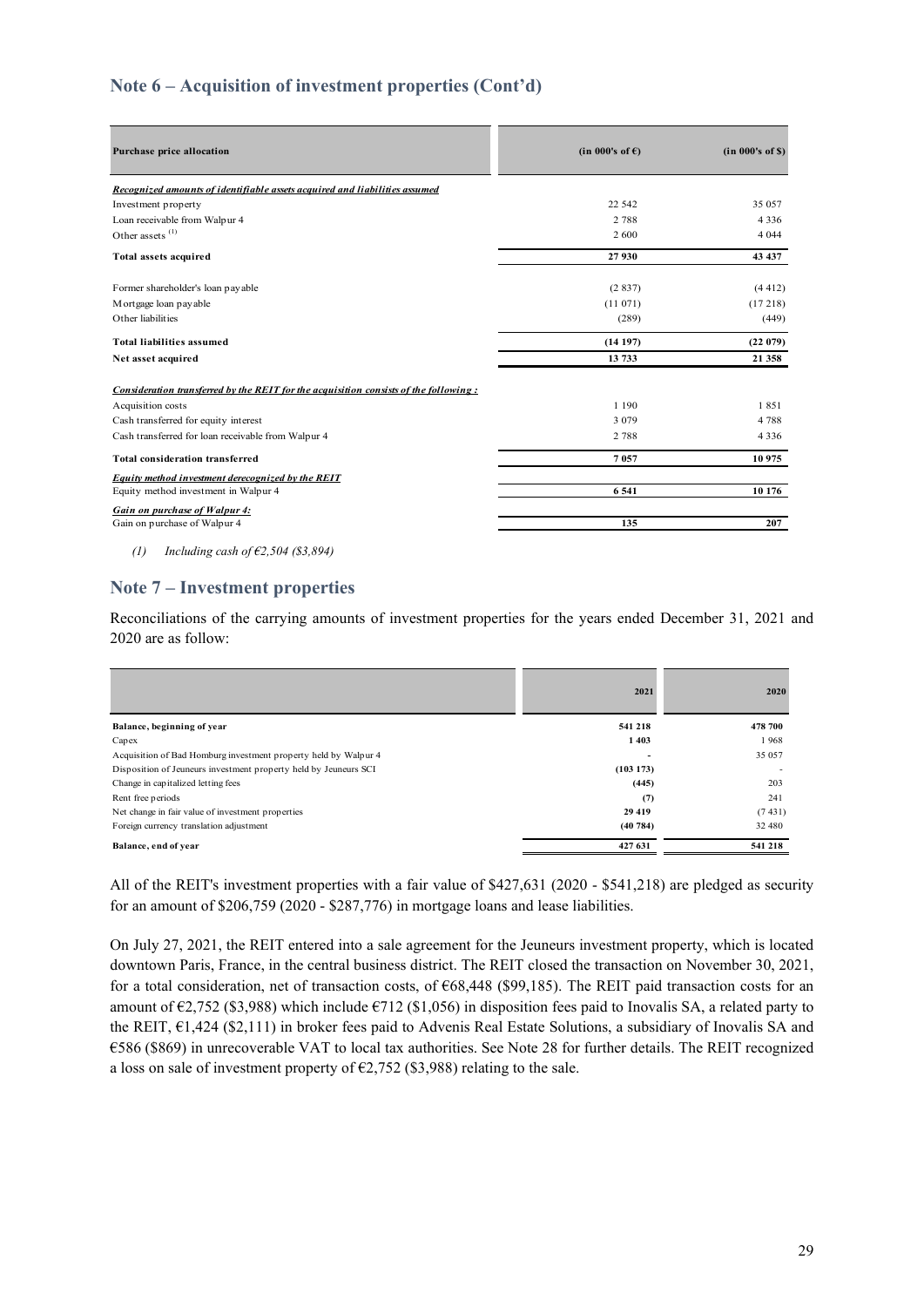## Note 6 – Acquisition of investment properties (Cont'd)

| Purchase price allocation | (in 000's of €) | (in 000's of $) |
|---|---|---|
| ***Recognized amounts of identifiable assets acquired and liabilities assumed*** | | |
| Investment property | 22 542 | 35 057 |
| Loan receivable from Walpur 4 | 2 788 | 4 336 |
| Other assets [(1)] | 2 600 | 4 044 |
| **Total assets acquired** | **27 930** | **43 437** |
| Former shareholder's loan payable | (2 837) | (4 412) |
| Mortgage loan payable | (11 071) | (17 218) |
| Other liabilities | (289) | (449) |
| **Total liabilities assumed** | **(14 197)** | **(22 079)** |
| **Net asset acquired** | **13 733** | **21 358** |
| ***Consideration transferred by the REIT for the acquisition consists of the following :*** | | |
| Acquisition costs | 1 190 | 1 851 |
| Cash transferred for equity interest | 3 079 | 4 788 |
| Cash transferred for loan receivable from Walpur 4 | 2 788 | 4 336 |
| **Total consideration transferred** | **7 057** | **10 975** |
| ***Equity method investment derecognized by the REIT*** | | |
| Equity method investment in Walpur 4 | **6 541** | **10 176** |
| ***Gain on purchase of Walpur 4:*** | | |
| Gain on purchase of Walpur 4 | **135** | **207** |

*(1) Including cash of €2,504 ($3,894)*

## Note 7 – Investment properties

Reconciliations of the carrying amounts of investment properties for the years ended December 31, 2021 and 2020 are as follow:

| | 2021 | 2020 |
|---|---|---|
| **Balance, beginning of year** | **541 218** | **478 700** |
| Capex | **1 403** | 1 968 |
| Acquisition of Bad Homburg investment property held by Walpur 4 | **-** | 35 057 |
| Disposition of Jeuneurs investment property held by Jeuneurs SCI | **(103 173)** | - |
| Change in capitalized letting fees | **(445)** | 203 |
| Rent free periods | **(7)** | 241 |
| Net change in fair value of investment properties | **29 419** | (7 431) |
| Foreign currency translation adjustment | **(40 784)** | 32 480 |
| **Balance, end of year** | **427 631** | **541 218** |

All of the REIT's investment properties with a fair value of $427,631 (2020 - $541,218) are pledged as security for an amount of $206,759 (2020 - $287,776) in mortgage loans and lease liabilities.

On July 27, 2021, the REIT entered into a sale agreement for the Jeuneurs investment property, which is located downtown Paris, France, in the central business district. The REIT closed the transaction on November 30, 2021, for a total consideration, net of transaction costs, of €68,448 ($99,185). The REIT paid transaction costs for an amount of €2,752 ($3,988) which include €712 ($1,056) in disposition fees paid to Inovalis SA, a related party to the REIT, €1,424 ($2,111) in broker fees paid to Advenis Real Estate Solutions, a subsidiary of Inovalis SA and €586 ($869) in unrecoverable VAT to local tax authorities. See Note 28 for further details. The REIT recognized a loss on sale of investment property of €2,752 ($3,988) relating to the sale.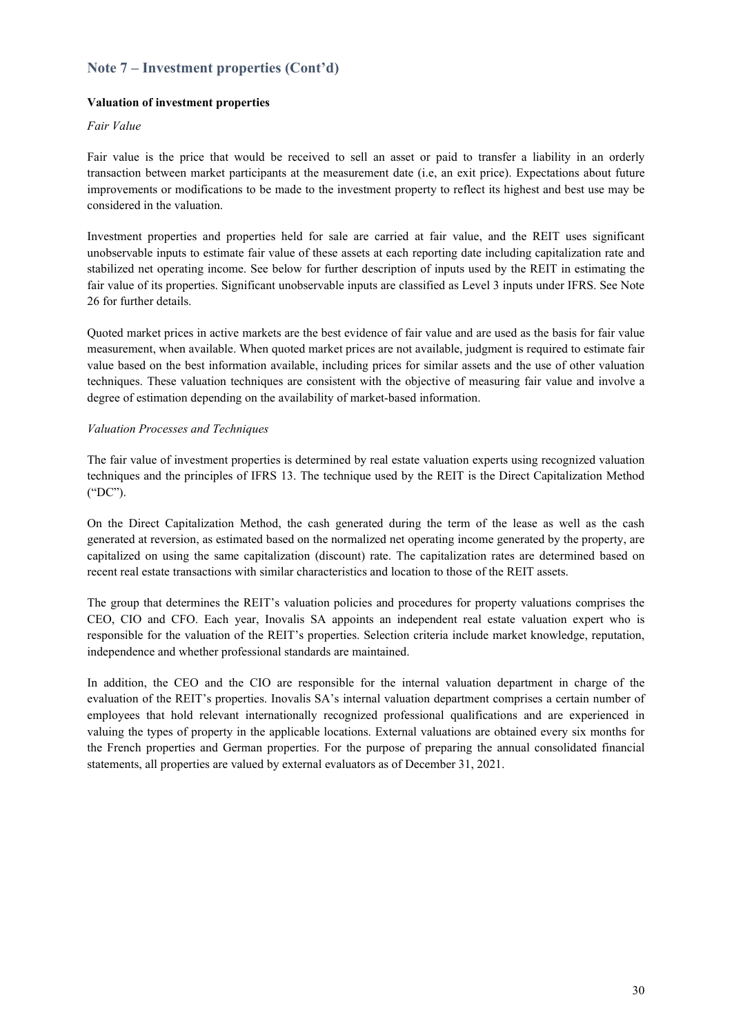## Note 7 – Investment properties (Cont'd)

**Valuation of investment properties**

*Fair Value*

Fair value is the price that would be received to sell an asset or paid to transfer a liability in an orderly transaction between market participants at the measurement date (i.e, an exit price). Expectations about future improvements or modifications to be made to the investment property to reflect its highest and best use may be considered in the valuation.

Investment properties and properties held for sale are carried at fair value, and the REIT uses significant unobservable inputs to estimate fair value of these assets at each reporting date including capitalization rate and stabilized net operating income. See below for further description of inputs used by the REIT in estimating the fair value of its properties. Significant unobservable inputs are classified as Level 3 inputs under IFRS. See Note 26 for further details.

Quoted market prices in active markets are the best evidence of fair value and are used as the basis for fair value measurement, when available. When quoted market prices are not available, judgment is required to estimate fair value based on the best information available, including prices for similar assets and the use of other valuation techniques. These valuation techniques are consistent with the objective of measuring fair value and involve a degree of estimation depending on the availability of market-based information.

*Valuation Processes and Techniques*

The fair value of investment properties is determined by real estate valuation experts using recognized valuation techniques and the principles of IFRS 13. The technique used by the REIT is the Direct Capitalization Method ("DC").

On the Direct Capitalization Method, the cash generated during the term of the lease as well as the cash generated at reversion, as estimated based on the normalized net operating income generated by the property, are capitalized on using the same capitalization (discount) rate. The capitalization rates are determined based on recent real estate transactions with similar characteristics and location to those of the REIT assets.

The group that determines the REIT's valuation policies and procedures for property valuations comprises the CEO, CIO and CFO. Each year, Inovalis SA appoints an independent real estate valuation expert who is responsible for the valuation of the REIT's properties. Selection criteria include market knowledge, reputation, independence and whether professional standards are maintained.

In addition, the CEO and the CIO are responsible for the internal valuation department in charge of the evaluation of the REIT's properties. Inovalis SA's internal valuation department comprises a certain number of employees that hold relevant internationally recognized professional qualifications and are experienced in valuing the types of property in the applicable locations. External valuations are obtained every six months for the French properties and German properties. For the purpose of preparing the annual consolidated financial statements, all properties are valued by external evaluators as of December 31, 2021.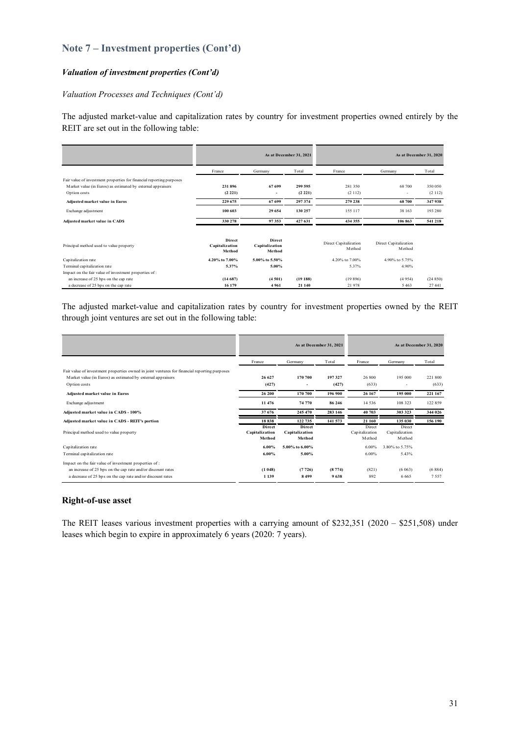## Note 7 – Investment properties (Cont'd)

### *Valuation of investment properties (Cont'd)*

*Valuation Processes and Techniques (Cont'd)*

The adjusted market-value and capitalization rates by country for investment properties owned entirely by the REIT are set out in the following table:

| | As at December 31, 2021 | | | As at December 31, 2020 | | |
|---|---|---|---|---|---|---|
| | France | Germany | Total | France | Germany | Total |
| Fair value of investment properties for financial reporting purposes | | | | | | |
| Market value (in Euros) as estimated by external appraisers | **231 896** | **67 699** | **299 595** | 281 350 | 68 700 | 350 050 |
| Option costs | **(2 221)** | **-** | **(2 221)** | (2 112) | - | (2 112) |
| **Adjusted market value in Euros** | **229 675** | **67 699** | **297 374** | **279 238** | **68 700** | **347 938** |
| Exchange adjustment | **100 603** | **29 654** | **130 257** | 155 117 | 38 163 | 193 280 |
| **Adjusted market value in CAD$** | **330 278** | **97 353** | **427 631** | **434 355** | **106 863** | **541 218** |
| Principal method used to value property | **Direct Capitalization Method** | **Direct Capitalization Method** | | Direct Capitalization Method | Direct Capitalization Method | |
| Capitalization rate | **4.20% to 7.00%** | **5.00% to 5.50%** | | 4.20% to 7.00% | 4.90% to 5.75% | |
| Terminal capitalization rate | **5.37%** | **5.00%** | | 5.37% | 4.90% | |
| Impact on the fair value of investment properties of : | | | | | | |
| an increase of 25 bps on the cap rate | **(14 687)** | **(4 501)** | **(19 188)** | (19 896) | (4 954) | (24 850) |
| a decrease of 25 bps on the cap rate | **16 179** | **4 961** | **21 140** | 21 978 | 5 463 | 27 441 |

The adjusted market-value and capitalization rates by country for investment properties owned by the REIT through joint ventures are set out in the following table:

| | As at December 31, 2021 | | | As at December 31, 2020 | | |
|---|---|---|---|---|---|---|
| | France | Germany | Total | France | Germany | Total |
| Fair value of investment properties owned in joint ventures for financial reporting purposes | | | | | | |
| Market value (in Euros) as estimated by external appraisers | **26 627** | **170 700** | **197 327** | 26 800 | 195 000 | 221 800 |
| Option costs | **(427)** | **-** | **(427)** | (633) | - | (633) |
| **Adjusted market value in Euros** | **26 200** | **170 700** | **196 900** | **26 167** | **195 000** | **221 167** |
| Exchange adjustment | **11 476** | **74 770** | **86 246** | 14 536 | 108 323 | 122 859 |
| **Adjusted market value in CAD$ - 100%** | **37 676** | **245 470** | **283 146** | **40 703** | **303 323** | **344 026** |
| **Adjusted market value in CAD$ - REIT's portion** | **18 838** | **122 735** | **141 573** | **21 160** | **135 030** | **156 190** |
| Principal method used to value property | **Direct Capitalization Method** | **Direct Capitalization Method** | | Direct Capitalization Method | Direct Capitalization Method | |
| Capitalization rate | **6.00%** | **5.00% to 6.00%** | | 6.00% | 3.80% to 5.75% | |
| Terminal capitalization rate | **6.00%** | **5.00%** | | 6.00% | 5.43% | |
| Impact on the fair value of investment properties of : | | | | | | |
| an increase of 25 bps on the cap rate and/or discount rates | **(1 048)** | **(7 726)** | **(8 774)** | (821) | (6 063) | (6 884) |
| a decrease of 25 bps on the cap rate and/or discount rates | **1 139** | **8 499** | **9 638** | 892 | 6 665 | 7 557 |

## Right-of-use asset

The REIT leases various investment properties with a carrying amount of $232,351 (2020 – $251,508) under leases which begin to expire in approximately 6 years (2020: 7 years).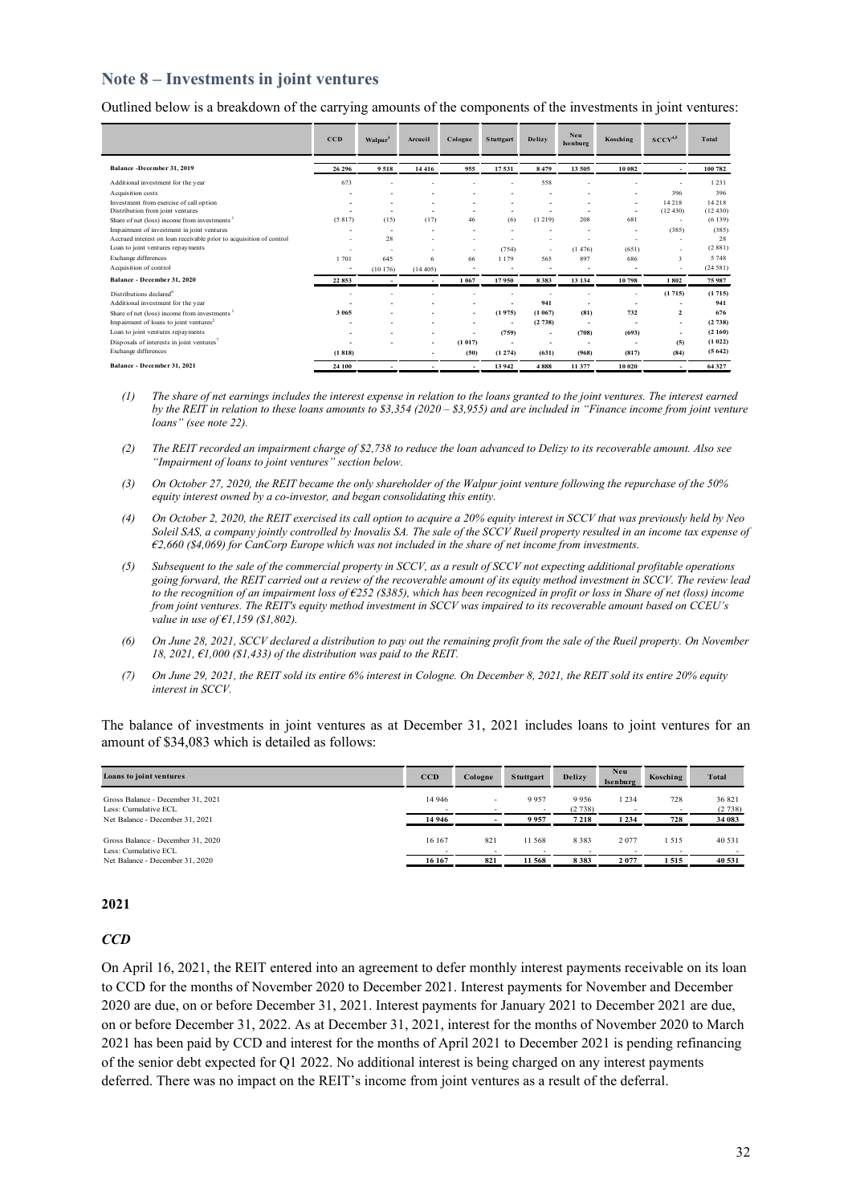## Note 8 – Investments in joint ventures

Outlined below is a breakdown of the carrying amounts of the components of the investments in joint ventures:

| | CCD | Walpur[3] | Arcueil | Cologne | Stuttgart | Delizy | Neu Isenburg | Kosching | SCCV[4,5] | Total |
|---|---|---|---|---|---|---|---|---|---|---|
| **Balance -December 31, 2019** | **26 296** | **9 518** | **14 416** | **955** | **17 531** | **8 479** | **13 505** | **10 082** | **-** | **100 782** |
| Additional investment for the year | 673 | - | - | - | - | 558 | - | - | - | 1 231 |
| Acquisition costs | - | - | - | - | - | - | - | - | 396 | 396 |
| Investment from exercise of call option | - | - | - | - | - | - | - | - | 14 218 | 14 218 |
| Distribution from joint ventures | - | - | - | - | - | - | - | - | (12 430) | (12 430) |
| Share of net (loss) income from investments[1] | (5 817) | (15) | (17) | 46 | (6) | (1 219) | 208 | 681 | - | (6 139) |
| Impairment of investment in joint ventures | - | - | - | - | - | - | - | - | (385) | (385) |
| Accrued interest on loan receivable prior to acquisition of control | - | 28 | - | - | - | - | - | - | - | 28 |
| Loan to joint ventures repayments | - | - | - | - | (754) | - | (1 476) | (651) | - | (2 881) |
| Exchange differences | 1 701 | 645 | 6 | 66 | 1 179 | 565 | 897 | 686 | 3 | 5 748 |
| Acquisition of control | - | (10 176) | (14 405) | - | - | - | - | - | - | (24 581) |
| **Balance - December 31, 2020** | **22 853** | **-** | **-** | **1 067** | **17 950** | **8 383** | **13 134** | **10 798** | **1 802** | **75 987** |
| Distributions declared[6] | - | - | - | - | - | - | - | - | (1 715) | (1 715) |
| Additional investment for the year | - | - | - | - | - | 941 | - | - | - | 941 |
| Share of net (loss) income from investments[1] | 3 065 | - | - | - | (1 975) | (1 067) | (81) | 732 | 2 | 676 |
| Impairment of loans to joint ventures[2] | - | - | - | - | - | (2 738) | - | - | - | (2 738) |
| Loan to joint ventures repayments | - | - | - | - | (759) | - | (708) | (693) | - | (2 160) |
| Disposals of interests in joint ventures[7] | - | - | - | (1 017) | - | - | - | - | (5) | (1 022) |
| Exchange differences | (1 818) | | - | (50) | (1 274) | (631) | (968) | (817) | (84) | (5 642) |
| **Balance - December 31, 2021** | **24 100** | **-** | **-** | **-** | **13 942** | **4 888** | **11 377** | **10 020** | **-** | **64 327** |

*(1) The share of net earnings includes the interest expense in relation to the loans granted to the joint ventures. The interest earned by the REIT in relation to these loans amounts to $3,354 (2020 – $3,955) and are included in "Finance income from joint venture loans" (see note 22).*

*(2) The REIT recorded an impairment charge of $2,738 to reduce the loan advanced to Delizy to its recoverable amount. Also see "Impairment of loans to joint ventures" section below.*

*(3) On October 27, 2020, the REIT became the only shareholder of the Walpur joint venture following the repurchase of the 50% equity interest owned by a co-investor, and began consolidating this entity.*

*(4) On October 2, 2020, the REIT exercised its call option to acquire a 20% equity interest in SCCV that was previously held by Neo Soleil SAS, a company jointly controlled by Inovalis SA. The sale of the SCCV Rueil property resulted in an income tax expense of €2,660 ($4,069) for CanCorp Europe which was not included in the share of net income from investments.*

*(5) Subsequent to the sale of the commercial property in SCCV, as a result of SCCV not expecting additional profitable operations going forward, the REIT carried out a review of the recoverable amount of its equity method investment in SCCV. The review lead to the recognition of an impairment loss of €252 ($385), which has been recognized in profit or loss in Share of net (loss) income from joint ventures. The REIT's equity method investment in SCCV was impaired to its recoverable amount based on CCEU's value in use of €1,159 ($1,802).*

*(6) On June 28, 2021, SCCV declared a distribution to pay out the remaining profit from the sale of the Rueil property. On November 18, 2021, €1,000 ($1,433) of the distribution was paid to the REIT.*

*(7) On June 29, 2021, the REIT sold its entire 6% interest in Cologne. On December 8, 2021, the REIT sold its entire 20% equity interest in SCCV.*

The balance of investments in joint ventures as at December 31, 2021 includes loans to joint ventures for an amount of $34,083 which is detailed as follows:

| Loans to joint ventures | CCD | Cologne | Stuttgart | Delizy | Neu Isenburg | Kosching | Total |
|---|---|---|---|---|---|---|---|
| Gross Balance - December 31, 2021 | 14 946 | - | 9 957 | 9 956 | 1 234 | 728 | 36 821 |
| Less: Cumulative ECL | - | - | - | (2 738) | - | - | (2 738) |
| Net Balance - December 31, 2021 | **14 946** | **-** | **9 957** | **7 218** | **1 234** | **728** | **34 083** |
| Gross Balance - December 31, 2020 | 16 167 | 821 | 11 568 | 8 383 | 2 077 | 1 515 | 40 531 |
| Less: Cumulative ECL | - | - | - | - | - | - | - |
| Net Balance - December 31, 2020 | **16 167** | **821** | **11 568** | **8 383** | **2 077** | **1 515** | **40 531** |

### 2021

#### *CCD*

On April 16, 2021, the REIT entered into an agreement to defer monthly interest payments receivable on its loan to CCD for the months of November 2020 to December 2021. Interest payments for November and December 2020 are due, on or before December 31, 2021. Interest payments for January 2021 to December 2021 are due, on or before December 31, 2022. As at December 31, 2021, interest for the months of November 2020 to March 2021 has been paid by CCD and interest for the months of April 2021 to December 2021 is pending refinancing of the senior debt expected for Q1 2022. No additional interest is being charged on any interest payments deferred. There was no impact on the REIT's income from joint ventures as a result of the deferral.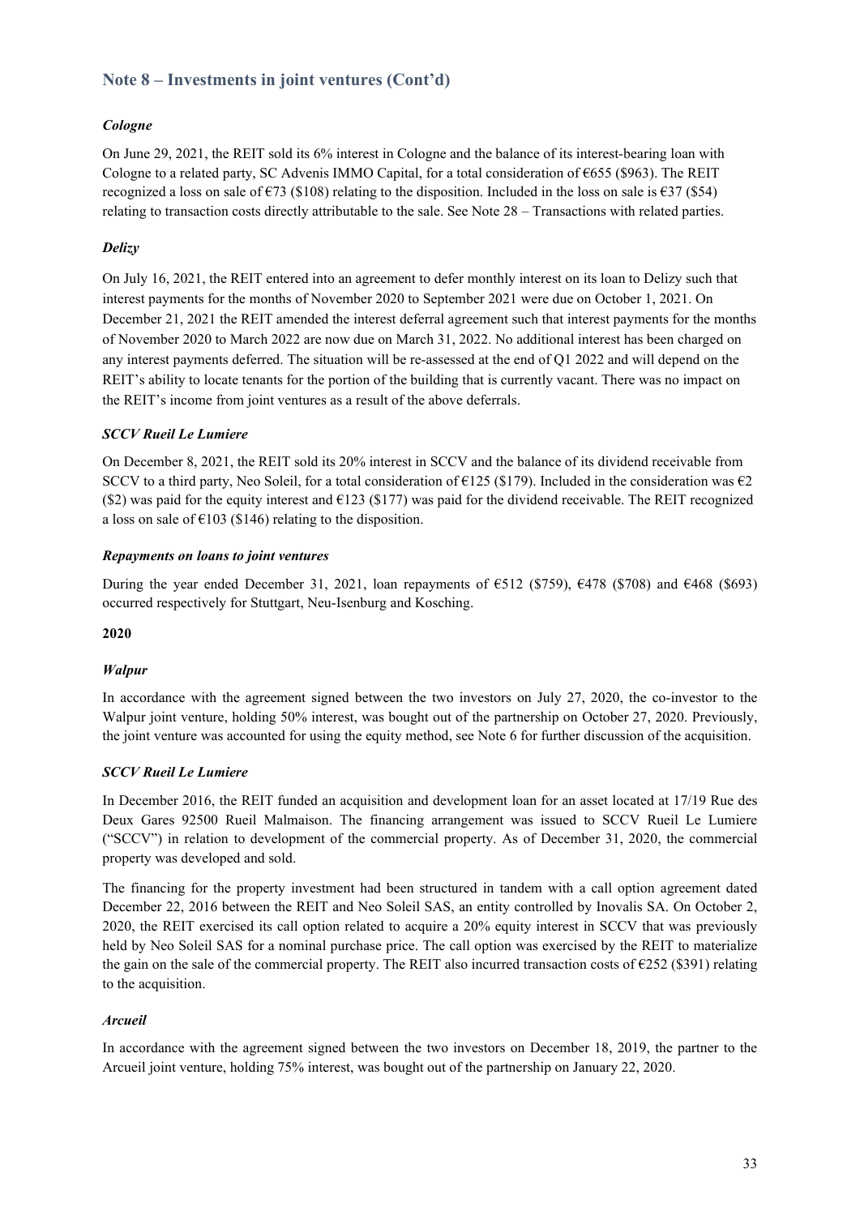## Note 8 – Investments in joint ventures (Cont'd)

***Cologne***

On June 29, 2021, the REIT sold its 6% interest in Cologne and the balance of its interest-bearing loan with Cologne to a related party, SC Advenis IMMO Capital, for a total consideration of €655 ($963). The REIT recognized a loss on sale of €73 ($108) relating to the disposition. Included in the loss on sale is €37 ($54) relating to transaction costs directly attributable to the sale. See Note 28 – Transactions with related parties.

***Delizy***

On July 16, 2021, the REIT entered into an agreement to defer monthly interest on its loan to Delizy such that interest payments for the months of November 2020 to September 2021 were due on October 1, 2021. On December 21, 2021 the REIT amended the interest deferral agreement such that interest payments for the months of November 2020 to March 2022 are now due on March 31, 2022. No additional interest has been charged on any interest payments deferred. The situation will be re-assessed at the end of Q1 2022 and will depend on the REIT's ability to locate tenants for the portion of the building that is currently vacant. There was no impact on the REIT's income from joint ventures as a result of the above deferrals.

***SCCV Rueil Le Lumiere***

On December 8, 2021, the REIT sold its 20% interest in SCCV and the balance of its dividend receivable from SCCV to a third party, Neo Soleil, for a total consideration of €125 ($179). Included in the consideration was €2 ($2) was paid for the equity interest and €123 ($177) was paid for the dividend receivable. The REIT recognized a loss on sale of €103 ($146) relating to the disposition.

***Repayments on loans to joint ventures***

During the year ended December 31, 2021, loan repayments of €512 ($759), €478 ($708) and €468 ($693) occurred respectively for Stuttgart, Neu-Isenburg and Kosching.

**2020**

***Walpur***

In accordance with the agreement signed between the two investors on July 27, 2020, the co-investor to the Walpur joint venture, holding 50% interest, was bought out of the partnership on October 27, 2020. Previously, the joint venture was accounted for using the equity method, see Note 6 for further discussion of the acquisition.

***SCCV Rueil Le Lumiere***

In December 2016, the REIT funded an acquisition and development loan for an asset located at 17/19 Rue des Deux Gares 92500 Rueil Malmaison. The financing arrangement was issued to SCCV Rueil Le Lumiere ("SCCV") in relation to development of the commercial property. As of December 31, 2020, the commercial property was developed and sold.

The financing for the property investment had been structured in tandem with a call option agreement dated December 22, 2016 between the REIT and Neo Soleil SAS, an entity controlled by Inovalis SA. On October 2, 2020, the REIT exercised its call option related to acquire a 20% equity interest in SCCV that was previously held by Neo Soleil SAS for a nominal purchase price. The call option was exercised by the REIT to materialize the gain on the sale of the commercial property. The REIT also incurred transaction costs of €252 ($391) relating to the acquisition.

***Arcueil***

In accordance with the agreement signed between the two investors on December 18, 2019, the partner to the Arcueil joint venture, holding 75% interest, was bought out of the partnership on January 22, 2020.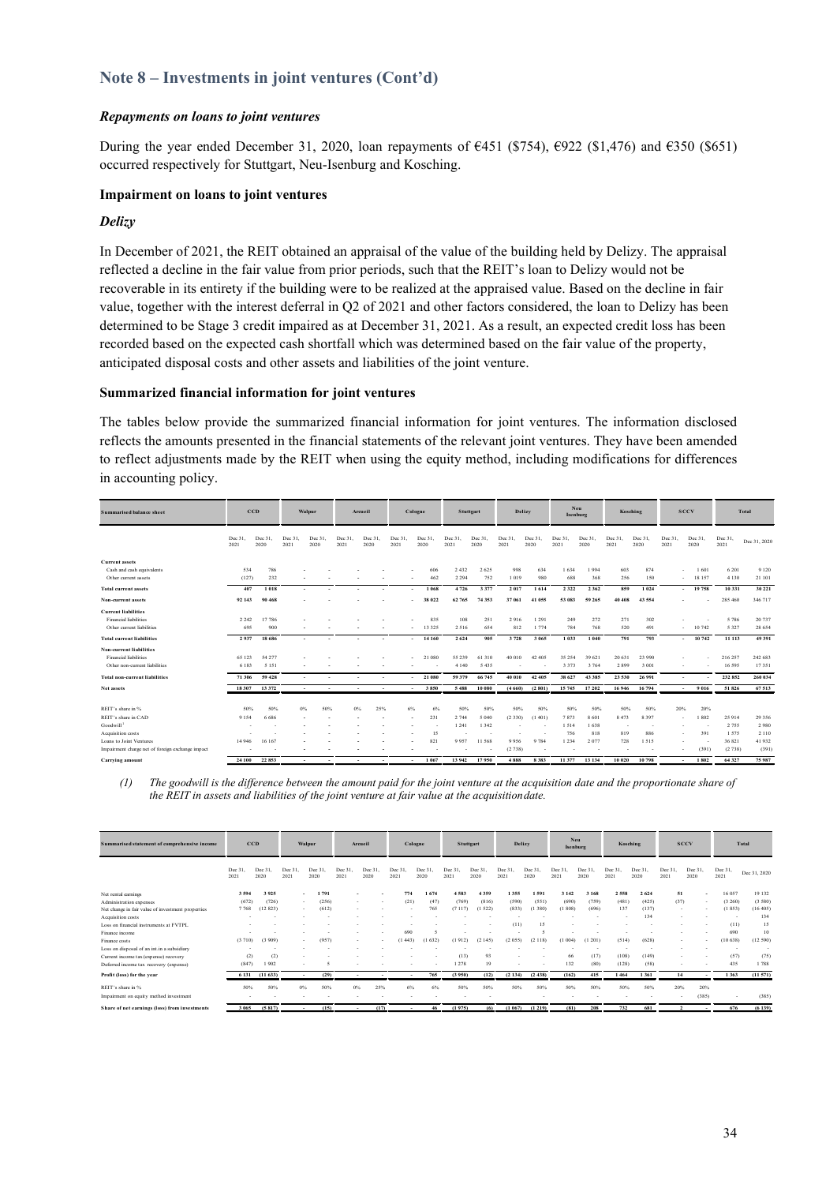## Note 8 – Investments in joint ventures (Cont'd)

### *Repayments on loans to joint ventures*

During the year ended December 31, 2020, loan repayments of €451 ($754), €922 ($1,476) and €350 ($651) occurred respectively for Stuttgart, Neu-Isenburg and Kosching.

### Impairment on loans to joint ventures

### *Delizy*

In December of 2021, the REIT obtained an appraisal of the value of the building held by Delizy. The appraisal reflected a decline in the fair value from prior periods, such that the REIT's loan to Delizy would not be recoverable in its entirety if the building were to be realized at the appraised value. Based on the decline in fair value, together with the interest deferral in Q2 of 2021 and other factors considered, the loan to Delizy has been determined to be Stage 3 credit impaired as at December 31, 2021. As a result, an expected credit loss has been recorded based on the expected cash shortfall which was determined based on the fair value of the property, anticipated disposal costs and other assets and liabilities of the joint venture.

### Summarized financial information for joint ventures

The tables below provide the summarized financial information for joint ventures. The information disclosed reflects the amounts presented in the financial statements of the relevant joint ventures. They have been amended to reflect adjustments made by the REIT when using the equity method, including modifications for differences in accounting policy.

| Summarised balance sheet | CCD | | Walpur | | Arcueil | | Cologne | | Stuttgart | | Delizy | | Neu Isenburg | | Kosching | | SCCV | | Total | |
|---|---|---|---|---|---|---|---|---|---|---|---|---|---|---|---|---|---|---|---|---|
| | Dec 31, 2021 | Dec 31, 2020 | Dec 31, 2021 | Dec 31, 2020 | Dec 31, 2021 | Dec 31, 2020 | Dec 31, 2021 | Dec 31, 2020 | Dec 31, 2021 | Dec 31, 2020 | Dec 31, 2021 | Dec 31, 2020 | Dec 31, 2021 | Dec 31, 2020 | Dec 31, 2021 | Dec 31, 2020 | Dec 31, 2021 | Dec 31, 2020 | Dec 31, 2021 | Dec 31, 2020 |
| **Current assets** | | | | | | | | | | | | | | | | | | | | |
| Cash and cash equivalents | 534 | 786 | - | - | - | - | - | 606 | 2 432 | 2 625 | 998 | 634 | 1 634 | 1 994 | 603 | 874 | - | 1 601 | 6 201 | 9 120 |
| Other current assets | (127) | 232 | - | - | - | - | - | 462 | 2 294 | 752 | 1 019 | 980 | 688 | 368 | 256 | 150 | - | 18 157 | 4 130 | 21 101 |
| **Total current assets** | **407** | **1 018** | - | - | - | - | - | **1 068** | **4 726** | **3 377** | **2 017** | **1 614** | **2 322** | **2 362** | **859** | **1 024** | - | **19 758** | **10 331** | **30 221** |
| **Non-current assets** | **92 143** | **90 468** | - | - | - | - | - | **38 022** | **62 765** | **74 353** | **37 061** | **41 055** | **53 083** | **59 265** | **40 408** | **43 554** | - | - | 285 460 | 346 717 |
| **Current liabilities** | | | | | | | | | | | | | | | | | | | | |
| Financial liabilities | 2 242 | 17 786 | - | - | - | - | - | 835 | 108 | 251 | 2 916 | 1 291 | 249 | 272 | 271 | 302 | - | - | 5 786 | 20 737 |
| Other current liabilities | 695 | 900 | - | - | - | - | - | 13 325 | 2 516 | 654 | 812 | 1 774 | 784 | 768 | 520 | 491 | - | 10 742 | 5 327 | 28 654 |
| **Total current liabilities** | **2 937** | **18 686** | - | - | - | - | - | **14 160** | **2 624** | **905** | **3 728** | **3 065** | **1 033** | **1 040** | **791** | **793** | - | **10 742** | **11 113** | **49 391** |
| **Non-current liabilities** | | | | | | | | | | | | | | | | | | | | |
| Financial liabilities | 65 123 | 54 277 | - | - | - | - | - | 21 080 | 55 239 | 61 310 | 40 010 | 42 405 | 35 254 | 39 621 | 20 631 | 23 990 | - | - | 216 257 | 242 683 |
| Other non-current liabilities | 6 183 | 5 151 | - | - | - | - | - | - | 4 140 | 5 435 | - | - | 3 373 | 3 764 | 2 899 | 3 001 | - | - | 16 595 | 17 351 |
| **Total non-current liabilities** | **71 306** | **59 428** | - | - | - | - | - | **21 080** | **59 379** | **66 745** | **40 010** | **42 405** | **38 627** | **43 385** | **23 530** | **26 991** | - | - | **232 852** | **260 034** |
| **Net assets** | **18 307** | **13 372** | - | - | - | - | - | **3 850** | **5 488** | **10 080** | **(4 660)** | **(2 801)** | **15 745** | **17 202** | **16 946** | **16 794** | - | **9 016** | **51 826** | **67 513** |
| REIT's share in % | 50% | 50% | 0% | 50% | 0% | 25% | 6% | 6% | 50% | 50% | 50% | 50% | 50% | 50% | 50% | 50% | 20% | 20% | | |
| REIT's share in CAD | 9 154 | 6 686 | - | - | - | - | - | 231 | 2 744 | 5 040 | (2 330) | (1 401) | 7 873 | 8 601 | 8 473 | 8 397 | - | 1 802 | 25 914 | 29 356 |
| Goodwill [1] | - | - | - | - | - | - | - | - | 1 241 | 1 342 | - | - | 1 514 | 1 638 | - | - | - | - | 2 755 | 2 980 |
| Acquisition costs | - | - | - | - | - | - | - | 15 | - | - | - | - | 756 | 818 | 819 | 886 | - | 391 | 1 575 | 2 110 |
| Loans to Joint Ventures | 14 946 | 16 167 | - | - | - | - | - | 821 | 9 957 | 11 568 | 9 956 | 9 784 | 1 234 | 2 077 | 728 | 1 515 | - | - | 36 821 | 41 932 |
| Impairment charge net of foreign exchange impact | - | - | - | - | - | - | - | - | - | - | (2 738) | - | - | - | - | - | - | (391) | (2 738) | (391) |
| **Carrying amount** | **24 100** | **22 853** | - | - | - | - | - | **1 067** | **13 942** | **17 950** | **4 888** | **8 383** | **11 377** | **13 134** | **10 020** | **10 798** | - | **1 802** | **64 327** | **75 987** |

*(1) The goodwill is the difference between the amount paid for the joint venture at the acquisition date and the proportionate share of the REIT in assets and liabilities of the joint venture at fair value at the acquisition date.*

| Summarised statement of comprehensive income | CCD | | Walpur | | Arcueil | | Cologne | | Stuttgart | | Delizy | | Neu Isenburg | | Kosching | | SCCV | | Total | |
|---|---|---|---|---|---|---|---|---|---|---|---|---|---|---|---|---|---|---|---|---|
| | Dec 31, 2021 | Dec 31, 2020 | Dec 31, 2021 | Dec 31, 2020 | Dec 31, 2021 | Dec 31, 2020 | Dec 31, 2021 | Dec 31, 2020 | Dec 31, 2021 | Dec 31, 2020 | Dec 31, 2021 | Dec 31, 2020 | Dec 31, 2021 | Dec 31, 2020 | Dec 31, 2021 | Dec 31, 2020 | Dec 31, 2021 | Dec 31, 2020 | Dec 31, 2021 | Dec 31, 2020 |
| Net rental earnings | 3 594 | 3 925 | - | 1 791 | - | - | 774 | 1 674 | 4 583 | 4 359 | 1 355 | 1 591 | 3 142 | 3 168 | 2 558 | 2 624 | 51 | - | 16 057 | 19 132 |
| Administration expenses | (672) | (726) | - | (256) | - | - | (21) | (47) | (769) | (816) | (590) | (551) | (690) | (759) | (481) | (425) | (37) | - | (3 260) | (3 580) |
| Net change in fair value of investment properties | 7 768 | (12 823) | - | (612) | - | - | - | 765 | (7 117) | (1 522) | (833) | (1 380) | (1 808) | (696) | 137 | (137) | - | - | (1 853) | (16 405) |
| Acquisition costs | - | - | - | - | - | - | - | - | - | - | - | - | - | - | - | 134 | - | - | - | 134 |
| Loss on financial instruments at FVTPL | - | - | - | - | - | - | - | - | - | - | (11) | 15 | - | - | - | - | - | - | (11) | 15 |
| Finance income | - | - | - | - | - | - | 690 | 5 | - | - | - | 5 | - | - | - | - | - | - | 690 | 10 |
| Finance costs | (3 710) | (3 909) | - | (957) | - | - | (1 443) | (1 632) | (1 912) | (2 145) | (2 055) | (2 118) | (1 004) | (1 201) | (514) | (628) | - | - | (10 638) | (12 590) |
| Loss on disposal of an int.in a subsidiary | - | - | - | - | - | - | - | - | - | - | - | - | - | - | - | - | - | - | - | - |
| Current income tax (expense) recovery | (2) | (2) | - | - | - | - | - | - | (13) | 93 | - | - | 66 | (17) | (108) | (149) | - | - | (57) | (75) |
| Deferred income tax recovery (expense) | (847) | 1 902 | - | 5 | - | - | - | - | 1 278 | 19 | - | - | 132 | (80) | (128) | (58) | - | - | 435 | 1 788 |
| **Profit (loss) for the year** | **6 131** | **(11 633)** | - | **(29)** | - | - | - | **765** | **(3 950)** | **(12)** | **(2 134)** | **(2 438)** | **(162)** | **415** | **1 464** | **1 361** | **14** | - | **1 363** | **(11 571)** |
| REIT's share in % | 50% | 50% | 0% | 50% | 0% | 25% | 6% | 6% | 50% | 50% | 50% | 50% | 50% | 50% | 50% | 50% | 20% | 20% | | |
| Impairment on equity method investment | - | - | - | - | - | - | - | - | - | - | - | - | - | - | - | - | - | (385) | - | (385) |
| **Share of net earnings (loss) from investments** | **3 065** | **(5 817)** | - | **(15)** | - | **(17)** | - | **46** | **(1 975)** | **(6)** | **(1 067)** | **(1 219)** | **(81)** | **208** | **732** | **681** | **2** | - | **676** | **(6 139)** |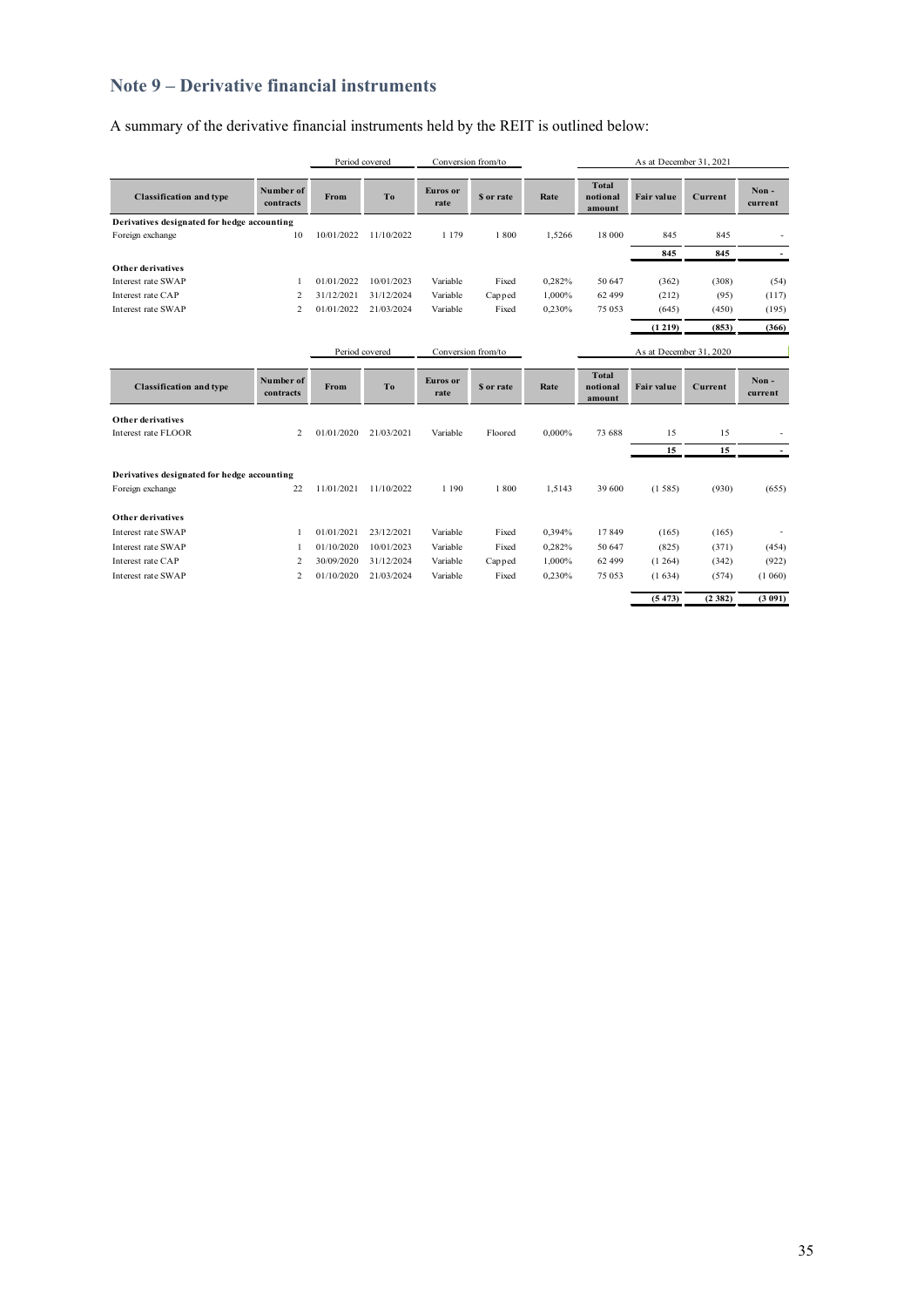## Note 9 – Derivative financial instruments

A summary of the derivative financial instruments held by the REIT is outlined below:

| | | Period covered | | Conversion from/to | | | As at December 31, 2021 | | | |
|---|---|---|---|---|---|---|---|---|---|---|
| **Classification and type** | **Number of contracts** | **From** | **To** | **Euros or rate** | **$ or rate** | **Rate** | **Total notional amount** | **Fair value** | **Current** | **Non - current** |
| **Derivatives designated for hedge accounting** | | | | | | | | | | |
| Foreign exchange | 10 | 10/01/2022 | 11/10/2022 | 1 179 | 1 800 | 1,5266 | 18 000 | 845 | 845 | - |
| | | | | | | | | **845** | **845** | **-** |
| **Other derivatives** | | | | | | | | | | |
| Interest rate SWAP | 1 | 01/01/2022 | 10/01/2023 | Variable | Fixed | 0,282% | 50 647 | (362) | (308) | (54) |
| Interest rate CAP | 2 | 31/12/2021 | 31/12/2024 | Variable | Capped | 1,000% | 62 499 | (212) | (95) | (117) |
| Interest rate SWAP | 2 | 01/01/2022 | 21/03/2024 | Variable | Fixed | 0,230% | 75 053 | (645) | (450) | (195) |
| | | | | | | | | **(1 219)** | **(853)** | **(366)** |

| | | Period covered | | Conversion from/to | | | As at December 31, 2020 | | | |
|---|---|---|---|---|---|---|---|---|---|---|
| **Classification and type** | **Number of contracts** | **From** | **To** | **Euros or rate** | **$ or rate** | **Rate** | **Total notional amount** | **Fair value** | **Current** | **Non - current** |
| **Other derivatives** | | | | | | | | | | |
| Interest rate FLOOR | 2 | 01/01/2020 | 21/03/2021 | Variable | Floored | 0,000% | 73 688 | 15 | 15 | - |
| | | | | | | | | **15** | **15** | **-** |
| **Derivatives designated for hedge accounting** | | | | | | | | | | |
| Foreign exchange | 22 | 11/01/2021 | 11/10/2022 | 1 190 | 1 800 | 1,5143 | 39 600 | (1 585) | (930) | (655) |
| **Other derivatives** | | | | | | | | | | |
| Interest rate SWAP | 1 | 01/01/2021 | 23/12/2021 | Variable | Fixed | 0,394% | 17 849 | (165) | (165) | - |
| Interest rate SWAP | 1 | 01/10/2020 | 10/01/2023 | Variable | Fixed | 0,282% | 50 647 | (825) | (371) | (454) |
| Interest rate CAP | 2 | 30/09/2020 | 31/12/2024 | Variable | Capped | 1,000% | 62 499 | (1 264) | (342) | (922) |
| Interest rate SWAP | 2 | 01/10/2020 | 21/03/2024 | Variable | Fixed | 0,230% | 75 053 | (1 634) | (574) | (1 060) |
| | | | | | | | | **(5 473)** | **(2 382)** | **(3 091)** |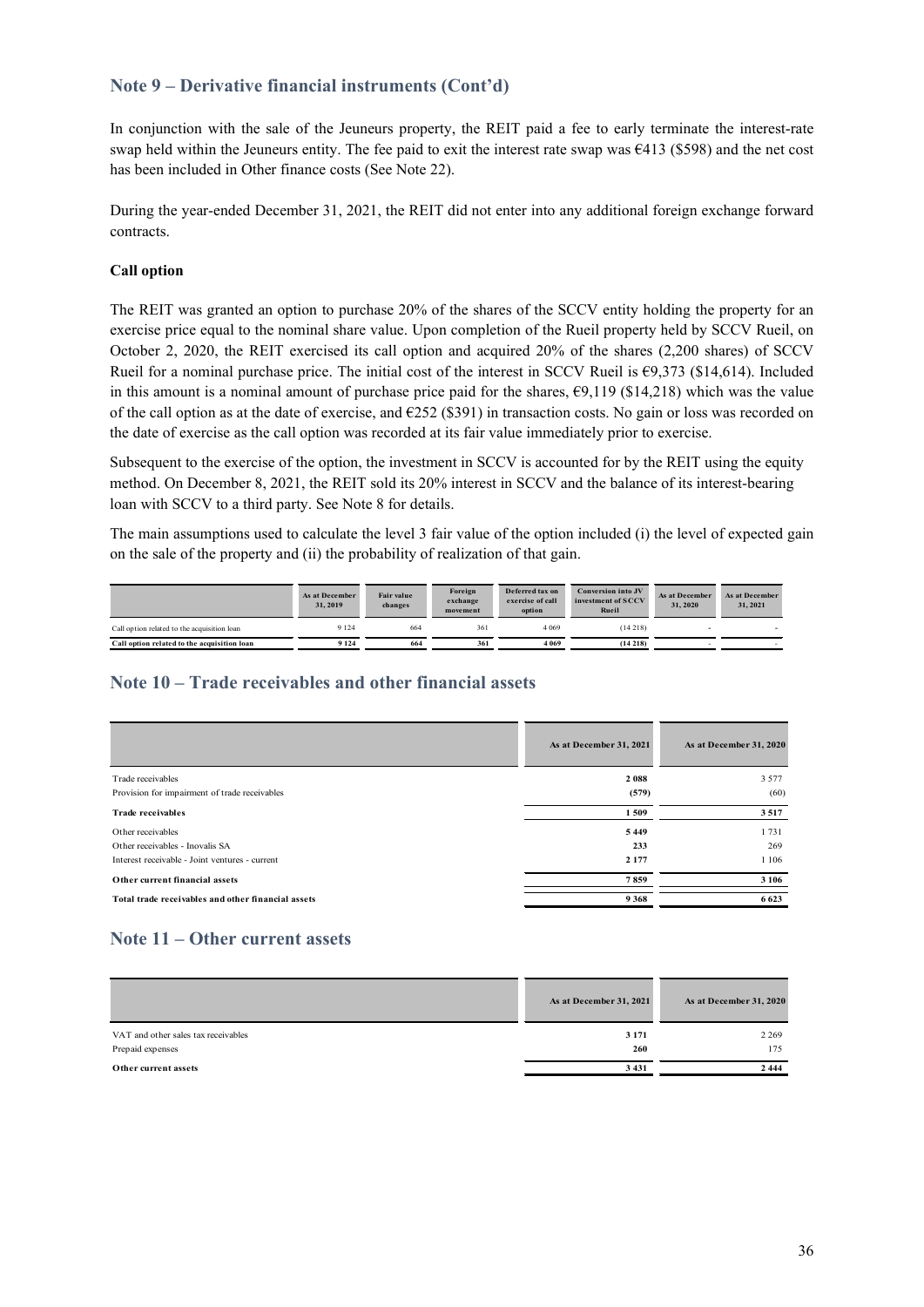## Note 9 – Derivative financial instruments (Cont'd)

In conjunction with the sale of the Jeuneurs property, the REIT paid a fee to early terminate the interest-rate swap held within the Jeuneurs entity. The fee paid to exit the interest rate swap was €413 ($598) and the net cost has been included in Other finance costs (See Note 22).

During the year-ended December 31, 2021, the REIT did not enter into any additional foreign exchange forward contracts.

**Call option**

The REIT was granted an option to purchase 20% of the shares of the SCCV entity holding the property for an exercise price equal to the nominal share value. Upon completion of the Rueil property held by SCCV Rueil, on October 2, 2020, the REIT exercised its call option and acquired 20% of the shares (2,200 shares) of SCCV Rueil for a nominal purchase price. The initial cost of the interest in SCCV Rueil is €9,373 ($14,614). Included in this amount is a nominal amount of purchase price paid for the shares, €9,119 ($14,218) which was the value of the call option as at the date of exercise, and €252 ($391) in transaction costs. No gain or loss was recorded on the date of exercise as the call option was recorded at its fair value immediately prior to exercise.

Subsequent to the exercise of the option, the investment in SCCV is accounted for by the REIT using the equity method. On December 8, 2021, the REIT sold its 20% interest in SCCV and the balance of its interest-bearing loan with SCCV to a third party. See Note 8 for details.

The main assumptions used to calculate the level 3 fair value of the option included (i) the level of expected gain on the sale of the property and (ii) the probability of realization of that gain.

| | As at December 31, 2019 | Fair value changes | Foreign exchange movement | Deferred tax on exercise of call option | Conversion into JV investment of SCCV Rueil | As at December 31, 2020 | As at December 31, 2021 |
|---|---|---|---|---|---|---|---|
| Call option related to the acquisition loan | 9 124 | 664 | 361 | 4 069 | (14 218) | - | - |
| **Call option related to the acquisition loan** | **9 124** | **664** | **361** | **4 069** | **(14 218)** | **-** | **-** |

## Note 10 – Trade receivables and other financial assets

| | As at December 31, 2021 | As at December 31, 2020 |
|---|---|---|
| Trade receivables | **2 088** | 3 577 |
| Provision for impairment of trade receivables | **(579)** | (60) |
| **Trade receivables** | **1 509** | **3 517** |
| Other receivables | **5 449** | 1 731 |
| Other receivables - Inovalis SA | **233** | 269 |
| Interest receivable - Joint ventures - current | **2 177** | 1 106 |
| **Other current financial assets** | **7 859** | **3 106** |
| **Total trade receivables and other financial assets** | **9 368** | **6 623** |

## Note 11 – Other current assets

| | As at December 31, 2021 | As at December 31, 2020 |
|---|---|---|
| VAT and other sales tax receivables | **3 171** | 2 269 |
| Prepaid expenses | **260** | 175 |
| **Other current assets** | **3 431** | **2 444** |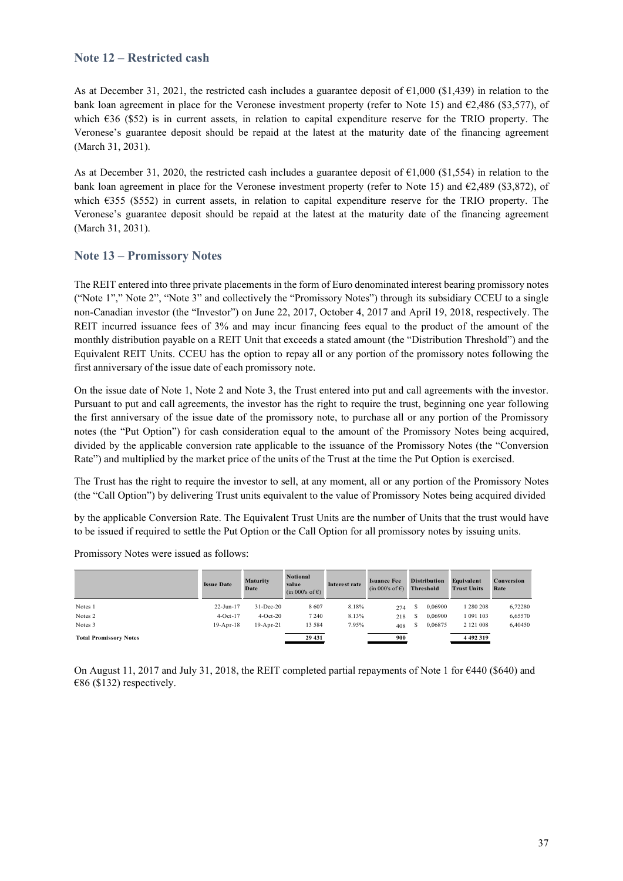## Note 12 – Restricted cash

As at December 31, 2021, the restricted cash includes a guarantee deposit of €1,000 ($1,439) in relation to the bank loan agreement in place for the Veronese investment property (refer to Note 15) and €2,486 ($3,577), of which €36 ($52) is in current assets, in relation to capital expenditure reserve for the TRIO property. The Veronese's guarantee deposit should be repaid at the latest at the maturity date of the financing agreement (March 31, 2031).

As at December 31, 2020, the restricted cash includes a guarantee deposit of €1,000 ($1,554) in relation to the bank loan agreement in place for the Veronese investment property (refer to Note 15) and €2,489 ($3,872), of which €355 ($552) in current assets, in relation to capital expenditure reserve for the TRIO property. The Veronese's guarantee deposit should be repaid at the latest at the maturity date of the financing agreement (March 31, 2031).

## Note 13 – Promissory Notes

The REIT entered into three private placements in the form of Euro denominated interest bearing promissory notes ("Note 1"," Note 2", "Note 3" and collectively the "Promissory Notes") through its subsidiary CCEU to a single non-Canadian investor (the "Investor") on June 22, 2017, October 4, 2017 and April 19, 2018, respectively. The REIT incurred issuance fees of 3% and may incur financing fees equal to the product of the amount of the monthly distribution payable on a REIT Unit that exceeds a stated amount (the "Distribution Threshold") and the Equivalent REIT Units. CCEU has the option to repay all or any portion of the promissory notes following the first anniversary of the issue date of each promissory note.

On the issue date of Note 1, Note 2 and Note 3, the Trust entered into put and call agreements with the investor. Pursuant to put and call agreements, the investor has the right to require the trust, beginning one year following the first anniversary of the issue date of the promissory note, to purchase all or any portion of the Promissory notes (the "Put Option") for cash consideration equal to the amount of the Promissory Notes being acquired, divided by the applicable conversion rate applicable to the issuance of the Promissory Notes (the "Conversion Rate") and multiplied by the market price of the units of the Trust at the time the Put Option is exercised.

The Trust has the right to require the investor to sell, at any moment, all or any portion of the Promissory Notes (the "Call Option") by delivering Trust units equivalent to the value of Promissory Notes being acquired divided by the applicable Conversion Rate. The Equivalent Trust Units are the number of Units that the trust would have to be issued if required to settle the Put Option or the Call Option for all promissory notes by issuing units.

Promissory Notes were issued as follows:

| | Issue Date | Maturity Date | Notional value (in 000's of €) | Interest rate | Isuance Fee (in 000's of €) | Distribution Threshold | Equivalent Trust Units | Conversion Rate |
|---|---|---|---|---|---|---|---|---|
| Notes 1 | 22-Jun-17 | 31-Dec-20 | 8 607 | 8.18% | 274 | $ 0,06900 | 1 280 208 | 6,72280 |
| Notes 2 | 4-Oct-17 | 4-Oct-20 | 7 240 | 8.13% | 218 | $ 0,06900 | 1 091 103 | 6,65570 |
| Notes 3 | 19-Apr-18 | 19-Apr-21 | 13 584 | 7.95% | 408 | $ 0,06875 | 2 121 008 | 6,40450 |
| **Total Promissory Notes** | | | **29 431** | | **900** | | **4 492 319** | |

On August 11, 2017 and July 31, 2018, the REIT completed partial repayments of Note 1 for €440 ($640) and €86 ($132) respectively.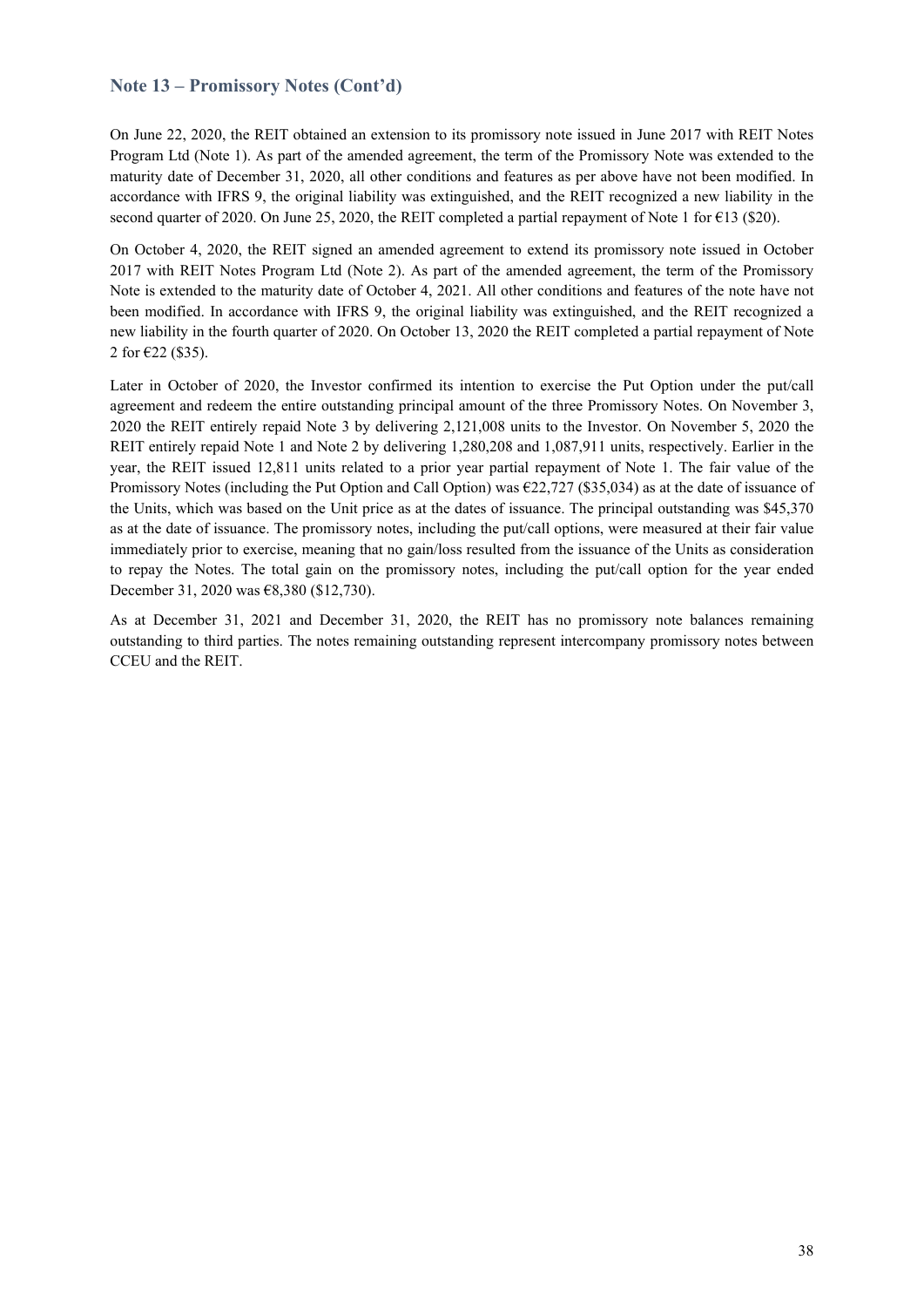## Note 13 – Promissory Notes (Cont'd)

On June 22, 2020, the REIT obtained an extension to its promissory note issued in June 2017 with REIT Notes Program Ltd (Note 1). As part of the amended agreement, the term of the Promissory Note was extended to the maturity date of December 31, 2020, all other conditions and features as per above have not been modified. In accordance with IFRS 9, the original liability was extinguished, and the REIT recognized a new liability in the second quarter of 2020. On June 25, 2020, the REIT completed a partial repayment of Note 1 for €13 ($20).

On October 4, 2020, the REIT signed an amended agreement to extend its promissory note issued in October 2017 with REIT Notes Program Ltd (Note 2). As part of the amended agreement, the term of the Promissory Note is extended to the maturity date of October 4, 2021. All other conditions and features of the note have not been modified. In accordance with IFRS 9, the original liability was extinguished, and the REIT recognized a new liability in the fourth quarter of 2020. On October 13, 2020 the REIT completed a partial repayment of Note 2 for €22 ($35).

Later in October of 2020, the Investor confirmed its intention to exercise the Put Option under the put/call agreement and redeem the entire outstanding principal amount of the three Promissory Notes. On November 3, 2020 the REIT entirely repaid Note 3 by delivering 2,121,008 units to the Investor. On November 5, 2020 the REIT entirely repaid Note 1 and Note 2 by delivering 1,280,208 and 1,087,911 units, respectively. Earlier in the year, the REIT issued 12,811 units related to a prior year partial repayment of Note 1. The fair value of the Promissory Notes (including the Put Option and Call Option) was €22,727 ($35,034) as at the date of issuance of the Units, which was based on the Unit price as at the dates of issuance. The principal outstanding was $45,370 as at the date of issuance. The promissory notes, including the put/call options, were measured at their fair value immediately prior to exercise, meaning that no gain/loss resulted from the issuance of the Units as consideration to repay the Notes. The total gain on the promissory notes, including the put/call option for the year ended December 31, 2020 was €8,380 ($12,730).

As at December 31, 2021 and December 31, 2020, the REIT has no promissory note balances remaining outstanding to third parties. The notes remaining outstanding represent intercompany promissory notes between CCEU and the REIT.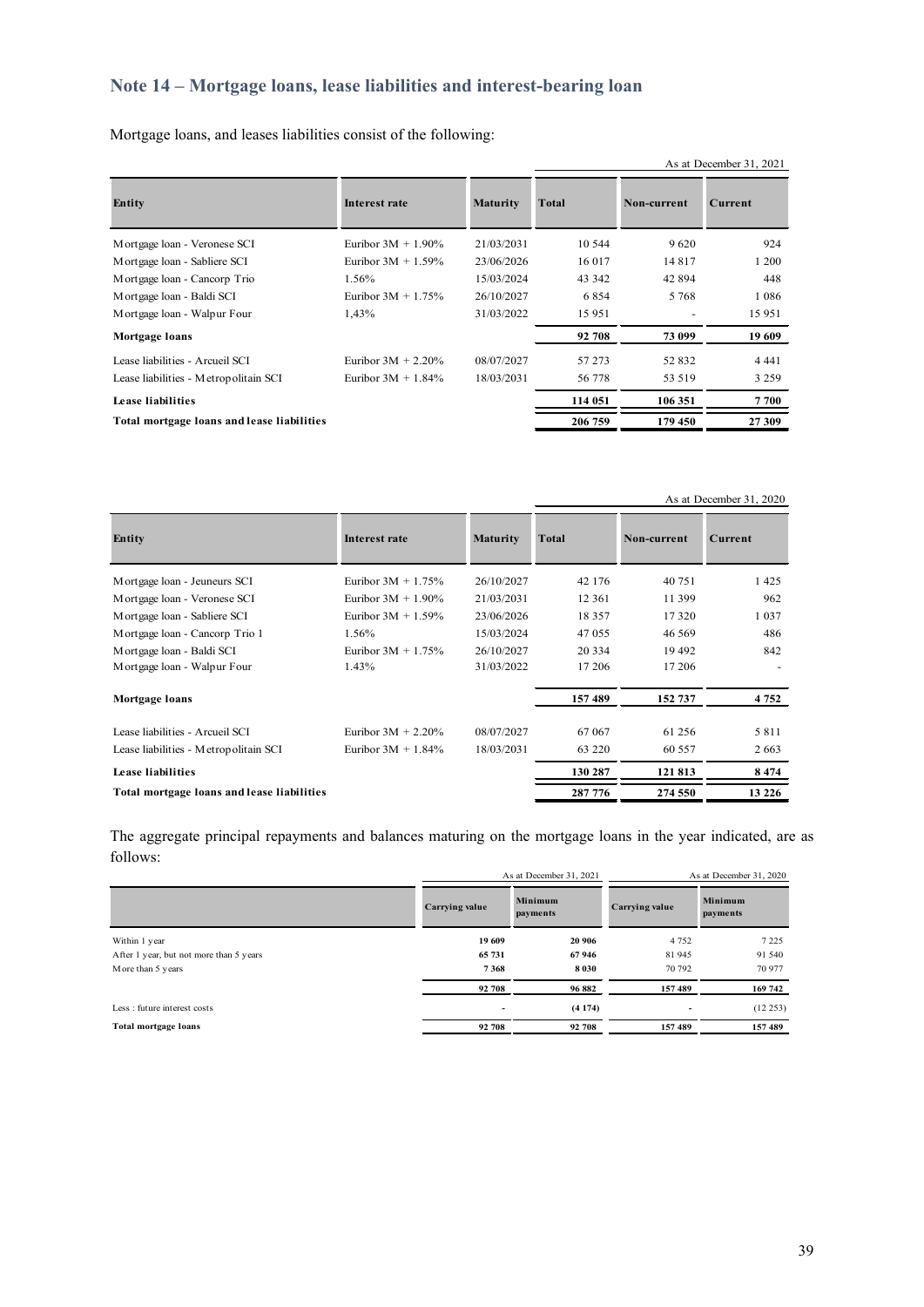## Note 14 – Mortgage loans, lease liabilities and interest-bearing loan

Mortgage loans, and leases liabilities consist of the following:

| | | | As at December 31, 2021 | | |
|---|---|---|---|---|---|
| **Entity** | **Interest rate** | **Maturity** | **Total** | **Non-current** | **Current** |
| Mortgage loan - Veronese SCI | Euribor 3M + 1.90% | 21/03/2031 | 10 544 | 9 620 | 924 |
| Mortgage loan - Sabliere SCI | Euribor 3M + 1.59% | 23/06/2026 | 16 017 | 14 817 | 1 200 |
| Mortgage loan - Cancorp Trio | 1.56% | 15/03/2024 | 43 342 | 42 894 | 448 |
| Mortgage loan - Baldi SCI | Euribor 3M + 1.75% | 26/10/2027 | 6 854 | 5 768 | 1 086 |
| Mortgage loan - Walpur Four | 1,43% | 31/03/2022 | 15 951 | - | 15 951 |
| **Mortgage loans** | | | **92 708** | **73 099** | **19 609** |
| Lease liabilities - Arcueil SCI | Euribor 3M + 2.20% | 08/07/2027 | 57 273 | 52 832 | 4 441 |
| Lease liabilities - Metropolitain SCI | Euribor 3M + 1.84% | 18/03/2031 | 56 778 | 53 519 | 3 259 |
| **Lease liabilities** | | | **114 051** | **106 351** | **7 700** |
| **Total mortgage loans and lease liabilities** | | | **206 759** | **179 450** | **27 309** |

| | | | As at December 31, 2020 | | |
|---|---|---|---|---|---|
| **Entity** | **Interest rate** | **Maturity** | **Total** | **Non-current** | **Current** |
| Mortgage loan - Jeuneurs SCI | Euribor 3M + 1.75% | 26/10/2027 | 42 176 | 40 751 | 1 425 |
| Mortgage loan - Veronese SCI | Euribor 3M + 1.90% | 21/03/2031 | 12 361 | 11 399 | 962 |
| Mortgage loan - Sabliere SCI | Euribor 3M + 1.59% | 23/06/2026 | 18 357 | 17 320 | 1 037 |
| Mortgage loan - Cancorp Trio 1 | 1.56% | 15/03/2024 | 47 055 | 46 569 | 486 |
| Mortgage loan - Baldi SCI | Euribor 3M + 1.75% | 26/10/2027 | 20 334 | 19 492 | 842 |
| Mortgage loan - Walpur Four | 1.43% | 31/03/2022 | 17 206 | 17 206 | - |
| **Mortgage loans** | | | **157 489** | **152 737** | **4 752** |
| Lease liabilities - Arcueil SCI | Euribor 3M + 2.20% | 08/07/2027 | 67 067 | 61 256 | 5 811 |
| Lease liabilities - Metropolitain SCI | Euribor 3M + 1.84% | 18/03/2031 | 63 220 | 60 557 | 2 663 |
| **Lease liabilities** | | | **130 287** | **121 813** | **8 474** |
| **Total mortgage loans and lease liabilities** | | | **287 776** | **274 550** | **13 226** |

The aggregate principal repayments and balances maturing on the mortgage loans in the year indicated, are as follows:

| | As at December 31, 2021 | | As at December 31, 2020 | |
|---|---|---|---|---|
| | **Carrying value** | **Minimum payments** | **Carrying value** | **Minimum payments** |
| Within 1 year | **19 609** | **20 906** | 4 752 | 7 225 |
| After 1 year, but not more than 5 years | **65 731** | **67 946** | 81 945 | 91 540 |
| More than 5 years | **7 368** | **8 030** | 70 792 | 70 977 |
| | **92 708** | **96 882** | **157 489** | **169 742** |
| Less : future interest costs | - | **(4 174)** | - | (12 253) |
| **Total mortgage loans** | **92 708** | **92 708** | **157 489** | **157 489** |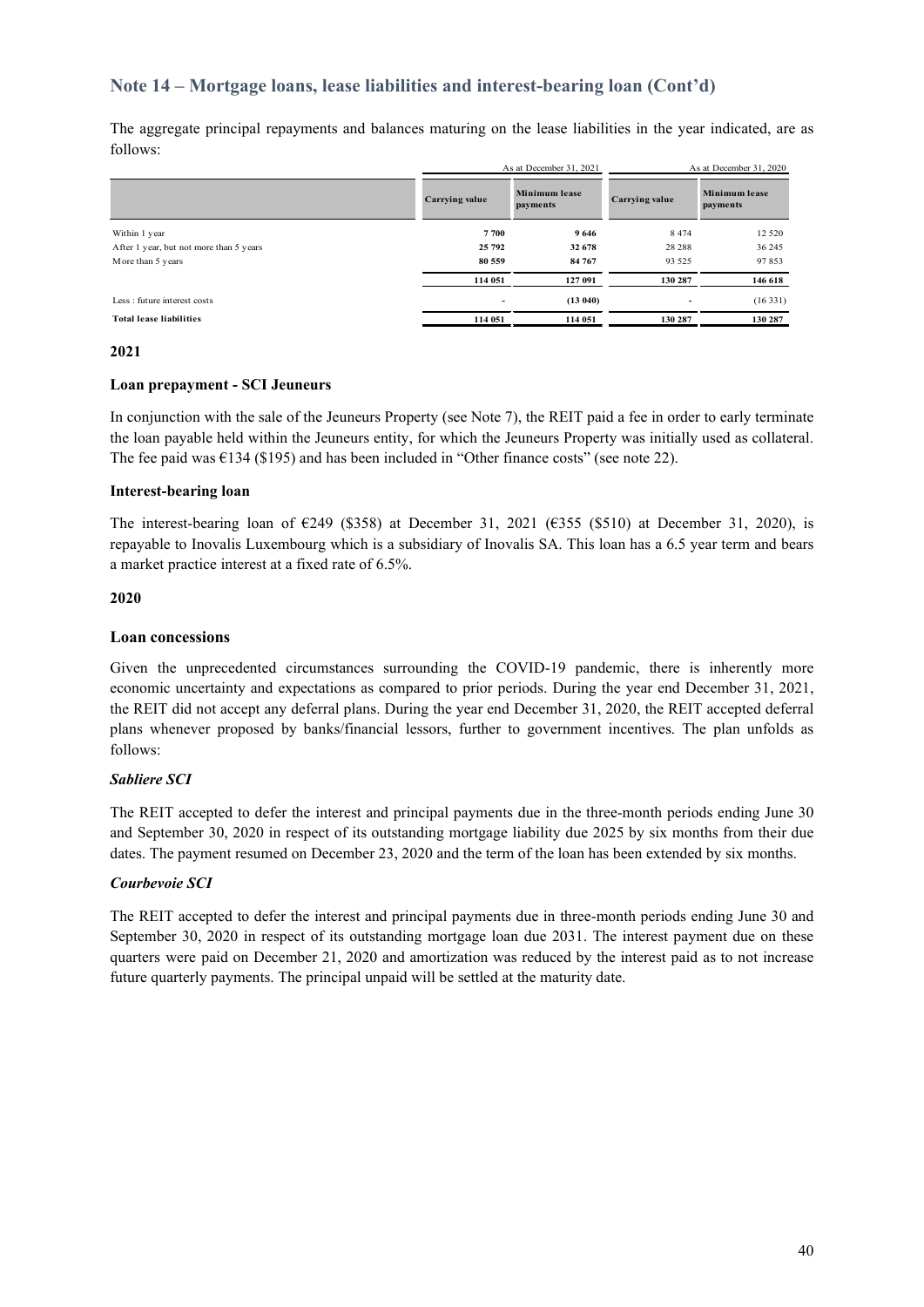## Note 14 – Mortgage loans, lease liabilities and interest-bearing loan (Cont'd)

The aggregate principal repayments and balances maturing on the lease liabilities in the year indicated, are as follows:

| | As at December 31, 2021 | | As at December 31, 2020 | |
|---|---|---|---|---|
| | **Carrying value** | **Minimum lease payments** | **Carrying value** | **Minimum lease payments** |
| Within 1 year | **7 700** | **9 646** | 8 474 | 12 520 |
| After 1 year, but not more than 5 years | **25 792** | **32 678** | 28 288 | 36 245 |
| More than 5 years | **80 559** | **84 767** | 93 525 | 97 853 |
| | **114 051** | **127 091** | **130 287** | **146 618** |
| Less : future interest costs | **-** | **(13 040)** | - | (16 331) |
| **Total lease liabilities** | **114 051** | **114 051** | **130 287** | **130 287** |

### 2021

#### Loan prepayment - SCI Jeuneurs

In conjunction with the sale of the Jeuneurs Property (see Note 7), the REIT paid a fee in order to early terminate the loan payable held within the Jeuneurs entity, for which the Jeuneurs Property was initially used as collateral. The fee paid was €134 ($195) and has been included in "Other finance costs" (see note 22).

#### Interest-bearing loan

The interest-bearing loan of €249 ($358) at December 31, 2021 (€355 ($510) at December 31, 2020), is repayable to Inovalis Luxembourg which is a subsidiary of Inovalis SA. This loan has a 6.5 year term and bears a market practice interest at a fixed rate of 6.5%.

### 2020

#### Loan concessions

Given the unprecedented circumstances surrounding the COVID-19 pandemic, there is inherently more economic uncertainty and expectations as compared to prior periods. During the year end December 31, 2021, the REIT did not accept any deferral plans. During the year end December 31, 2020, the REIT accepted deferral plans whenever proposed by banks/financial lessors, further to government incentives. The plan unfolds as follows:

***Sabliere SCI***

The REIT accepted to defer the interest and principal payments due in the three-month periods ending June 30 and September 30, 2020 in respect of its outstanding mortgage liability due 2025 by six months from their due dates. The payment resumed on December 23, 2020 and the term of the loan has been extended by six months.

***Courbevoie SCI***

The REIT accepted to defer the interest and principal payments due in three-month periods ending June 30 and September 30, 2020 in respect of its outstanding mortgage loan due 2031. The interest payment due on these quarters were paid on December 21, 2020 and amortization was reduced by the interest paid as to not increase future quarterly payments. The principal unpaid will be settled at the maturity date.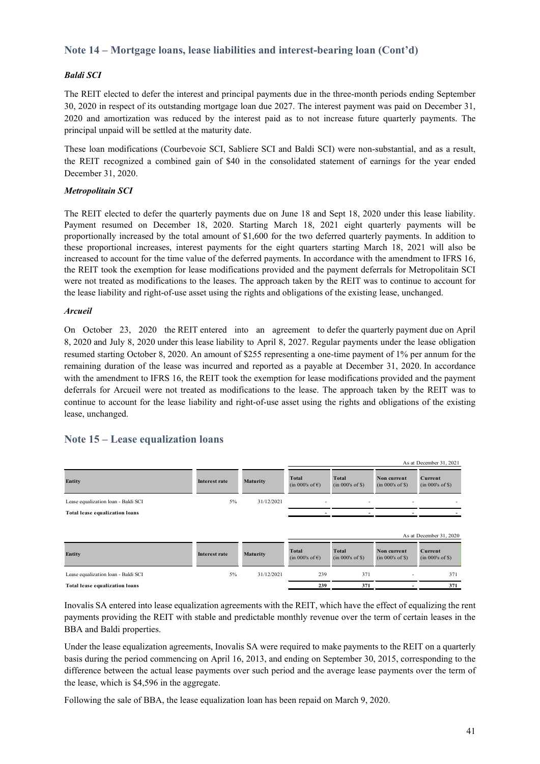## Note 14 – Mortgage loans, lease liabilities and interest-bearing loan (Cont'd)

***Baldi SCI***

The REIT elected to defer the interest and principal payments due in the three-month periods ending September 30, 2020 in respect of its outstanding mortgage loan due 2027. The interest payment was paid on December 31, 2020 and amortization was reduced by the interest paid as to not increase future quarterly payments. The principal unpaid will be settled at the maturity date.

These loan modifications (Courbevoie SCI, Sabliere SCI and Baldi SCI) were non-substantial, and as a result, the REIT recognized a combined gain of $40 in the consolidated statement of earnings for the year ended December 31, 2020.

***Metropolitain SCI***

The REIT elected to defer the quarterly payments due on June 18 and Sept 18, 2020 under this lease liability. Payment resumed on December 18, 2020. Starting March 18, 2021 eight quarterly payments will be proportionally increased by the total amount of $1,600 for the two deferred quarterly payments. In addition to these proportional increases, interest payments for the eight quarters starting March 18, 2021 will also be increased to account for the time value of the deferred payments. In accordance with the amendment to IFRS 16, the REIT took the exemption for lease modifications provided and the payment deferrals for Metropolitain SCI were not treated as modifications to the leases. The approach taken by the REIT was to continue to account for the lease liability and right-of-use asset using the rights and obligations of the existing lease, unchanged.

***Arcueil***

On October 23, 2020 the REIT entered into an agreement to defer the quarterly payment due on April 8, 2020 and July 8, 2020 under this lease liability to April 8, 2027. Regular payments under the lease obligation resumed starting October 8, 2020. An amount of $255 representing a one-time payment of 1% per annum for the remaining duration of the lease was incurred and reported as a payable at December 31, 2020. In accordance with the amendment to IFRS 16, the REIT took the exemption for lease modifications provided and the payment deferrals for Arcueil were not treated as modifications to the lease. The approach taken by the REIT was to continue to account for the lease liability and right-of-use asset using the rights and obligations of the existing lease, unchanged.

## Note 15 – Lease equalization loans

As at December 31, 2021

| Entity | Interest rate | Maturity | Total (in 000's of €) | Total (in 000's of $) | Non current (in 000's of $) | Current (in 000's of $) |
|---|---|---|---|---|---|---|
| Lease equalization loan - Baldi SCI | 5% | 31/12/2021 | - | - | - | - |
| **Total lease equalization loans** | | | **-** | **-** | **-** | **-** |

As at December 31, 2020

| Entity | Interest rate | Maturity | Total (in 000's of €) | Total (in 000's of $) | Non current (in 000's of $) | Current (in 000's of $) |
|---|---|---|---|---|---|---|
| Lease equalization loan - Baldi SCI | 5% | 31/12/2021 | 239 | 371 | - | 371 |
| **Total lease equalization loans** | | | **239** | **371** | **-** | **371** |

Inovalis SA entered into lease equalization agreements with the REIT, which have the effect of equalizing the rent payments providing the REIT with stable and predictable monthly revenue over the term of certain leases in the BBA and Baldi properties.

Under the lease equalization agreements, Inovalis SA were required to make payments to the REIT on a quarterly basis during the period commencing on April 16, 2013, and ending on September 30, 2015, corresponding to the difference between the actual lease payments over such period and the average lease payments over the term of the lease, which is $4,596 in the aggregate.

Following the sale of BBA, the lease equalization loan has been repaid on March 9, 2020.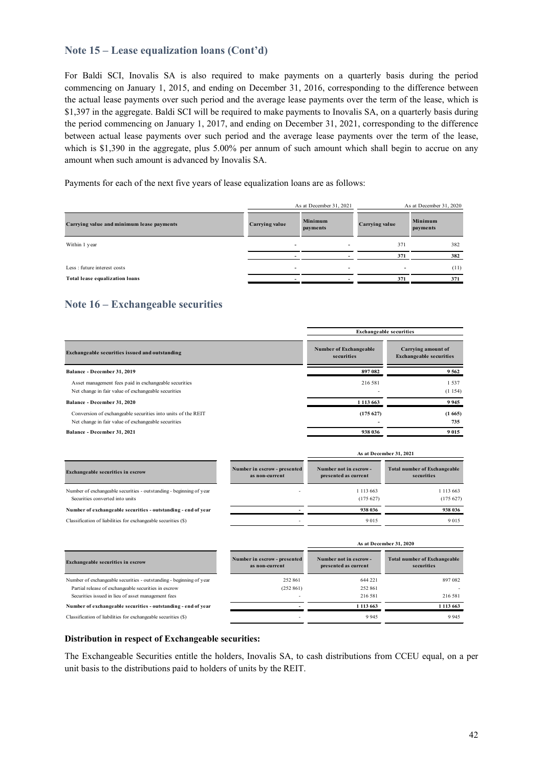## Note 15 – Lease equalization loans (Cont'd)

For Baldi SCI, Inovalis SA is also required to make payments on a quarterly basis during the period commencing on January 1, 2015, and ending on December 31, 2016, corresponding to the difference between the actual lease payments over such period and the average lease payments over the term of the lease, which is \$1,397 in the aggregate. Baldi SCI will be required to make payments to Inovalis SA, on a quarterly basis during the period commencing on January 1, 2017, and ending on December 31, 2021, corresponding to the difference between actual lease payments over such period and the average lease payments over the term of the lease, which is \$1,390 in the aggregate, plus 5.00% per annum of such amount which shall begin to accrue on any amount when such amount is advanced by Inovalis SA.

Payments for each of the next five years of lease equalization loans are as follows:

| | As at December 31, 2021 | | As at December 31, 2020 | |
|---|---|---|---|---|
| **Carrying value and minimum lease payments** | **Carrying value** | **Minimum payments** | **Carrying value** | **Minimum payments** |
| Within 1 year | - | - | 371 | 382 |
| | **-** | **-** | **371** | **382** |
| Less : future interest costs | - | - | - | (11) |
| **Total lease equalization loans** | **-** | **-** | **371** | **371** |

## Note 16 – Exchangeable securities

| | Exchangeable securities | |
|---|---|---|
| **Exchangeable securities issued and outstanding** | **Number of Exchangeable securities** | **Carrying amount of Exchangeable securities** |
| **Balance - December 31, 2019** | **897 082** | **9 562** |
| Asset management fees paid in exchangeable securities | 216 581 | 1 537 |
| Net change in fair value of exchangeable securities | - | (1 154) |
| **Balance - December 31, 2020** | **1 113 663** | **9 945** |
| Conversion of exchangeable securities into units of the REIT | **(175 627)** | **(1 665)** |
| Net change in fair value of exchangeable securities | **-** | **735** |
| **Balance - December 31, 2021** | **938 036** | **9 015** |

| | As at December 31, 2021 | | |
|---|---|---|---|
| **Exchangeable securities in escrow** | **Number in escrow - presented as non-current** | **Number not in escrow - presented as current** | **Total number of Exchangeable securities** |
| Number of exchangeable securities - outstanding - beginning of year | - | 1 113 663 | 1 113 663 |
| Securities converted into units | | (175 627) | (175 627) |
| **Number of exchangeable securities - outstanding - end of year** | **-** | **938 036** | **938 036** |
| Classification of liabilities for exchangeable securities (\$) | - | 9 015 | 9 015 |

| | As at December 31, 2020 | | |
|---|---|---|---|
| **Exchangeable securities in escrow** | **Number in escrow - presented as non-current** | **Number not in escrow - presented as current** | **Total number of Exchangeable securities** |
| Number of exchangeable securities - outstanding - beginning of year | 252 861 | 644 221 | 897 082 |
| Partial release of exchangeable securities in escrow | (252 861) | 252 861 | - |
| Securities issued in lieu of asset management fees | - | 216 581 | 216 581 |
| **Number of exchangeable securities - outstanding - end of year** | **-** | **1 113 663** | **1 113 663** |
| Classification of liabilities for exchangeable securities (\$) | - | 9 945 | 9 945 |

**Distribution in respect of Exchangeable securities:**

The Exchangeable Securities entitle the holders, Inovalis SA, to cash distributions from CCEU equal, on a per unit basis to the distributions paid to holders of units by the REIT.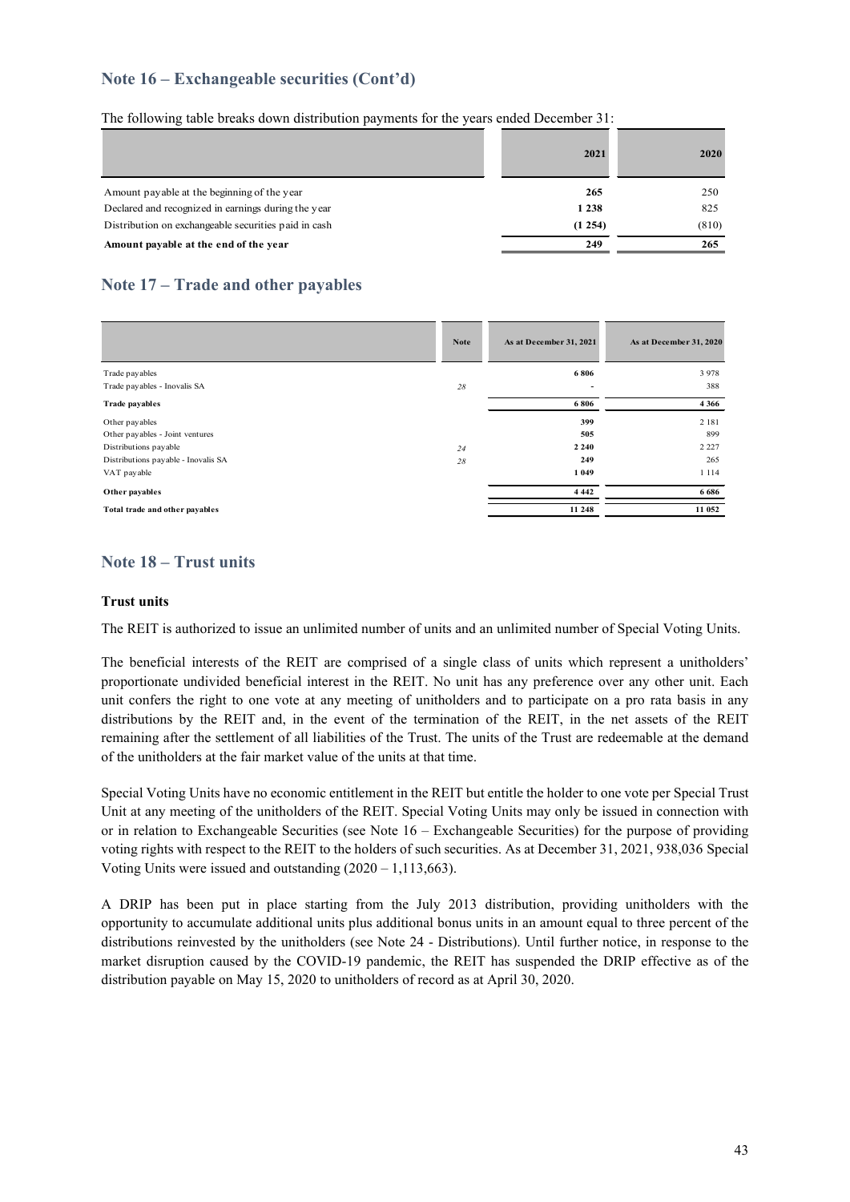## Note 16 – Exchangeable securities (Cont'd)

The following table breaks down distribution payments for the years ended December 31:

| | 2021 | 2020 |
|---|---|---|
| Amount payable at the beginning of the year | **265** | 250 |
| Declared and recognized in earnings during the year | **1 238** | 825 |
| Distribution on exchangeable securities paid in cash | **(1 254)** | (810) |
| **Amount payable at the end of the year** | **249** | **265** |

## Note 17 – Trade and other payables

| | Note | As at December 31, 2021 | As at December 31, 2020 |
|---|---|---|---|
| Trade payables | | **6 806** | 3 978 |
| Trade payables - Inovalis SA | *28* | **-** | 388 |
| **Trade payables** | | **6 806** | **4 366** |
| Other payables | | **399** | 2 181 |
| Other payables - Joint ventures | | **505** | 899 |
| Distributions payable | *24* | **2 240** | 2 227 |
| Distributions payable - Inovalis SA | *28* | **249** | 265 |
| VAT payable | | **1 049** | 1 114 |
| **Other payables** | | **4 442** | **6 686** |
| **Total trade and other payables** | | **11 248** | **11 052** |

## Note 18 – Trust units

### Trust units

The REIT is authorized to issue an unlimited number of units and an unlimited number of Special Voting Units.

The beneficial interests of the REIT are comprised of a single class of units which represent a unitholders' proportionate undivided beneficial interest in the REIT. No unit has any preference over any other unit. Each unit confers the right to one vote at any meeting of unitholders and to participate on a pro rata basis in any distributions by the REIT and, in the event of the termination of the REIT, in the net assets of the REIT remaining after the settlement of all liabilities of the Trust. The units of the Trust are redeemable at the demand of the unitholders at the fair market value of the units at that time.

Special Voting Units have no economic entitlement in the REIT but entitle the holder to one vote per Special Trust Unit at any meeting of the unitholders of the REIT. Special Voting Units may only be issued in connection with or in relation to Exchangeable Securities (see Note 16 – Exchangeable Securities) for the purpose of providing voting rights with respect to the REIT to the holders of such securities. As at December 31, 2021, 938,036 Special Voting Units were issued and outstanding (2020 – 1,113,663).

A DRIP has been put in place starting from the July 2013 distribution, providing unitholders with the opportunity to accumulate additional units plus additional bonus units in an amount equal to three percent of the distributions reinvested by the unitholders (see Note 24 - Distributions). Until further notice, in response to the market disruption caused by the COVID-19 pandemic, the REIT has suspended the DRIP effective as of the distribution payable on May 15, 2020 to unitholders of record as at April 30, 2020.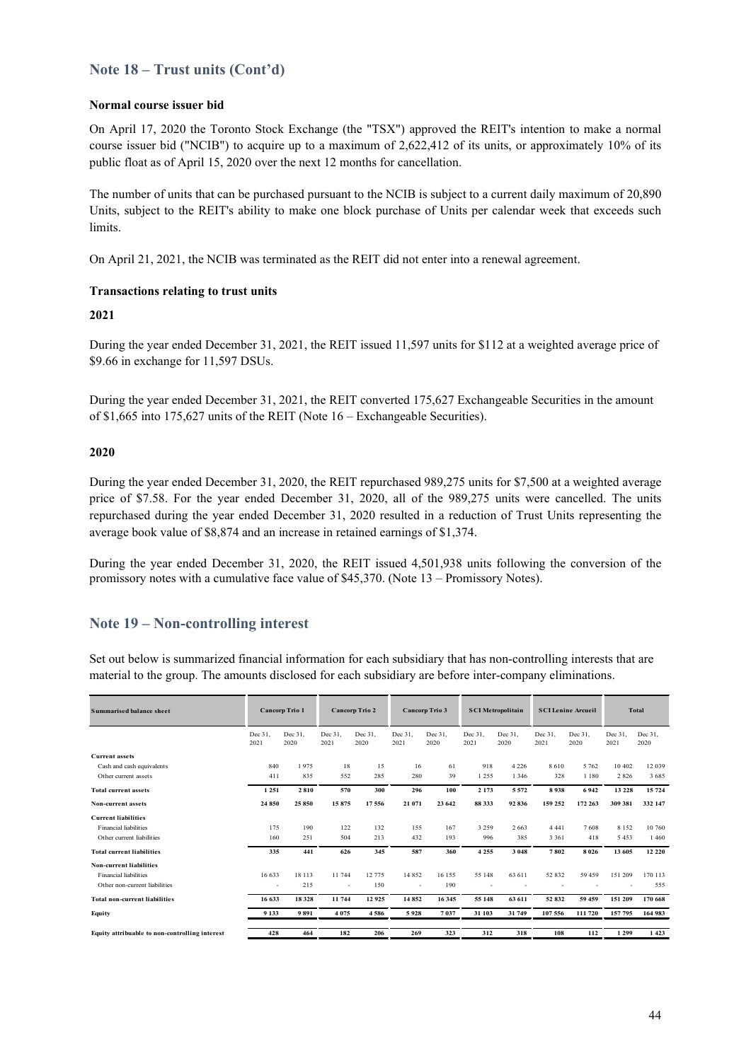## Note 18 – Trust units (Cont'd)

**Normal course issuer bid**

On April 17, 2020 the Toronto Stock Exchange (the "TSX") approved the REIT's intention to make a normal course issuer bid ("NCIB") to acquire up to a maximum of 2,622,412 of its units, or approximately 10% of its public float as of April 15, 2020 over the next 12 months for cancellation.

The number of units that can be purchased pursuant to the NCIB is subject to a current daily maximum of 20,890 Units, subject to the REIT's ability to make one block purchase of Units per calendar week that exceeds such limits.

On April 21, 2021, the NCIB was terminated as the REIT did not enter into a renewal agreement.

**Transactions relating to trust units**

**2021**

During the year ended December 31, 2021, the REIT issued 11,597 units for $112 at a weighted average price of $9.66 in exchange for 11,597 DSUs.

During the year ended December 31, 2021, the REIT converted 175,627 Exchangeable Securities in the amount of $1,665 into 175,627 units of the REIT (Note 16 – Exchangeable Securities).

**2020**

During the year ended December 31, 2020, the REIT repurchased 989,275 units for $7,500 at a weighted average price of $7.58. For the year ended December 31, 2020, all of the 989,275 units were cancelled. The units repurchased during the year ended December 31, 2020 resulted in a reduction of Trust Units representing the average book value of $8,874 and an increase in retained earnings of $1,374.

During the year ended December 31, 2020, the REIT issued 4,501,938 units following the conversion of the promissory notes with a cumulative face value of $45,370. (Note 13 – Promissory Notes).

## Note 19 – Non-controlling interest

Set out below is summarized financial information for each subsidiary that has non-controlling interests that are material to the group. The amounts disclosed for each subsidiary are before inter-company eliminations.

| **Summarised balance sheet** | **Cancorp Trio 1** | | **Cancorp Trio 2** | | **Cancorp Trio 3** | | **SCI Metropolitain** | | **SCI Lenine Arcueil** | | **Total** | |
|---|---|---|---|---|---|---|---|---|---|---|---|---|
| | Dec 31, 2021 | Dec 31, 2020 | Dec 31, 2021 | Dec 31, 2020 | Dec 31, 2021 | Dec 31, 2020 | Dec 31, 2021 | Dec 31, 2020 | Dec 31, 2021 | Dec 31, 2020 | Dec 31, 2021 | Dec 31, 2020 |
| **Current assets** | | | | | | | | | | | | |
| Cash and cash equivalents | 840 | 1 975 | 18 | 15 | 16 | 61 | 918 | 4 226 | 8 610 | 5 762 | 10 402 | 12 039 |
| Other current assets | 411 | 835 | 552 | 285 | 280 | 39 | 1 255 | 1 346 | 328 | 1 180 | 2 826 | 3 685 |
| **Total current assets** | **1 251** | **2 810** | **570** | **300** | **296** | **100** | **2 173** | **5 572** | **8 938** | **6 942** | **13 228** | **15 724** |
| **Non-current assets** | **24 850** | **25 850** | **15 875** | **17 556** | **21 071** | **23 642** | **88 333** | **92 836** | **159 252** | **172 263** | **309 381** | **332 147** |
| **Current liabilities** | | | | | | | | | | | | |
| Financial liabilities | 175 | 190 | 122 | 132 | 155 | 167 | 3 259 | 2 663 | 4 441 | 7 608 | 8 152 | 10 760 |
| Other current liabilities | 160 | 251 | 504 | 213 | 432 | 193 | 996 | 385 | 3 361 | 418 | 5 453 | 1 460 |
| **Total current liabilities** | **335** | **441** | **626** | **345** | **587** | **360** | **4 255** | **3 048** | **7 802** | **8 026** | **13 605** | **12 220** |
| **Non-current liabilities** | | | | | | | | | | | | |
| Financial liabilities | 16 633 | 18 113 | 11 744 | 12 775 | 14 852 | 16 155 | 55 148 | 63 611 | 52 832 | 59 459 | 151 209 | 170 113 |
| Other non-current liabilities | - | 215 | - | 150 | - | 190 | - | - | - | - | - | 555 |
| **Total non-current liabilities** | **16 633** | **18 328** | **11 744** | **12 925** | **14 852** | **16 345** | **55 148** | **63 611** | **52 832** | **59 459** | **151 209** | **170 668** |
| **Equity** | **9 133** | **9 891** | **4 075** | **4 586** | **5 928** | **7 037** | **31 103** | **31 749** | **107 556** | **111 720** | **157 795** | **164 983** |
| **Equity attribuable to non-controlling interest** | **428** | **464** | **182** | **206** | **269** | **323** | **312** | **318** | **108** | **112** | **1 299** | **1 423** |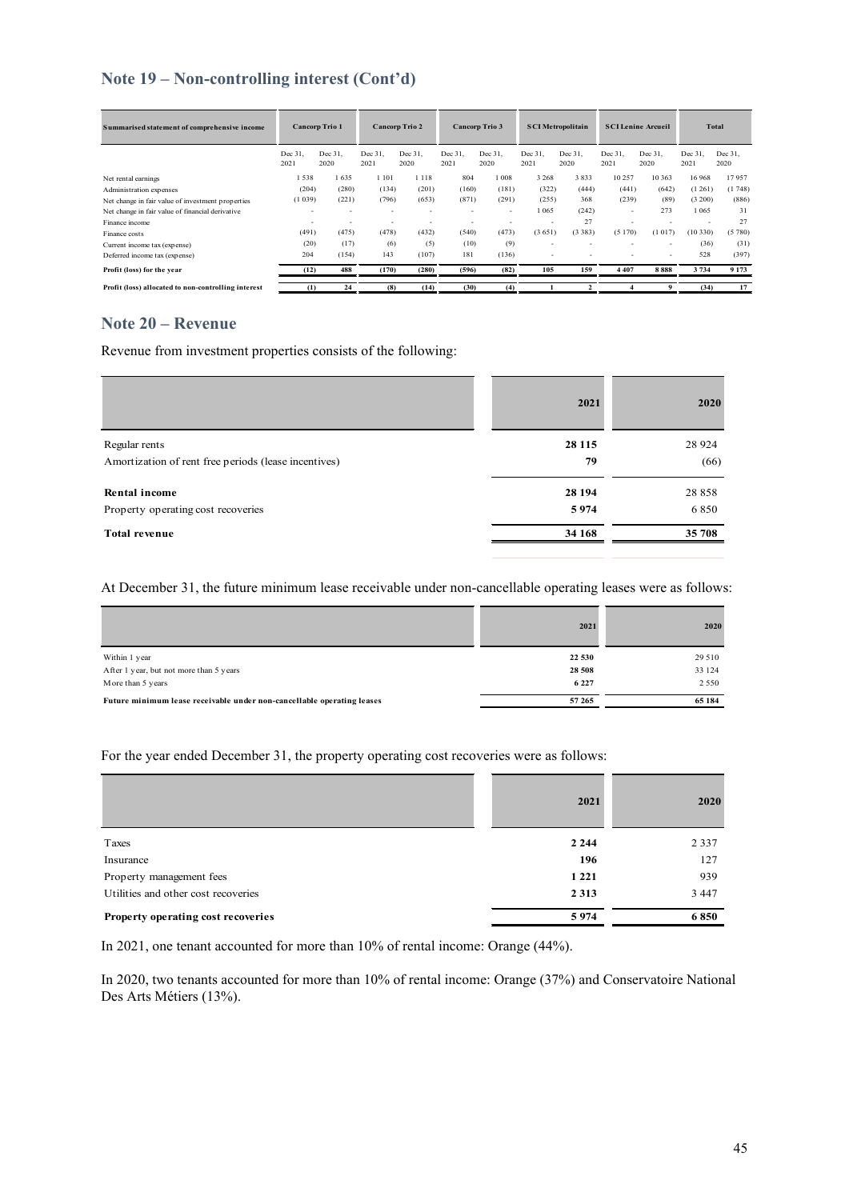## Note 19 – Non-controlling interest (Cont'd)

| Summarised statement of comprehensive income | Cancorp Trio 1 | | Cancorp Trio 2 | | Cancorp Trio 3 | | SCI Metropolitain | | SCI Lenine Arcueil | | Total | |
|---|---|---|---|---|---|---|---|---|---|---|---|---|
| | Dec 31, 2021 | Dec 31, 2020 | Dec 31, 2021 | Dec 31, 2020 | Dec 31, 2021 | Dec 31, 2020 | Dec 31, 2021 | Dec 31, 2020 | Dec 31, 2021 | Dec 31, 2020 | Dec 31, 2021 | Dec 31, 2020 |
| Net rental earnings | 1 538 | 1 635 | 1 101 | 1 118 | 804 | 1 008 | 3 268 | 3 833 | 10 257 | 10 363 | 16 968 | 17 957 |
| Administration expenses | (204) | (280) | (134) | (201) | (160) | (181) | (322) | (444) | (441) | (642) | (1 261) | (1 748) |
| Net change in fair value of investment properties | (1 039) | (221) | (796) | (653) | (871) | (291) | (255) | 368 | (239) | (89) | (3 200) | (886) |
| Net change in fair value of financial derivative | - | - | - | - | - | - | 1 065 | (242) | - | 273 | 1 065 | 31 |
| Finance income | - | - | - | - | - | - | - | 27 | - | - | - | 27 |
| Finance costs | (491) | (475) | (478) | (432) | (540) | (473) | (3 651) | (3 383) | (5 170) | (1 017) | (10 330) | (5 780) |
| Current income tax (expense) | (20) | (17) | (6) | (5) | (10) | (9) | - | - | - | - | (36) | (31) |
| Deferred income tax (expense) | 204 | (154) | 143 | (107) | 181 | (136) | - | - | - | - | 528 | (397) |
| **Profit (loss) for the year** | **(12)** | **488** | **(170)** | **(280)** | **(596)** | **(82)** | **105** | **159** | **4 407** | **8 888** | **3 734** | **9 173** |
| **Profit (loss) allocated to non-controlling interest** | **(1)** | **24** | **(8)** | **(14)** | **(30)** | **(4)** | **1** | **2** | **4** | **9** | **(34)** | **17** |

## Note 20 – Revenue

Revenue from investment properties consists of the following:

| | 2021 | 2020 |
|---|---|---|
| Regular rents | **28 115** | 28 924 |
| Amortization of rent free periods (lease incentives) | **79** | (66) |
| **Rental income** | **28 194** | 28 858 |
| Property operating cost recoveries | **5 974** | 6 850 |
| **Total revenue** | **34 168** | **35 708** |

At December 31, the future minimum lease receivable under non-cancellable operating leases were as follows:

| | 2021 | 2020 |
|---|---|---|
| Within 1 year | **22 530** | 29 510 |
| After 1 year, but not more than 5 years | **28 508** | 33 124 |
| More than 5 years | **6 227** | 2 550 |
| **Future minimum lease receivable under non-cancellable operating leases** | **57 265** | **65 184** |

For the year ended December 31, the property operating cost recoveries were as follows:

| | 2021 | 2020 |
|---|---|---|
| Taxes | **2 244** | 2 337 |
| Insurance | **196** | 127 |
| Property management fees | **1 221** | 939 |
| Utilities and other cost recoveries | **2 313** | 3 447 |
| **Property operating cost recoveries** | **5 974** | **6 850** |

In 2021, one tenant accounted for more than 10% of rental income: Orange (44%).

In 2020, two tenants accounted for more than 10% of rental income: Orange (37%) and Conservatoire National Des Arts Métiers (13%).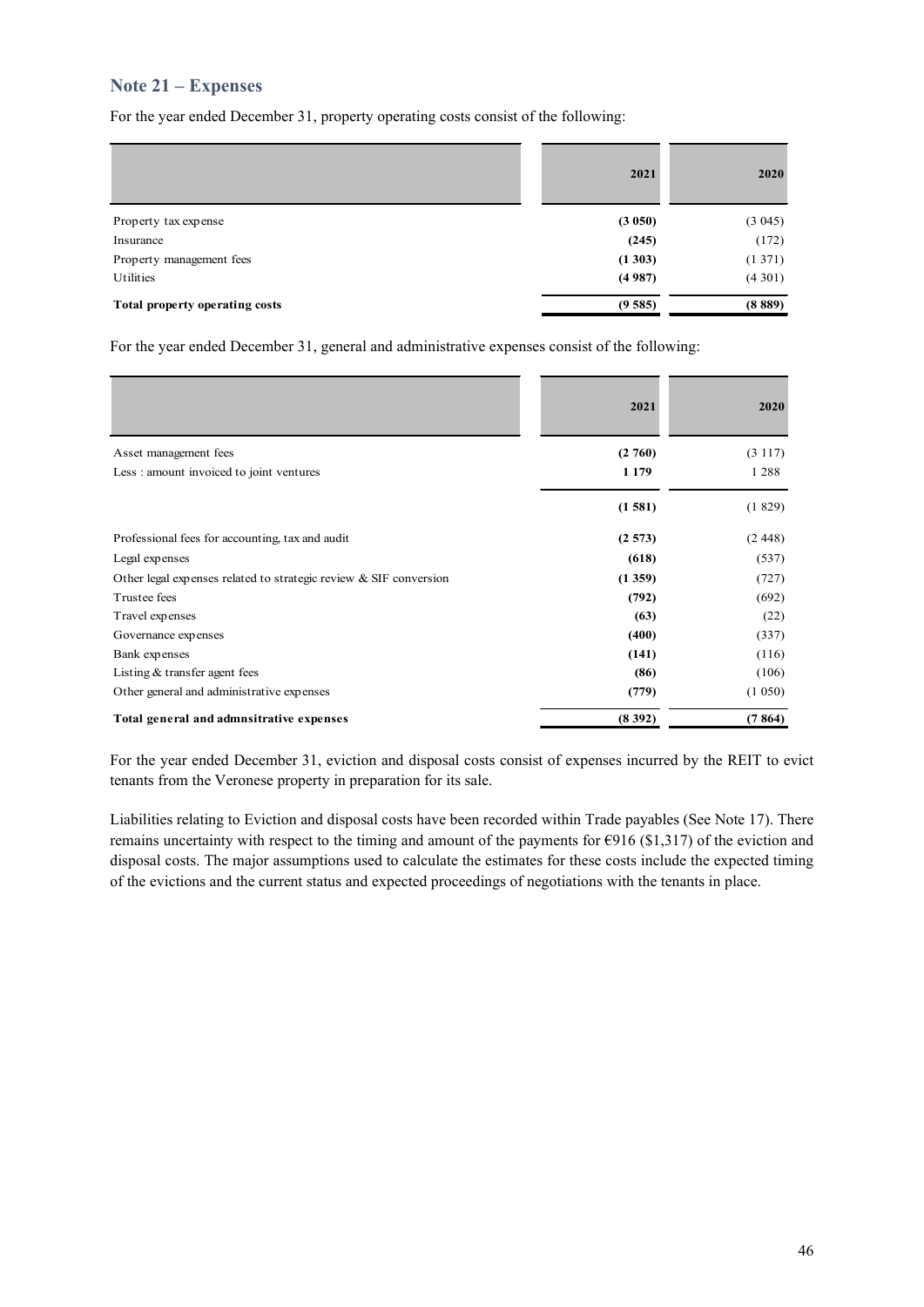## Note 21 – Expenses

For the year ended December 31, property operating costs consist of the following:

| | 2021 | 2020 |
|---|---|---|
| Property tax expense | **(3 050)** | (3 045) |
| Insurance | **(245)** | (172) |
| Property management fees | **(1 303)** | (1 371) |
| Utilities | **(4 987)** | (4 301) |
| **Total property operating costs** | **(9 585)** | **(8 889)** |

For the year ended December 31, general and administrative expenses consist of the following:

| | 2021 | 2020 |
|---|---|---|
| Asset management fees | **(2 760)** | (3 117) |
| Less : amount invoiced to joint ventures | **1 179** | 1 288 |
| | **(1 581)** | (1 829) |
| Professional fees for accounting, tax and audit | **(2 573)** | (2 448) |
| Legal expenses | **(618)** | (537) |
| Other legal expenses related to strategic review & SIF conversion | **(1 359)** | (727) |
| Trustee fees | **(792)** | (692) |
| Travel expenses | **(63)** | (22) |
| Governance expenses | **(400)** | (337) |
| Bank expenses | **(141)** | (116) |
| Listing & transfer agent fees | **(86)** | (106) |
| Other general and administrative expenses | **(779)** | (1 050) |
| **Total general and admnsitrative expenses** | **(8 392)** | **(7 864)** |

For the year ended December 31, eviction and disposal costs consist of expenses incurred by the REIT to evict tenants from the Veronese property in preparation for its sale.

Liabilities relating to Eviction and disposal costs have been recorded within Trade payables (See Note 17). There remains uncertainty with respect to the timing and amount of the payments for €916 ($1,317) of the eviction and disposal costs. The major assumptions used to calculate the estimates for these costs include the expected timing of the evictions and the current status and expected proceedings of negotiations with the tenants in place.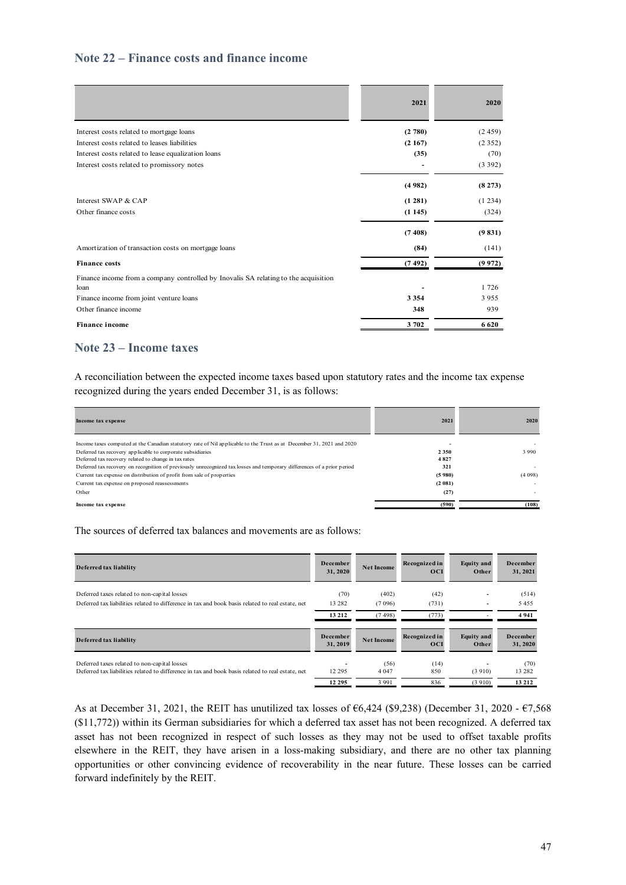## Note 22 – Finance costs and finance income

| | 2021 | 2020 |
|---|---|---|
| Interest costs related to mortgage loans | **(2 780)** | (2 459) |
| Interest costs related to leases liabilities | **(2 167)** | (2 352) |
| Interest costs related to lease equalization loans | **(35)** | (70) |
| Interest costs related to promissory notes | **-** | (3 392) |
| | **(4 982)** | **(8 273)** |
| Interest SWAP & CAP | **(1 281)** | (1 234) |
| Other finance costs | **(1 145)** | (324) |
| | **(7 408)** | **(9 831)** |
| Amortization of transaction costs on mortgage loans | **(84)** | (141) |
| **Finance costs** | **(7 492)** | **(9 972)** |
| Finance income from a company controlled by Inovalis SA relating to the acquisition loan | **-** | 1 726 |
| Finance income from joint venture loans | **3 354** | 3 955 |
| Other finance income | **348** | 939 |
| **Finance income** | **3 702** | **6 620** |

## Note 23 – Income taxes

A reconciliation between the expected income taxes based upon statutory rates and the income tax expense recognized during the years ended December 31, is as follows:

| Income tax expense | 2021 | 2020 |
|---|---|---|
| Income taxes computed at the Canadian statutory rate of Nil applicable to the Trust as at December 31, 2021 and 2020 | - | - |
| Deferred tax recovery applicable to corporate subsidiaries | **2 350** | 3 990 |
| Deferred tax recovery related to change in tax rates | **4 827** | |
| Deferred tax recovery on recognition of previously unrecognized tax losses and temporary differences of a prior period | **321** | - |
| Current tax expense on distribution of profit from sale of properties | **(5 980)** | (4 098) |
| Current tax expense on proposed reassessments | **(2 081)** | - |
| Other | **(27)** | - |
| **Income tax expense** | **(590)** | **(108)** |

The sources of deferred tax balances and movements are as follows:

| Deferred tax liability | December 31, 2020 | Net Income | Recognized in OCI | Equity and Other | December 31, 2021 |
|---|---|---|---|---|---|
| Deferred taxes related to non-capital losses | (70) | (402) | (42) | - | (514) |
| Deferred tax liabilities related to difference in tax and book basis related to real estate, net | 13 282 | (7 096) | (731) | - | 5 455 |
| | **13 212** | (7 498) | (773) | - | **4 941** |

| Deferred tax liability | December 31, 2019 | Net Income | Recognized in OCI | Equity and Other | December 31, 2020 |
|---|---|---|---|---|---|
| Deferred taxes related to non-capital losses | - | (56) | (14) | - | (70) |
| Deferred tax liabilities related to difference in tax and book basis related to real estate, net | 12 295 | 4 047 | 850 | (3 910) | 13 282 |
| | **12 295** | 3 991 | 836 | (3 910) | **13 212** |

As at December 31, 2021, the REIT has unutilized tax losses of €6,424 ($9,238) (December 31, 2020 - €7,568 ($11,772)) within its German subsidiaries for which a deferred tax asset has not been recognized. A deferred tax asset has not been recognized in respect of such losses as they may not be used to offset taxable profits elsewhere in the REIT, they have arisen in a loss-making subsidiary, and there are no other tax planning opportunities or other convincing evidence of recoverability in the near future. These losses can be carried forward indefinitely by the REIT.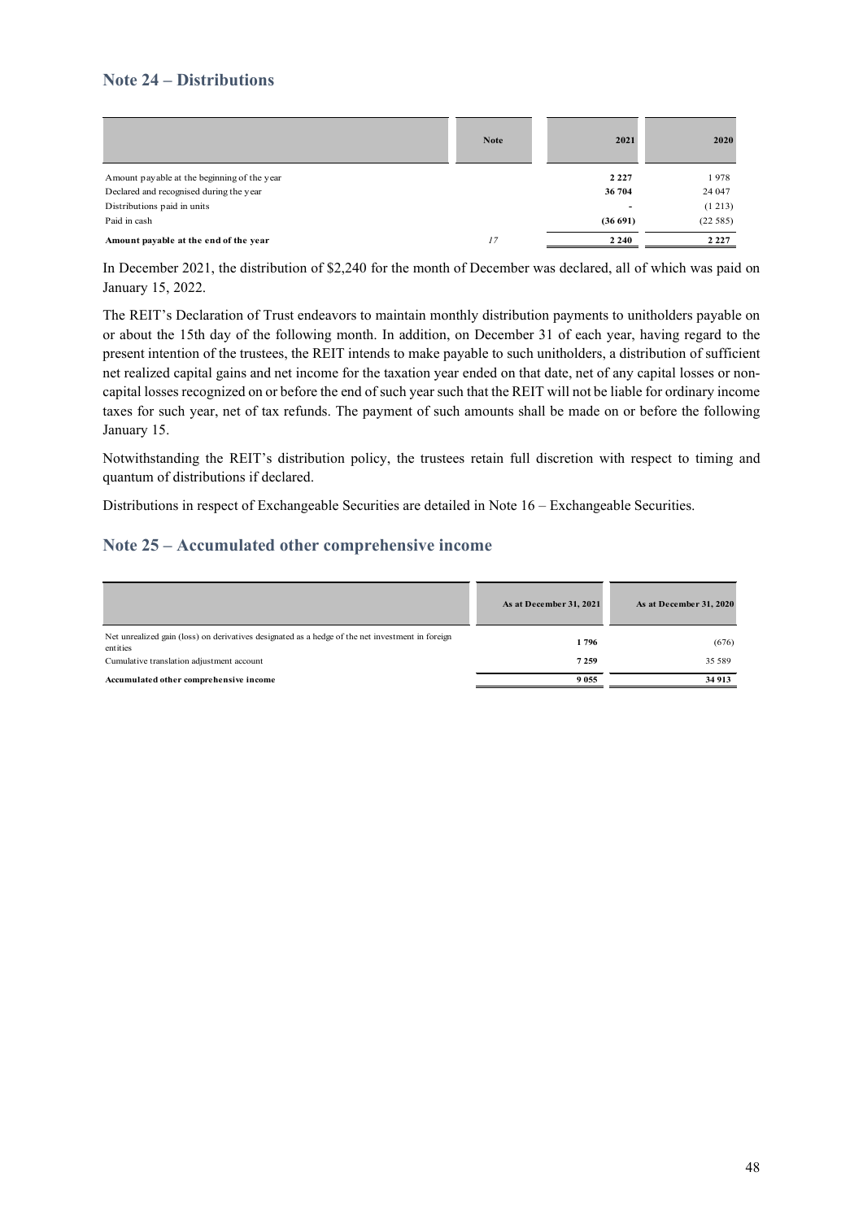## Note 24 – Distributions

| | Note | 2021 | 2020 |
|---|---|---|---|
| Amount payable at the beginning of the year | | **2 227** | 1 978 |
| Declared and recognised during the year | | **36 704** | 24 047 |
| Distributions paid in units | | **-** | (1 213) |
| Paid in cash | | **(36 691)** | (22 585) |
| **Amount payable at the end of the year** | *17* | **2 240** | **2 227** |

In December 2021, the distribution of $2,240 for the month of December was declared, all of which was paid on January 15, 2022.

The REIT's Declaration of Trust endeavors to maintain monthly distribution payments to unitholders payable on or about the 15th day of the following month. In addition, on December 31 of each year, having regard to the present intention of the trustees, the REIT intends to make payable to such unitholders, a distribution of sufficient net realized capital gains and net income for the taxation year ended on that date, net of any capital losses or non-capital losses recognized on or before the end of such year such that the REIT will not be liable for ordinary income taxes for such year, net of tax refunds. The payment of such amounts shall be made on or before the following January 15.

Notwithstanding the REIT's distribution policy, the trustees retain full discretion with respect to timing and quantum of distributions if declared.

Distributions in respect of Exchangeable Securities are detailed in Note 16 – Exchangeable Securities.

## Note 25 – Accumulated other comprehensive income

| | As at December 31, 2021 | As at December 31, 2020 |
|---|---|---|
| Net unrealized gain (loss) on derivatives designated as a hedge of the net investment in foreign entities | **1 796** | (676) |
| Cumulative translation adjustment account | **7 259** | 35 589 |
| **Accumulated other comprehensive income** | **9 055** | **34 913** |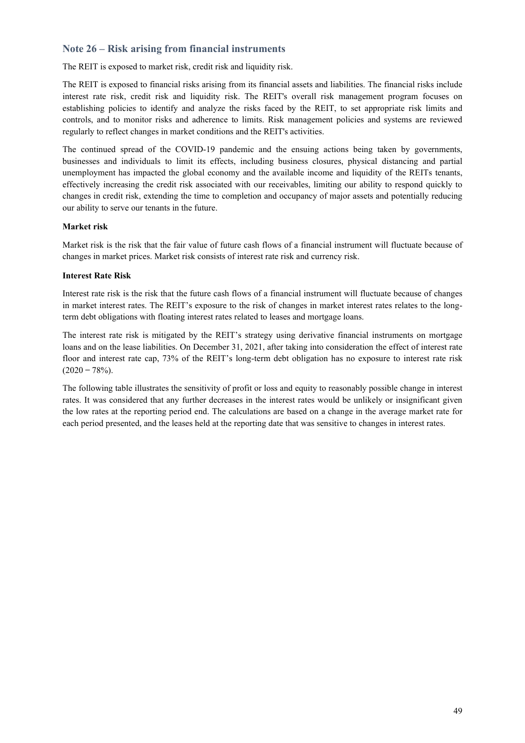## Note 26 – Risk arising from financial instruments

The REIT is exposed to market risk, credit risk and liquidity risk.

The REIT is exposed to financial risks arising from its financial assets and liabilities. The financial risks include interest rate risk, credit risk and liquidity risk. The REIT's overall risk management program focuses on establishing policies to identify and analyze the risks faced by the REIT, to set appropriate risk limits and controls, and to monitor risks and adherence to limits. Risk management policies and systems are reviewed regularly to reflect changes in market conditions and the REIT's activities.

The continued spread of the COVID-19 pandemic and the ensuing actions being taken by governments, businesses and individuals to limit its effects, including business closures, physical distancing and partial unemployment has impacted the global economy and the available income and liquidity of the REITs tenants, effectively increasing the credit risk associated with our receivables, limiting our ability to respond quickly to changes in credit risk, extending the time to completion and occupancy of major assets and potentially reducing our ability to serve our tenants in the future.

**Market risk**

Market risk is the risk that the fair value of future cash flows of a financial instrument will fluctuate because of changes in market prices. Market risk consists of interest rate risk and currency risk.

**Interest Rate Risk**

Interest rate risk is the risk that the future cash flows of a financial instrument will fluctuate because of changes in market interest rates. The REIT's exposure to the risk of changes in market interest rates relates to the long-term debt obligations with floating interest rates related to leases and mortgage loans.

The interest rate risk is mitigated by the REIT's strategy using derivative financial instruments on mortgage loans and on the lease liabilities. On December 31, 2021, after taking into consideration the effect of interest rate floor and interest rate cap, 73% of the REIT's long-term debt obligation has no exposure to interest rate risk (2020 – 78%).

The following table illustrates the sensitivity of profit or loss and equity to reasonably possible change in interest rates. It was considered that any further decreases in the interest rates would be unlikely or insignificant given the low rates at the reporting period end. The calculations are based on a change in the average market rate for each period presented, and the leases held at the reporting date that was sensitive to changes in interest rates.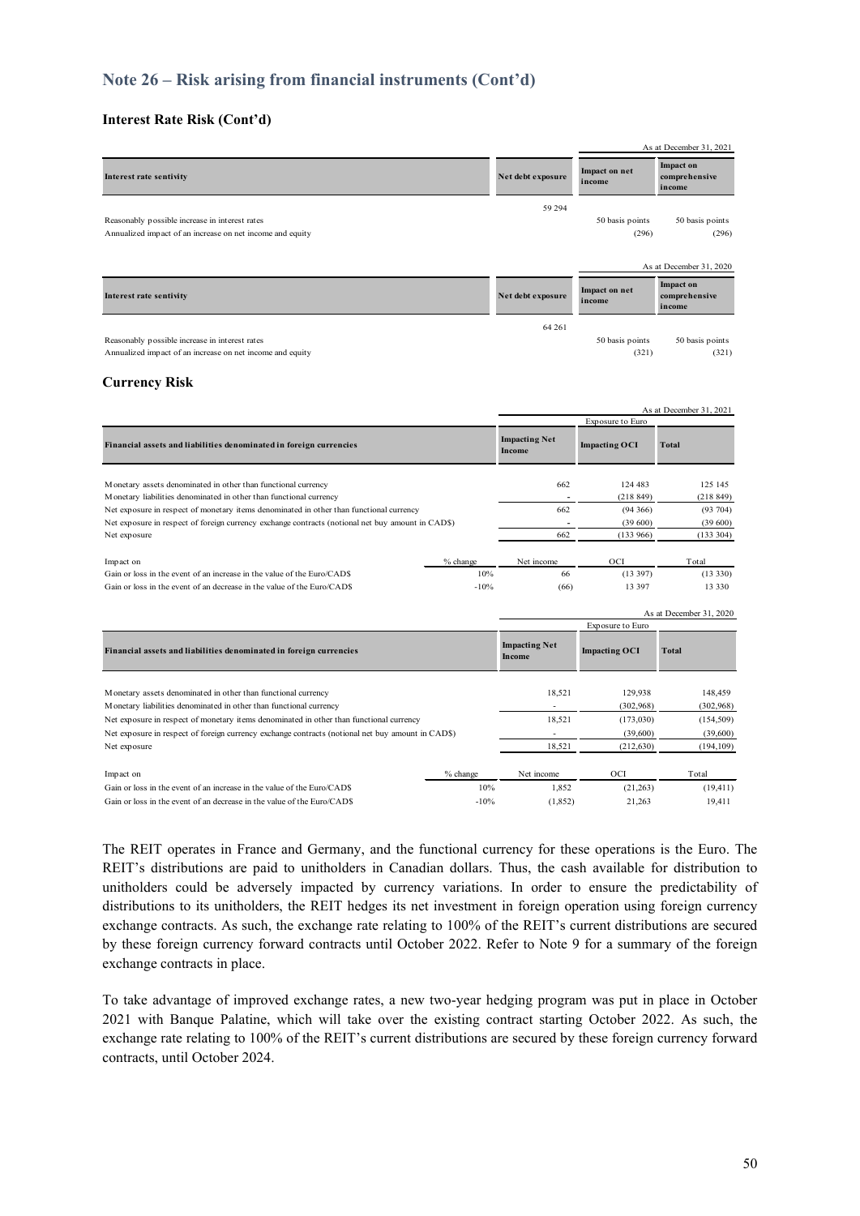## Note 26 – Risk arising from financial instruments (Cont'd)

### Interest Rate Risk (Cont'd)

| | | As at December 31, 2021 | |
|---|---|---|---|
| **Interest rate sentivity** | **Net debt exposure** | **Impact on net income** | **Impact on comprehensive income** |
| | 59 294 | | |
| Reasonably possible increase in interest rates | | 50 basis points | 50 basis points |
| Annualized impact of an increase on net income and equity | | (296) | (296) |

| | | As at December 31, 2020 | |
|---|---|---|---|
| **Interest rate sentivity** | **Net debt exposure** | **Impact on net income** | **Impact on comprehensive income** |
| | 64 261 | | |
| Reasonably possible increase in interest rates | | 50 basis points | 50 basis points |
| Annualized impact of an increase on net income and equity | | (321) | (321) |

### Currency Risk

| | | | | As at December 31, 2021 |
|---|---|---|---|---|
| | | Exposure to Euro | | |
| **Financial assets and liabilities denominated in foreign currencies** | | **Impacting Net Income** | **Impacting OCI** | **Total** |
| Monetary assets denominated in other than functional currency | | 662 | 124 483 | 125 145 |
| Monetary liabilities denominated in other than functional currency | | - | (218 849) | (218 849) |
| Net exposure in respect of monetary items denominated in other than functional currency | | 662 | (94 366) | (93 704) |
| Net exposure in respect of foreign currency exchange contracts (notional net buy amount in CAD$) | | - | (39 600) | (39 600) |
| Net exposure | | 662 | (133 966) | (133 304) |
| Impact on | % change | Net income | OCI | Total |
| Gain or loss in the event of an increase in the value of the Euro/CAD$ | 10% | 66 | (13 397) | (13 330) |
| Gain or loss in the event of an decrease in the value of the Euro/CAD$ | -10% | (66) | 13 397 | 13 330 |

| | | | | As at December 31, 2020 |
|---|---|---|---|---|
| | | Exposure to Euro | | |
| **Financial assets and liabilities denominated in foreign currencies** | | **Impacting Net Income** | **Impacting OCI** | **Total** |
| Monetary assets denominated in other than functional currency | | 18,521 | 129,938 | 148,459 |
| Monetary liabilities denominated in other than functional currency | | - | (302,968) | (302,968) |
| Net exposure in respect of monetary items denominated in other than functional currency | | 18,521 | (173,030) | (154,509) |
| Net exposure in respect of foreign currency exchange contracts (notional net buy amount in CAD$) | | - | (39,600) | (39,600) |
| Net exposure | | 18,521 | (212,630) | (194,109) |
| Impact on | % change | Net income | OCI | Total |
| Gain or loss in the event of an increase in the value of the Euro/CAD$ | 10% | 1,852 | (21,263) | (19,411) |
| Gain or loss in the event of an decrease in the value of the Euro/CAD$ | -10% | (1,852) | 21,263 | 19,411 |

The REIT operates in France and Germany, and the functional currency for these operations is the Euro. The REIT's distributions are paid to unitholders in Canadian dollars. Thus, the cash available for distribution to unitholders could be adversely impacted by currency variations. In order to ensure the predictability of distributions to its unitholders, the REIT hedges its net investment in foreign operation using foreign currency exchange contracts. As such, the exchange rate relating to 100% of the REIT's current distributions are secured by these foreign currency forward contracts until October 2022. Refer to Note 9 for a summary of the foreign exchange contracts in place.

To take advantage of improved exchange rates, a new two-year hedging program was put in place in October 2021 with Banque Palatine, which will take over the existing contract starting October 2022. As such, the exchange rate relating to 100% of the REIT's current distributions are secured by these foreign currency forward contracts, until October 2024.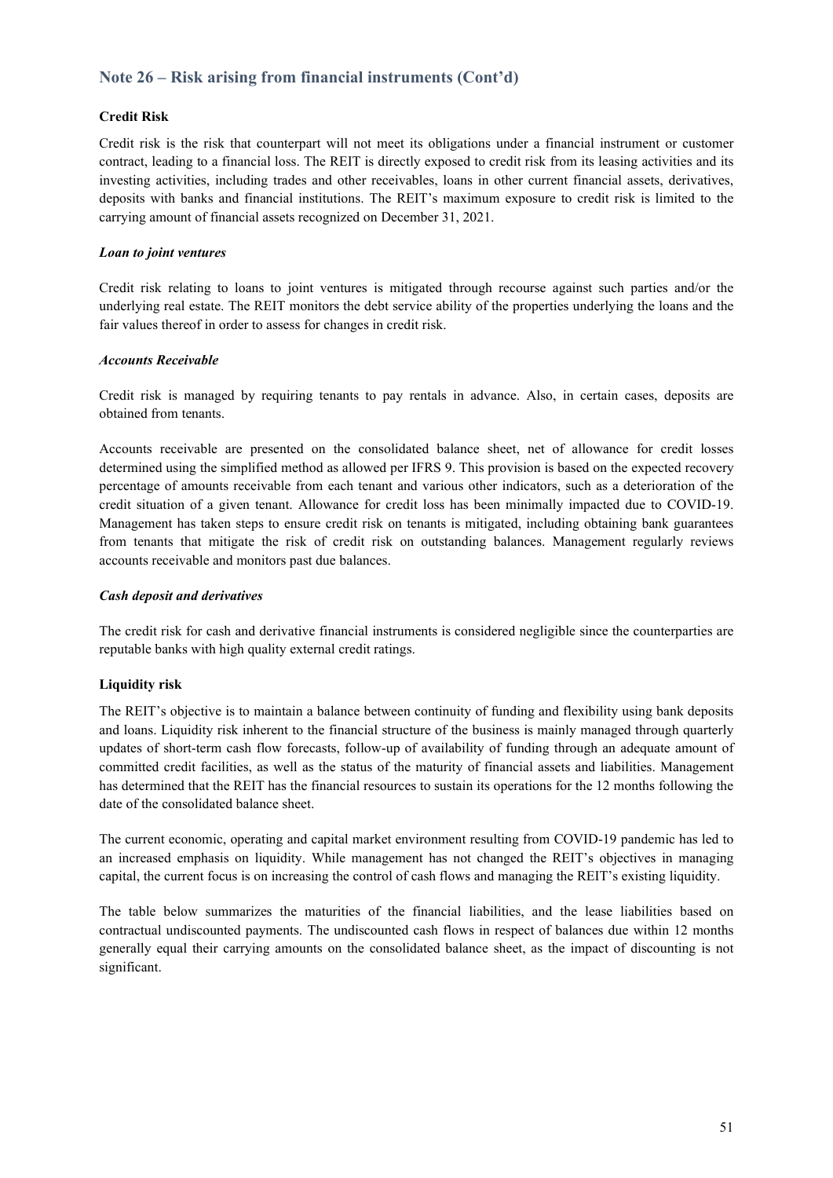## Note 26 – Risk arising from financial instruments (Cont'd)

**Credit Risk**

Credit risk is the risk that counterpart will not meet its obligations under a financial instrument or customer contract, leading to a financial loss. The REIT is directly exposed to credit risk from its leasing activities and its investing activities, including trades and other receivables, loans in other current financial assets, derivatives, deposits with banks and financial institutions. The REIT's maximum exposure to credit risk is limited to the carrying amount of financial assets recognized on December 31, 2021.

***Loan to joint ventures***

Credit risk relating to loans to joint ventures is mitigated through recourse against such parties and/or the underlying real estate. The REIT monitors the debt service ability of the properties underlying the loans and the fair values thereof in order to assess for changes in credit risk.

***Accounts Receivable***

Credit risk is managed by requiring tenants to pay rentals in advance. Also, in certain cases, deposits are obtained from tenants.

Accounts receivable are presented on the consolidated balance sheet, net of allowance for credit losses determined using the simplified method as allowed per IFRS 9. This provision is based on the expected recovery percentage of amounts receivable from each tenant and various other indicators, such as a deterioration of the credit situation of a given tenant. Allowance for credit loss has been minimally impacted due to COVID-19. Management has taken steps to ensure credit risk on tenants is mitigated, including obtaining bank guarantees from tenants that mitigate the risk of credit risk on outstanding balances. Management regularly reviews accounts receivable and monitors past due balances.

***Cash deposit and derivatives***

The credit risk for cash and derivative financial instruments is considered negligible since the counterparties are reputable banks with high quality external credit ratings.

**Liquidity risk**

The REIT's objective is to maintain a balance between continuity of funding and flexibility using bank deposits and loans. Liquidity risk inherent to the financial structure of the business is mainly managed through quarterly updates of short-term cash flow forecasts, follow-up of availability of funding through an adequate amount of committed credit facilities, as well as the status of the maturity of financial assets and liabilities. Management has determined that the REIT has the financial resources to sustain its operations for the 12 months following the date of the consolidated balance sheet.

The current economic, operating and capital market environment resulting from COVID-19 pandemic has led to an increased emphasis on liquidity. While management has not changed the REIT's objectives in managing capital, the current focus is on increasing the control of cash flows and managing the REIT's existing liquidity.

The table below summarizes the maturities of the financial liabilities, and the lease liabilities based on contractual undiscounted payments. The undiscounted cash flows in respect of balances due within 12 months generally equal their carrying amounts on the consolidated balance sheet, as the impact of discounting is not significant.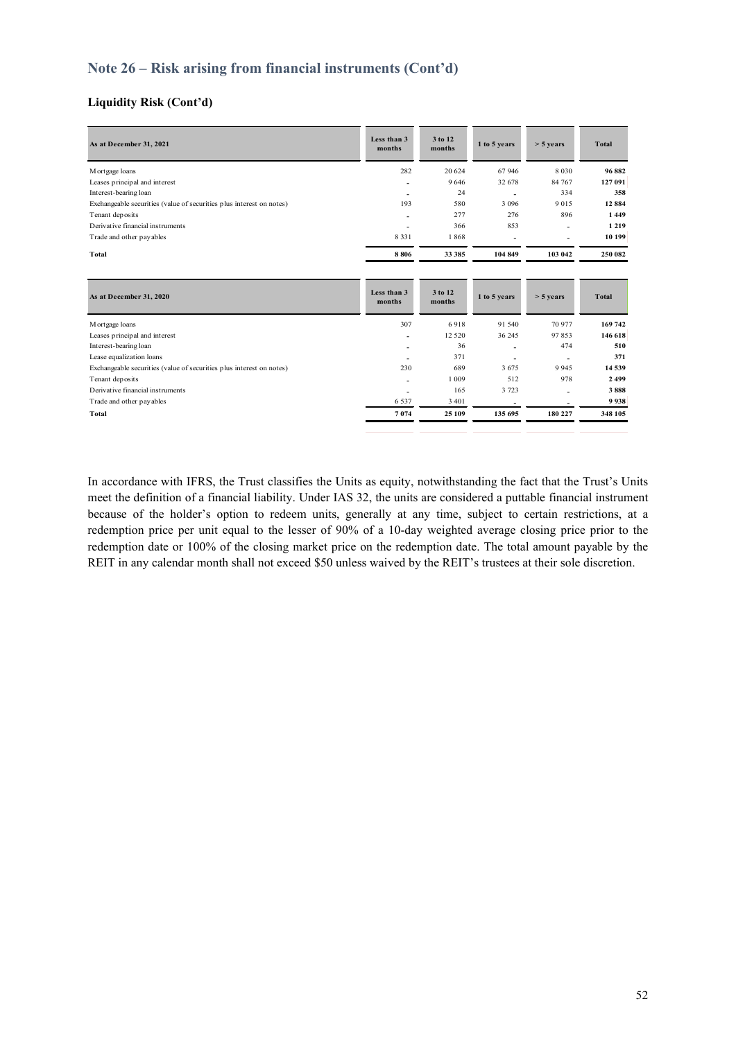## Note 26 – Risk arising from financial instruments (Cont'd)

### Liquidity Risk (Cont'd)

| As at December 31, 2021 | Less than 3 months | 3 to 12 months | 1 to 5 years | > 5 years | Total |
|---|---|---|---|---|---|
| Mortgage loans | 282 | 20 624 | 67 946 | 8 030 | **96 882** |
| Leases principal and interest | - | 9 646 | 32 678 | 84 767 | **127 091** |
| Interest-bearing loan | - | 24 | - | 334 | **358** |
| Exchangeable securities (value of securities plus interest on notes) | 193 | 580 | 3 096 | 9 015 | **12 884** |
| Tenant deposits | - | 277 | 276 | 896 | **1 449** |
| Derivative financial instruments | - | 366 | 853 | - | **1 219** |
| Trade and other payables | 8 331 | 1 868 | - | - | **10 199** |
| **Total** | **8 806** | **33 385** | **104 849** | **103 042** | **250 082** |

| As at December 31, 2020 | Less than 3 months | 3 to 12 months | 1 to 5 years | > 5 years | Total |
|---|---|---|---|---|---|
| Mortgage loans | 307 | 6 918 | 91 540 | 70 977 | **169 742** |
| Leases principal and interest | - | 12 520 | 36 245 | 97 853 | **146 618** |
| Interest-bearing loan | - | 36 | - | 474 | **510** |
| Lease equalization loans | - | 371 | - | - | **371** |
| Exchangeable securities (value of securities plus interest on notes) | 230 | 689 | 3 675 | 9 945 | **14 539** |
| Tenant deposits | - | 1 009 | 512 | 978 | **2 499** |
| Derivative financial instruments | - | 165 | 3 723 | - | **3 888** |
| Trade and other payables | 6 537 | 3 401 | - | - | **9 938** |
| **Total** | **7 074** | **25 109** | **135 695** | **180 227** | **348 105** |

In accordance with IFRS, the Trust classifies the Units as equity, notwithstanding the fact that the Trust's Units meet the definition of a financial liability. Under IAS 32, the units are considered a puttable financial instrument because of the holder's option to redeem units, generally at any time, subject to certain restrictions, at a redemption price per unit equal to the lesser of 90% of a 10-day weighted average closing price prior to the redemption date or 100% of the closing market price on the redemption date. The total amount payable by the REIT in any calendar month shall not exceed $50 unless waived by the REIT's trustees at their sole discretion.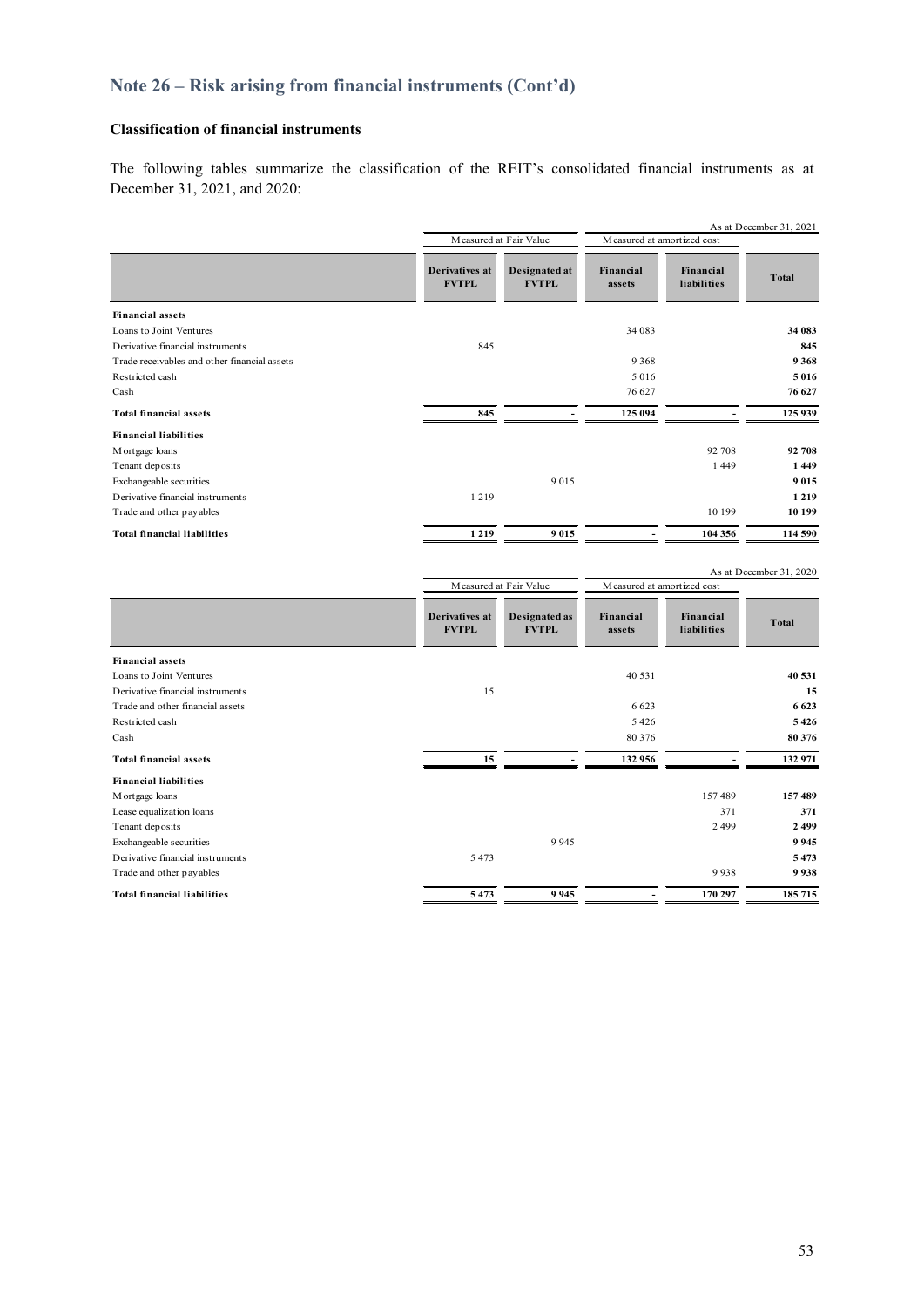## Note 26 – Risk arising from financial instruments (Cont'd)

### Classification of financial instruments

The following tables summarize the classification of the REIT's consolidated financial instruments as at December 31, 2021, and 2020:

| | Measured at Fair Value | | Measured at amortized cost | | As at December 31, 2021 |
|---|---|---|---|---|---|
| | **Derivatives at FVTPL** | **Designated at FVTPL** | **Financial assets** | **Financial liabilities** | **Total** |
| **Financial assets** | | | | | |
| Loans to Joint Ventures | | | 34 083 | | **34 083** |
| Derivative financial instruments | 845 | | | | **845** |
| Trade receivables and other financial assets | | | 9 368 | | **9 368** |
| Restricted cash | | | 5 016 | | **5 016** |
| Cash | | | 76 627 | | **76 627** |
| **Total financial assets** | **845** | **-** | **125 094** | **-** | **125 939** |
| **Financial liabilities** | | | | | |
| Mortgage loans | | | | 92 708 | **92 708** |
| Tenant deposits | | | | 1 449 | **1 449** |
| Exchangeable securities | | 9 015 | | | **9 015** |
| Derivative financial instruments | 1 219 | | | | **1 219** |
| Trade and other payables | | | | 10 199 | **10 199** |
| **Total financial liabilities** | **1 219** | **9 015** | **-** | **104 356** | **114 590** |

| | Measured at Fair Value | | Measured at amortized cost | | As at December 31, 2020 |
|---|---|---|---|---|---|
| | **Derivatives at FVTPL** | **Designated as FVTPL** | **Financial assets** | **Financial liabilities** | **Total** |
| **Financial assets** | | | | | |
| Loans to Joint Ventures | | | 40 531 | | **40 531** |
| Derivative financial instruments | 15 | | | | **15** |
| Trade and other financial assets | | | 6 623 | | **6 623** |
| Restricted cash | | | 5 426 | | **5 426** |
| Cash | | | 80 376 | | **80 376** |
| **Total financial assets** | **15** | **-** | **132 956** | **-** | **132 971** |
| **Financial liabilities** | | | | | |
| Mortgage loans | | | | 157 489 | **157 489** |
| Lease equalization loans | | | | 371 | **371** |
| Tenant deposits | | | | 2 499 | **2 499** |
| Exchangeable securities | | 9 945 | | | **9 945** |
| Derivative financial instruments | 5 473 | | | | **5 473** |
| Trade and other payables | | | | 9 938 | **9 938** |
| **Total financial liabilities** | **5 473** | **9 945** | **-** | **170 297** | **185 715** |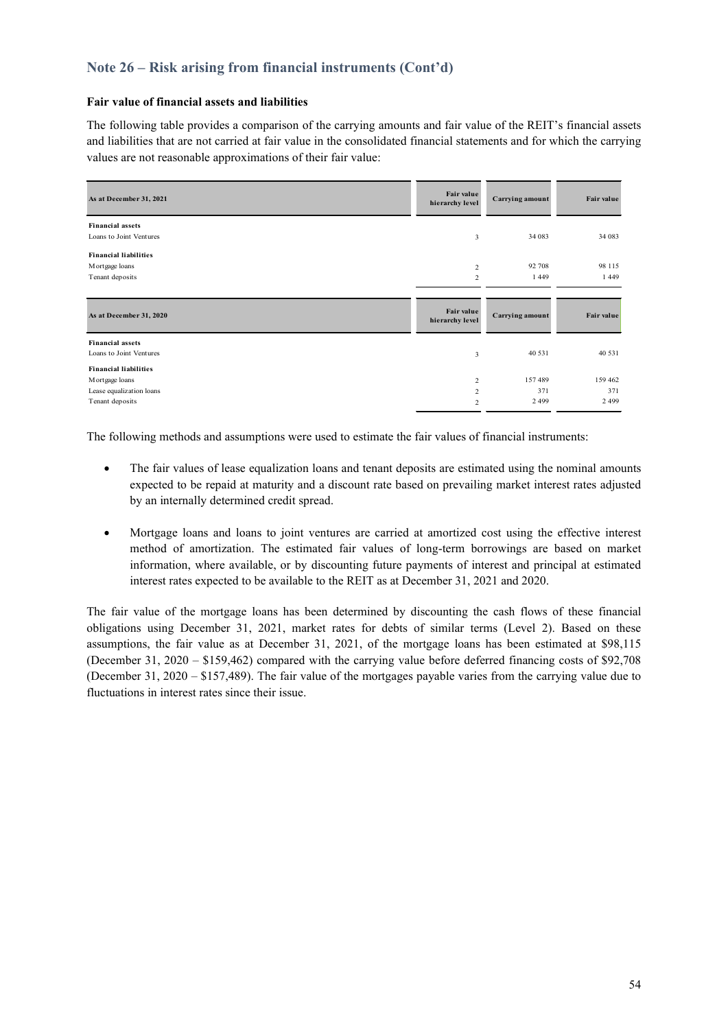## Note 26 – Risk arising from financial instruments (Cont'd)

**Fair value of financial assets and liabilities**

The following table provides a comparison of the carrying amounts and fair value of the REIT's financial assets and liabilities that are not carried at fair value in the consolidated financial statements and for which the carrying values are not reasonable approximations of their fair value:

| As at December 31, 2021 | Fair value hierarchy level | Carrying amount | Fair value |
|---|---|---|---|
| **Financial assets** | | | |
| Loans to Joint Ventures | 3 | 34 083 | 34 083 |
| **Financial liabilities** | | | |
| Mortgage loans | 2 | 92 708 | 98 115 |
| Tenant deposits | 2 | 1 449 | 1 449 |

| As at December 31, 2020 | Fair value hierarchy level | Carrying amount | Fair value |
|---|---|---|---|
| **Financial assets** | | | |
| Loans to Joint Ventures | 3 | 40 531 | 40 531 |
| **Financial liabilities** | | | |
| Mortgage loans | 2 | 157 489 | 159 462 |
| Lease equalization loans | 2 | 371 | 371 |
| Tenant deposits | 2 | 2 499 | 2 499 |

The following methods and assumptions were used to estimate the fair values of financial instruments:

- The fair values of lease equalization loans and tenant deposits are estimated using the nominal amounts expected to be repaid at maturity and a discount rate based on prevailing market interest rates adjusted by an internally determined credit spread.

- Mortgage loans and loans to joint ventures are carried at amortized cost using the effective interest method of amortization. The estimated fair values of long-term borrowings are based on market information, where available, or by discounting future payments of interest and principal at estimated interest rates expected to be available to the REIT as at December 31, 2021 and 2020.

The fair value of the mortgage loans has been determined by discounting the cash flows of these financial obligations using December 31, 2021, market rates for debts of similar terms (Level 2). Based on these assumptions, the fair value as at December 31, 2021, of the mortgage loans has been estimated at $98,115 (December 31, 2020 – $159,462) compared with the carrying value before deferred financing costs of $92,708 (December 31, 2020 – $157,489). The fair value of the mortgages payable varies from the carrying value due to fluctuations in interest rates since their issue.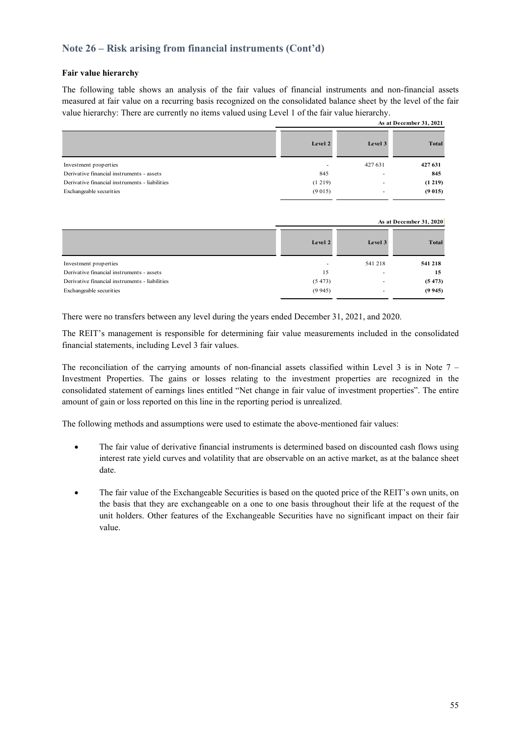## Note 26 – Risk arising from financial instruments (Cont'd)

### Fair value hierarchy

The following table shows an analysis of the fair values of financial instruments and non-financial assets measured at fair value on a recurring basis recognized on the consolidated balance sheet by the level of the fair value hierarchy: There are currently no items valued using Level 1 of the fair value hierarchy.

| As at December 31, 2021 | | | |
|---|---|---|---|
| | Level 2 | Level 3 | Total |
| Investment properties | - | 427 631 | **427 631** |
| Derivative financial instruments - assets | 845 | - | **845** |
| Derivative financial instruments - liabilities | (1 219) | - | **(1 219)** |
| Exchangeable securities | (9 015) | - | **(9 015)** |

| As at December 31, 2020 | | | |
|---|---|---|---|
| | Level 2 | Level 3 | Total |
| Investment properties | - | 541 218 | **541 218** |
| Derivative financial instruments - assets | 15 | - | **15** |
| Derivative financial instruments - liabilities | (5 473) | - | **(5 473)** |
| Exchangeable securities | (9 945) | - | **(9 945)** |

There were no transfers between any level during the years ended December 31, 2021, and 2020.

The REIT's management is responsible for determining fair value measurements included in the consolidated financial statements, including Level 3 fair values.

The reconciliation of the carrying amounts of non-financial assets classified within Level 3 is in Note 7 – Investment Properties. The gains or losses relating to the investment properties are recognized in the consolidated statement of earnings lines entitled "Net change in fair value of investment properties". The entire amount of gain or loss reported on this line in the reporting period is unrealized.

The following methods and assumptions were used to estimate the above-mentioned fair values:

- The fair value of derivative financial instruments is determined based on discounted cash flows using interest rate yield curves and volatility that are observable on an active market, as at the balance sheet date.
- The fair value of the Exchangeable Securities is based on the quoted price of the REIT's own units, on the basis that they are exchangeable on a one to one basis throughout their life at the request of the unit holders. Other features of the Exchangeable Securities have no significant impact on their fair value.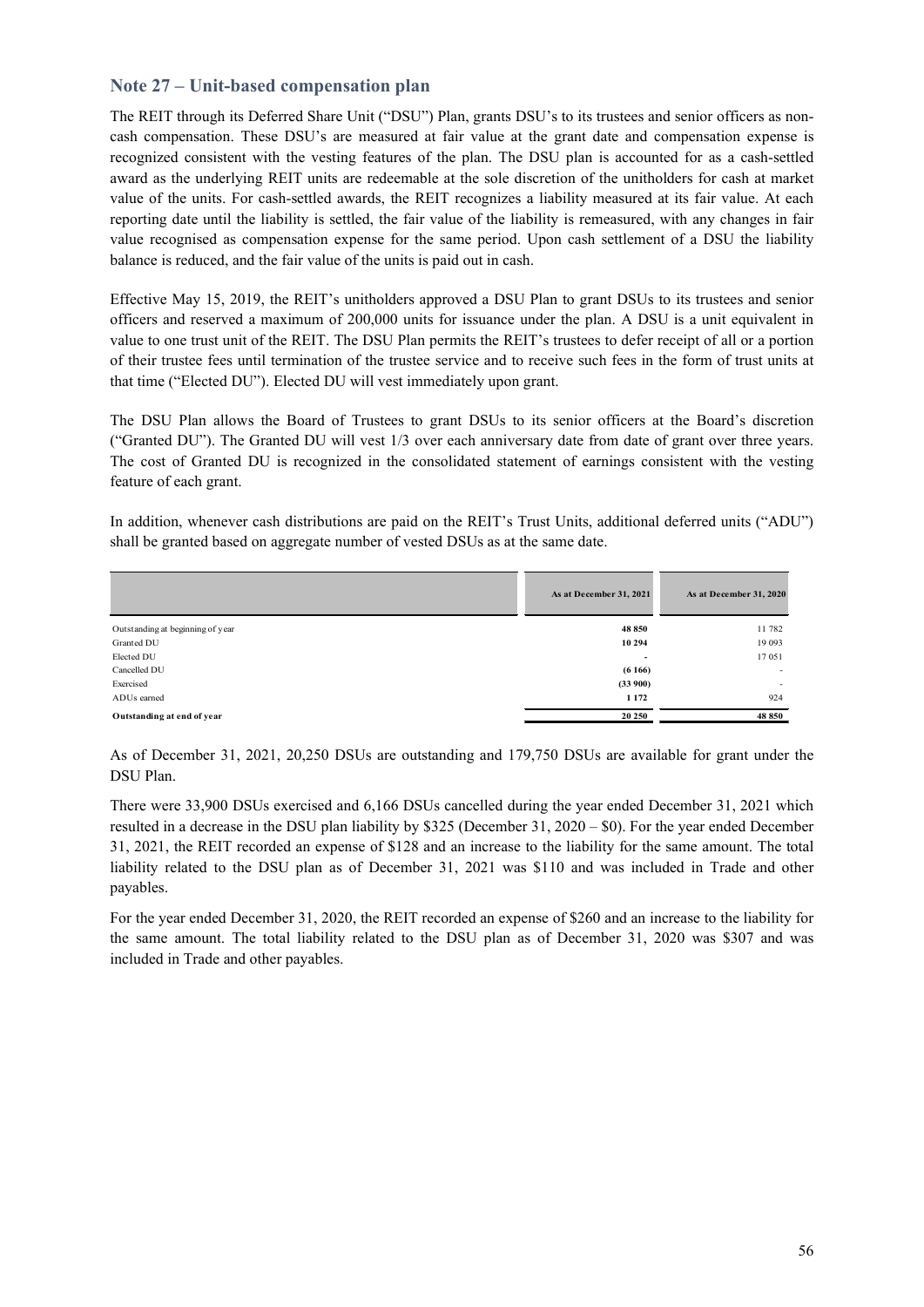## Note 27 – Unit-based compensation plan

The REIT through its Deferred Share Unit ("DSU") Plan, grants DSU's to its trustees and senior officers as non-cash compensation. These DSU's are measured at fair value at the grant date and compensation expense is recognized consistent with the vesting features of the plan. The DSU plan is accounted for as a cash-settled award as the underlying REIT units are redeemable at the sole discretion of the unitholders for cash at market value of the units. For cash-settled awards, the REIT recognizes a liability measured at its fair value. At each reporting date until the liability is settled, the fair value of the liability is remeasured, with any changes in fair value recognised as compensation expense for the same period. Upon cash settlement of a DSU the liability balance is reduced, and the fair value of the units is paid out in cash.

Effective May 15, 2019, the REIT's unitholders approved a DSU Plan to grant DSUs to its trustees and senior officers and reserved a maximum of 200,000 units for issuance under the plan. A DSU is a unit equivalent in value to one trust unit of the REIT. The DSU Plan permits the REIT's trustees to defer receipt of all or a portion of their trustee fees until termination of the trustee service and to receive such fees in the form of trust units at that time ("Elected DU"). Elected DU will vest immediately upon grant.

The DSU Plan allows the Board of Trustees to grant DSUs to its senior officers at the Board's discretion ("Granted DU"). The Granted DU will vest 1/3 over each anniversary date from date of grant over three years. The cost of Granted DU is recognized in the consolidated statement of earnings consistent with the vesting feature of each grant.

In addition, whenever cash distributions are paid on the REIT's Trust Units, additional deferred units ("ADU") shall be granted based on aggregate number of vested DSUs as at the same date.

| | As at December 31, 2021 | As at December 31, 2020 |
|---|---|---|
| Outstanding at beginning of year | **48 850** | 11 782 |
| Granted DU | **10 294** | 19 093 |
| Elected DU | **-** | 17 051 |
| Cancelled DU | **(6 166)** | - |
| Exercised | **(33 900)** | - |
| ADUs earned | **1 172** | 924 |
| **Outstanding at end of year** | **20 250** | **48 850** |

As of December 31, 2021, 20,250 DSUs are outstanding and 179,750 DSUs are available for grant under the DSU Plan.

There were 33,900 DSUs exercised and 6,166 DSUs cancelled during the year ended December 31, 2021 which resulted in a decrease in the DSU plan liability by $325 (December 31, 2020 – $0). For the year ended December 31, 2021, the REIT recorded an expense of $128 and an increase to the liability for the same amount. The total liability related to the DSU plan as of December 31, 2021 was $110 and was included in Trade and other payables.

For the year ended December 31, 2020, the REIT recorded an expense of $260 and an increase to the liability for the same amount. The total liability related to the DSU plan as of December 31, 2020 was $307 and was included in Trade and other payables.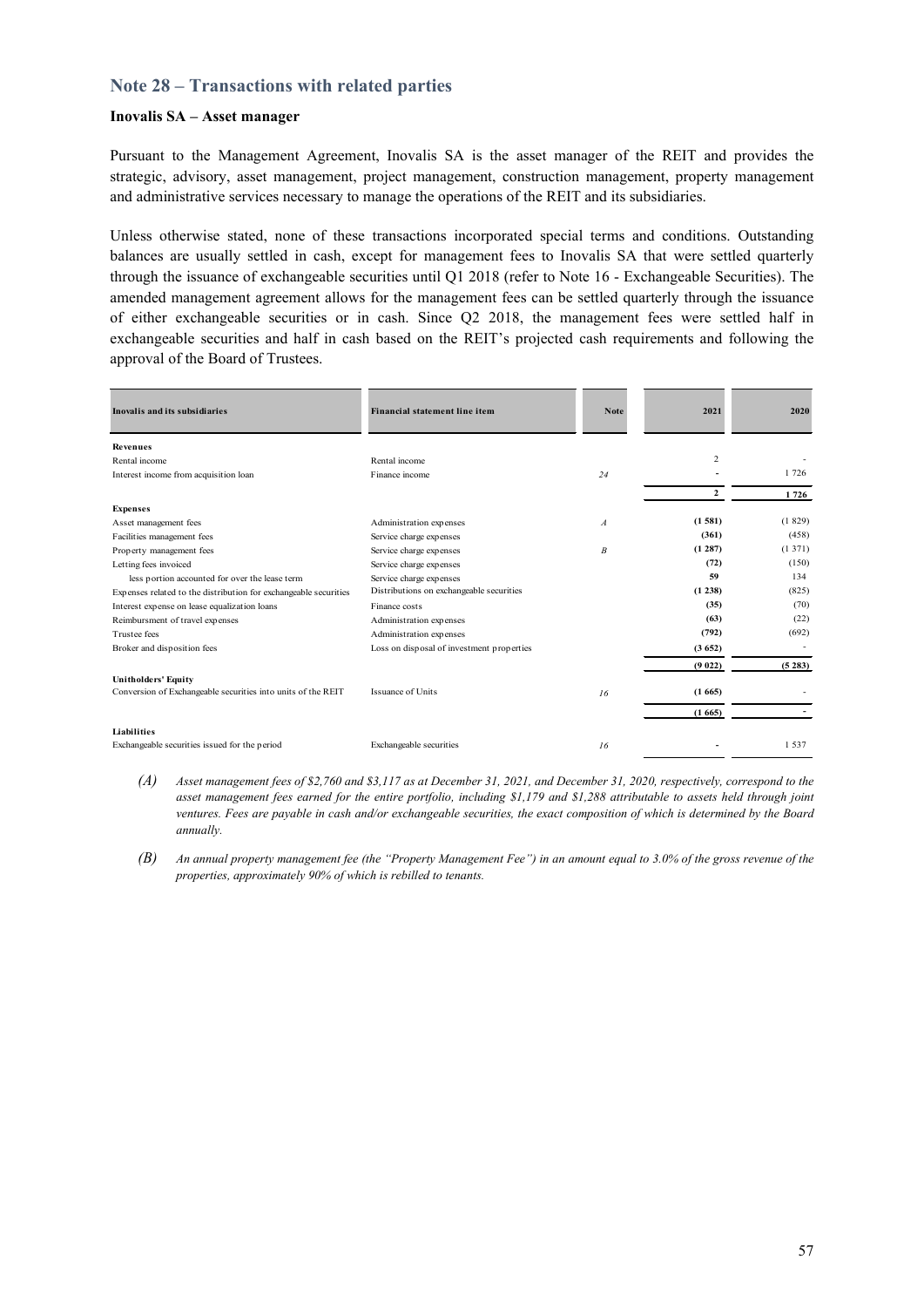## Note 28 – Transactions with related parties

**Inovalis SA – Asset manager**

Pursuant to the Management Agreement, Inovalis SA is the asset manager of the REIT and provides the strategic, advisory, asset management, project management, construction management, property management and administrative services necessary to manage the operations of the REIT and its subsidiaries.

Unless otherwise stated, none of these transactions incorporated special terms and conditions. Outstanding balances are usually settled in cash, except for management fees to Inovalis SA that were settled quarterly through the issuance of exchangeable securities until Q1 2018 (refer to Note 16 - Exchangeable Securities). The amended management agreement allows for the management fees can be settled quarterly through the issuance of either exchangeable securities or in cash. Since Q2 2018, the management fees were settled half in exchangeable securities and half in cash based on the REIT's projected cash requirements and following the approval of the Board of Trustees.

| Inovalis and its subsidiaries | Financial statement line item | Note | 2021 | 2020 |
|---|---|---|---|---|
| **Revenues** | | | | |
| Rental income | Rental income | | 2 | - |
| Interest income from acquisition loan | Finance income | 24 | - | 1 726 |
| | | | **2** | **1 726** |
| **Expenses** | | | | |
| Asset management fees | Administration expenses | A | **(1 581)** | (1 829) |
| Facilities management fees | Service charge expenses | | **(361)** | (458) |
| Property management fees | Service charge expenses | B | **(1 287)** | (1 371) |
| Letting fees invoiced | Service charge expenses | | **(72)** | (150) |
| less portion accounted for over the lease term | Service charge expenses | | **59** | 134 |
| Expenses related to the distribution for exchangeable securities | Distributions on exchangeable securities | | **(1 238)** | (825) |
| Interest expense on lease equalization loans | Finance costs | | **(35)** | (70) |
| Reimbursment of travel expenses | Administration expenses | | **(63)** | (22) |
| Trustee fees | Administration expenses | | **(792)** | (692) |
| Broker and disposition fees | Loss on disposal of investment properties | | **(3 652)** | - |
| | | | **(9 022)** | **(5 283)** |
| **Unitholders' Equity** | | | | |
| Conversion of Exchangeable securities into units of the REIT | Issuance of Units | 16 | **(1 665)** | - |
| | | | **(1 665)** | **-** |
| **Liabilities** | | | | |
| Exchangeable securities issued for the period | Exchangeable securities | 16 | - | 1 537 |

*(A) Asset management fees of $2,760 and $3,117 as at December 31, 2021, and December 31, 2020, respectively, correspond to the asset management fees earned for the entire portfolio, including $1,179 and $1,288 attributable to assets held through joint ventures. Fees are payable in cash and/or exchangeable securities, the exact composition of which is determined by the Board annually.*

*(B) An annual property management fee (the "Property Management Fee") in an amount equal to 3.0% of the gross revenue of the properties, approximately 90% of which is rebilled to tenants.*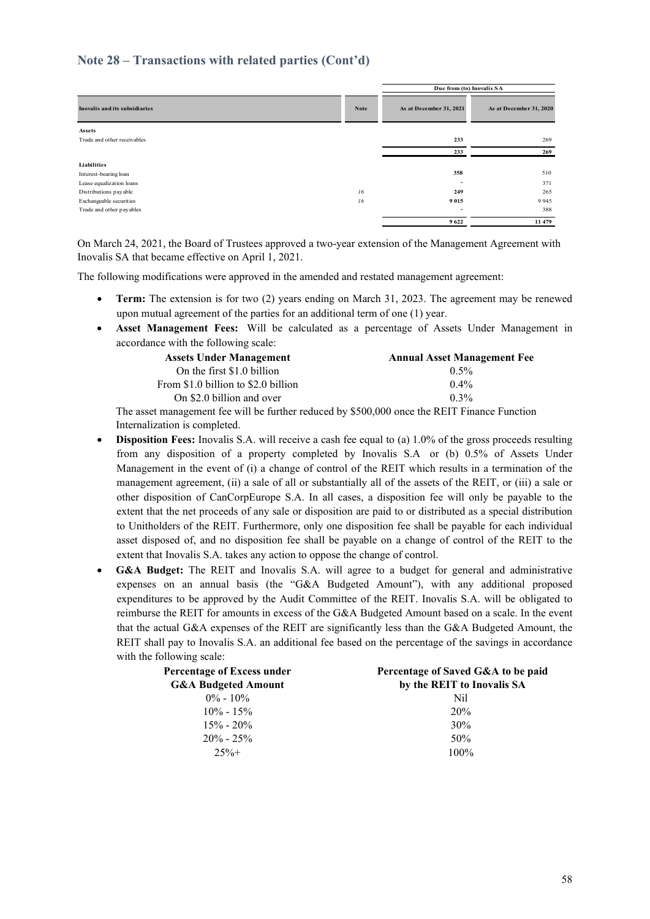## Note 28 – Transactions with related parties (Cont'd)

| Inovalis and its subsidiaries | Note | Due from (to) Inovalis SA | |
|---|---|---|---|
| | | As at December 31, 2021 | As at December 31, 2020 |
| **Assets** | | | |
| Trade and other receivables | | **233** | 269 |
| | | **233** | **269** |
| **Liabilities** | | | |
| Interest-bearing loan | | **358** | 510 |
| Lease equalization loans | | **-** | 371 |
| Distributions payable | *16* | **249** | 265 |
| Exchangeable securities | *16* | **9 015** | 9 945 |
| Trade and other payables | | **-** | 388 |
| | | **9 622** | **11 479** |

On March 24, 2021, the Board of Trustees approved a two-year extension of the Management Agreement with Inovalis SA that became effective on April 1, 2021.

The following modifications were approved in the amended and restated management agreement:

- **Term:** The extension is for two (2) years ending on March 31, 2023. The agreement may be renewed upon mutual agreement of the parties for an additional term of one (1) year.
- **Asset Management Fees:** Will be calculated as a percentage of Assets Under Management in accordance with the following scale:

| Assets Under Management | Annual Asset Management Fee |
|---|---|
| On the first $1.0 billion | 0.5% |
| From $1.0 billion to $2.0 billion | 0.4% |
| On $2.0 billion and over | 0.3% |

  The asset management fee will be further reduced by $500,000 once the REIT Finance Function Internalization is completed.

- **Disposition Fees:** Inovalis S.A. will receive a cash fee equal to (a) 1.0% of the gross proceeds resulting from any disposition of a property completed by Inovalis S.A or (b) 0.5% of Assets Under Management in the event of (i) a change of control of the REIT which results in a termination of the management agreement, (ii) a sale of all or substantially all of the assets of the REIT, or (iii) a sale or other disposition of CanCorpEurope S.A. In all cases, a disposition fee will only be payable to the extent that the net proceeds of any sale or disposition are paid to or distributed as a special distribution to Unitholders of the REIT. Furthermore, only one disposition fee shall be payable for each individual asset disposed of, and no disposition fee shall be payable on a change of control of the REIT to the extent that Inovalis S.A. takes any action to oppose the change of control.
- **G&A Budget:** The REIT and Inovalis S.A. will agree to a budget for general and administrative expenses on an annual basis (the "G&A Budgeted Amount"), with any additional proposed expenditures to be approved by the Audit Committee of the REIT. Inovalis S.A. will be obligated to reimburse the REIT for amounts in excess of the G&A Budgeted Amount based on a scale. In the event that the actual G&A expenses of the REIT are significantly less than the G&A Budgeted Amount, the REIT shall pay to Inovalis S.A. an additional fee based on the percentage of the savings in accordance with the following scale:

| Percentage of Excess under G&A Budgeted Amount | Percentage of Saved G&A to be paid by the REIT to Inovalis SA |
|---|---|
| 0% - 10% | Nil |
| 10% - 15% | 20% |
| 15% - 20% | 30% |
| 20% - 25% | 50% |
| 25%+ | 100% |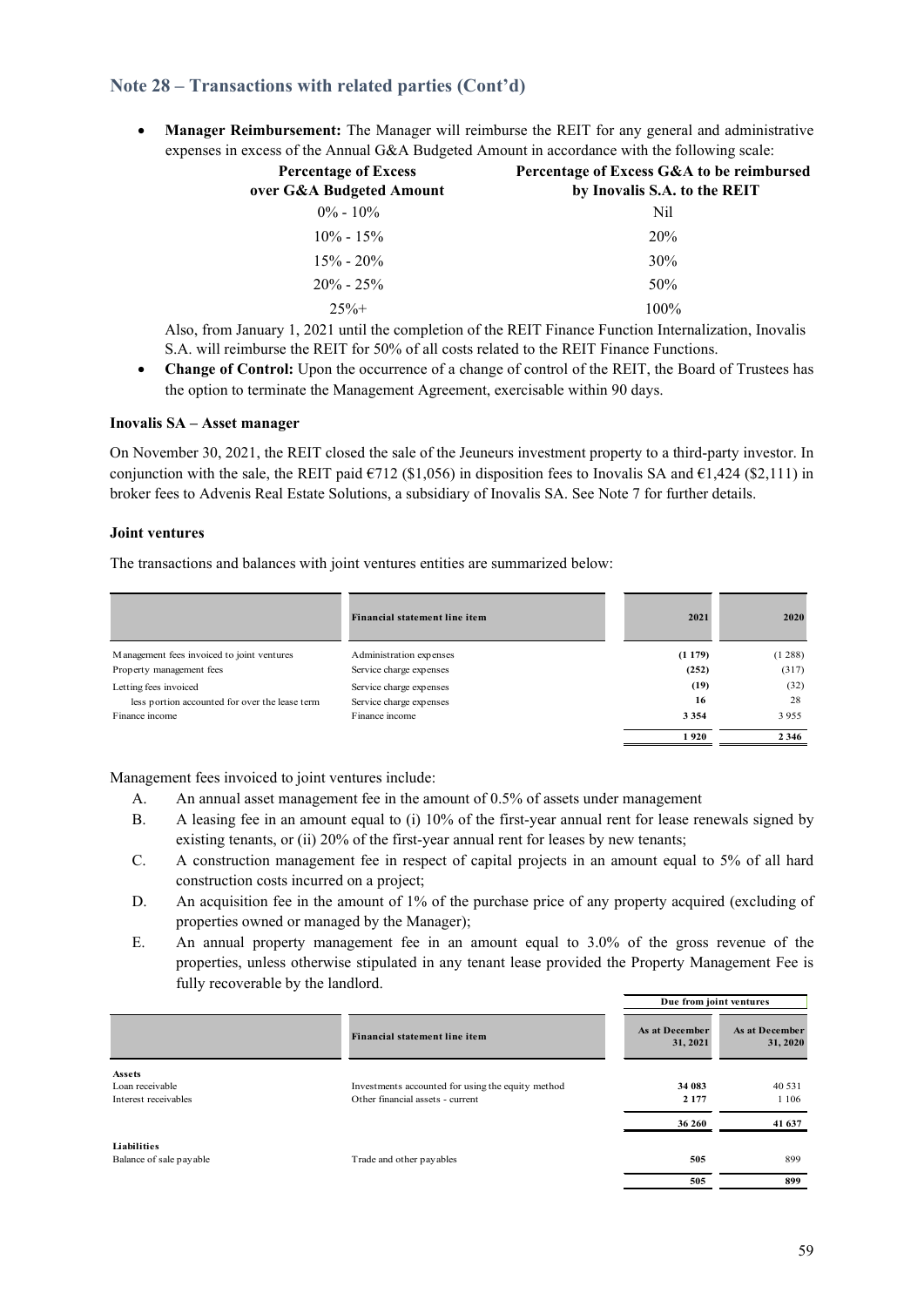## Note 28 – Transactions with related parties (Cont'd)

- **Manager Reimbursement:** The Manager will reimburse the REIT for any general and administrative expenses in excess of the Annual G&A Budgeted Amount in accordance with the following scale:

| Percentage of Excess over G&A Budgeted Amount | Percentage of Excess G&A to be reimbursed by Inovalis S.A. to the REIT |
|---|---|
| 0% - 10% | Nil |
| 10% - 15% | 20% |
| 15% - 20% | 30% |
| 20% - 25% | 50% |
| 25%+ | 100% |

  Also, from January 1, 2021 until the completion of the REIT Finance Function Internalization, Inovalis S.A. will reimburse the REIT for 50% of all costs related to the REIT Finance Functions.

- **Change of Control:** Upon the occurrence of a change of control of the REIT, the Board of Trustees has the option to terminate the Management Agreement, exercisable within 90 days.

**Inovalis SA – Asset manager**

On November 30, 2021, the REIT closed the sale of the Jeuneurs investment property to a third-party investor. In conjunction with the sale, the REIT paid €712 ($1,056) in disposition fees to Inovalis SA and €1,424 ($2,111) in broker fees to Advenis Real Estate Solutions, a subsidiary of Inovalis SA. See Note 7 for further details.

**Joint ventures**

The transactions and balances with joint ventures entities are summarized below:

| | Financial statement line item | 2021 | 2020 |
|---|---|---|---|
| Management fees invoiced to joint ventures | Administration expenses | **(1 179)** | (1 288) |
| Property management fees | Service charge expenses | **(252)** | (317) |
| Letting fees invoiced | Service charge expenses | **(19)** | (32) |
| less portion accounted for over the lease term | Service charge expenses | **16** | 28 |
| Finance income | Finance income | **3 354** | 3 955 |
| | | **1 920** | **2 346** |

Management fees invoiced to joint ventures include:

A. An annual asset management fee in the amount of 0.5% of assets under management

B. A leasing fee in an amount equal to (i) 10% of the first-year annual rent for lease renewals signed by existing tenants, or (ii) 20% of the first-year annual rent for leases by new tenants;

C. A construction management fee in respect of capital projects in an amount equal to 5% of all hard construction costs incurred on a project;

D. An acquisition fee in the amount of 1% of the purchase price of any property acquired (excluding of properties owned or managed by the Manager);

E. An annual property management fee in an amount equal to 3.0% of the gross revenue of the properties, unless otherwise stipulated in any tenant lease provided the Property Management Fee is fully recoverable by the landlord.

| | | Due from joint ventures | |
|---|---|---|---|
| | Financial statement line item | As at December 31, 2021 | As at December 31, 2020 |
| **Assets** | | | |
| Loan receivable | Investments accounted for using the equity method | **34 083** | 40 531 |
| Interest receivables | Other financial assets - current | **2 177** | 1 106 |
| | | **36 260** | **41 637** |
| **Liabilities** | | | |
| Balance of sale payable | Trade and other payables | **505** | 899 |
| | | **505** | **899** |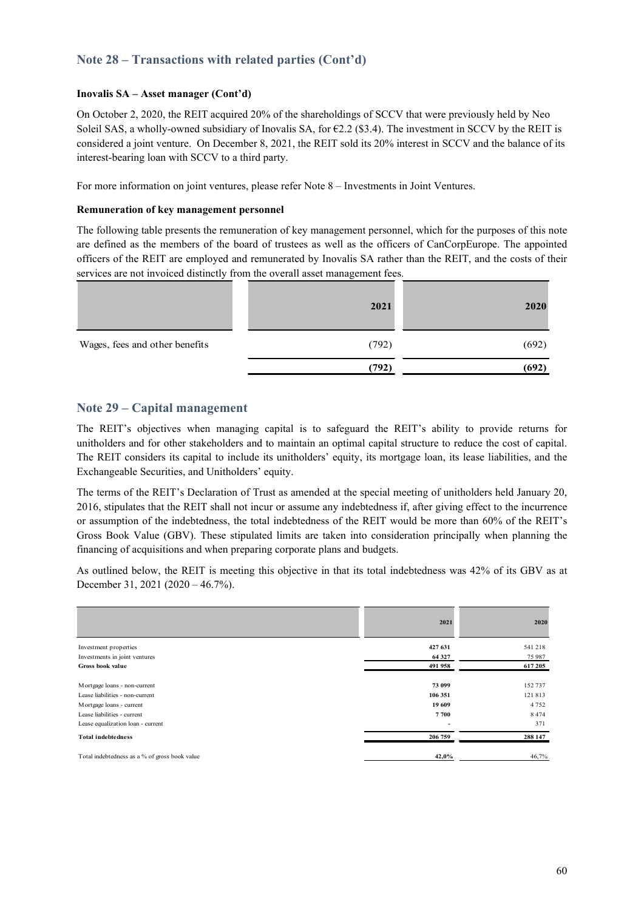## Note 28 – Transactions with related parties (Cont'd)

**Inovalis SA – Asset manager (Cont'd)**

On October 2, 2020, the REIT acquired 20% of the shareholdings of SCCV that were previously held by Neo Soleil SAS, a wholly-owned subsidiary of Inovalis SA, for €2.2 ($3.4). The investment in SCCV by the REIT is considered a joint venture. On December 8, 2021, the REIT sold its 20% interest in SCCV and the balance of its interest-bearing loan with SCCV to a third party.

For more information on joint ventures, please refer Note 8 – Investments in Joint Ventures.

**Remuneration of key management personnel**

The following table presents the remuneration of key management personnel, which for the purposes of this note are defined as the members of the board of trustees as well as the officers of CanCorpEurope. The appointed officers of the REIT are employed and remunerated by Inovalis SA rather than the REIT, and the costs of their services are not invoiced distinctly from the overall asset management fees.

| | 2021 | 2020 |
|---|---|---|
| Wages, fees and other benefits | (792) | (692) |
| | **(792)** | **(692)** |

## Note 29 – Capital management

The REIT's objectives when managing capital is to safeguard the REIT's ability to provide returns for unitholders and for other stakeholders and to maintain an optimal capital structure to reduce the cost of capital. The REIT considers its capital to include its unitholders' equity, its mortgage loan, its lease liabilities, and the Exchangeable Securities, and Unitholders' equity.

The terms of the REIT's Declaration of Trust as amended at the special meeting of unitholders held January 20, 2016, stipulates that the REIT shall not incur or assume any indebtedness if, after giving effect to the incurrence or assumption of the indebtedness, the total indebtedness of the REIT would be more than 60% of the REIT's Gross Book Value (GBV). These stipulated limits are taken into consideration principally when planning the financing of acquisitions and when preparing corporate plans and budgets.

As outlined below, the REIT is meeting this objective in that its total indebtedness was 42% of its GBV as at December 31, 2021 (2020 – 46.7%).

| | 2021 | 2020 |
|---|---|---|
| Investment properties | **427 631** | 541 218 |
| Investments in joint ventures | **64 327** | 75 987 |
| **Gross book value** | **491 958** | **617 205** |
| | | |
| Mortgage loans - non-current | **73 099** | 152 737 |
| Lease liabilities - non-current | **106 351** | 121 813 |
| Mortgage loans - current | **19 609** | 4 752 |
| Lease liabilities - current | **7 700** | 8 474 |
| Lease equalization loan - current | - | 371 |
| **Total indebtedness** | **206 759** | **288 147** |
| | | |
| Total indebtedness as a % of gross book value | **42,0%** | 46,7% |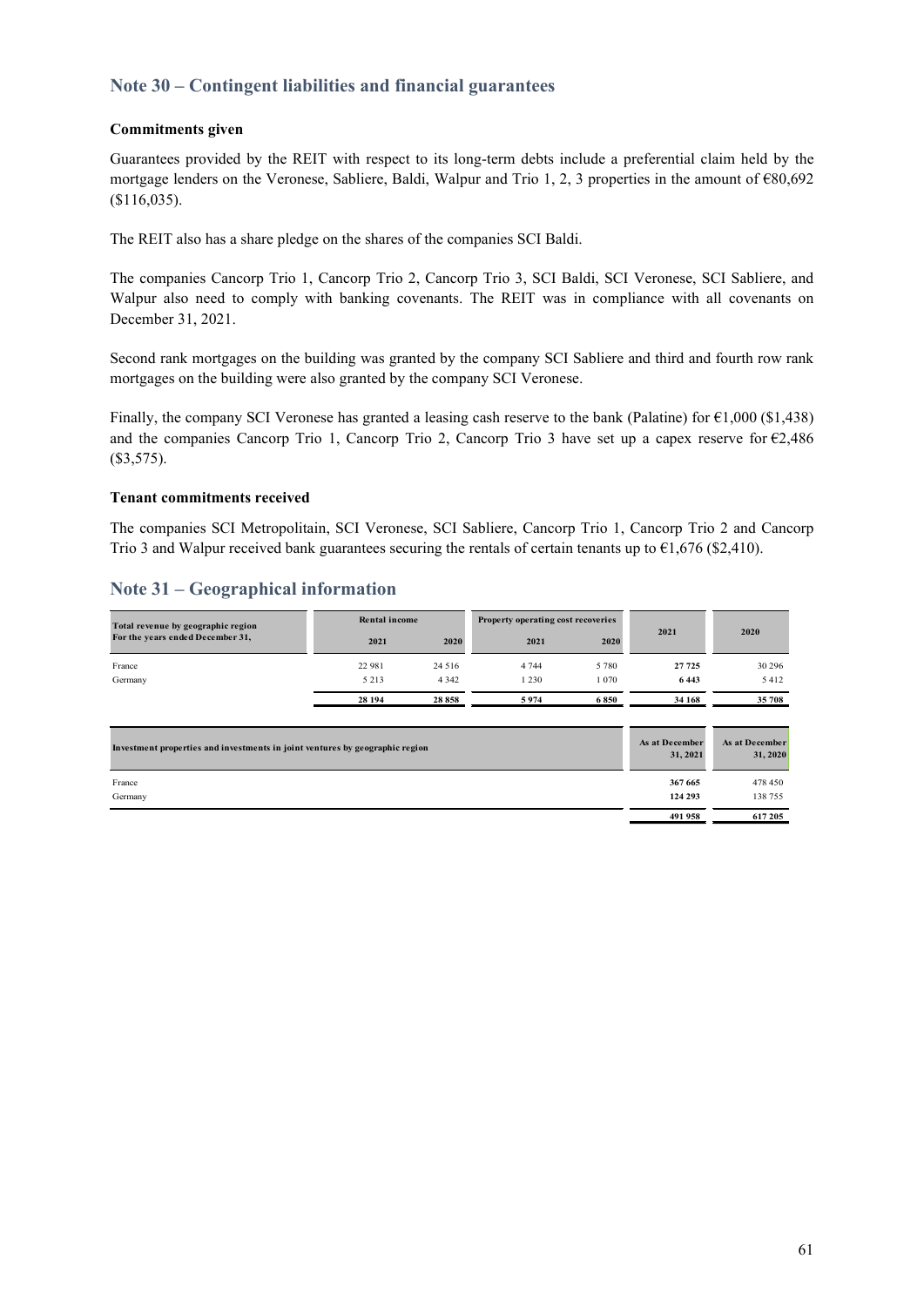## Note 30 – Contingent liabilities and financial guarantees

### Commitments given

Guarantees provided by the REIT with respect to its long-term debts include a preferential claim held by the mortgage lenders on the Veronese, Sabliere, Baldi, Walpur and Trio 1, 2, 3 properties in the amount of €80,692 ($116,035).

The REIT also has a share pledge on the shares of the companies SCI Baldi.

The companies Cancorp Trio 1, Cancorp Trio 2, Cancorp Trio 3, SCI Baldi, SCI Veronese, SCI Sabliere, and Walpur also need to comply with banking covenants. The REIT was in compliance with all covenants on December 31, 2021.

Second rank mortgages on the building was granted by the company SCI Sabliere and third and fourth row rank mortgages on the building were also granted by the company SCI Veronese.

Finally, the company SCI Veronese has granted a leasing cash reserve to the bank (Palatine) for €1,000 ($1,438) and the companies Cancorp Trio 1, Cancorp Trio 2, Cancorp Trio 3 have set up a capex reserve for €2,486 ($3,575).

### Tenant commitments received

The companies SCI Metropolitain, SCI Veronese, SCI Sabliere, Cancorp Trio 1, Cancorp Trio 2 and Cancorp Trio 3 and Walpur received bank guarantees securing the rentals of certain tenants up to €1,676 ($2,410).

## Note 31 – Geographical information

| Total revenue by geographic region For the years ended December 31, | Rental income | | Property operating cost recoveries | | 2021 | 2020 |
|---|---|---|---|---|---|---|
| | 2021 | 2020 | 2021 | 2020 | | |
| France | 22 981 | 24 516 | 4 744 | 5 780 | **27 725** | 30 296 |
| Germany | 5 213 | 4 342 | 1 230 | 1 070 | **6 443** | 5 412 |
| | **28 194** | **28 858** | **5 974** | **6 850** | **34 168** | **35 708** |

| Investment properties and investments in joint ventures by geographic region | As at December 31, 2021 | As at December 31, 2020 |
|---|---|---|
| France | **367 665** | 478 450 |
| Germany | **124 293** | 138 755 |
| | **491 958** | **617 205** |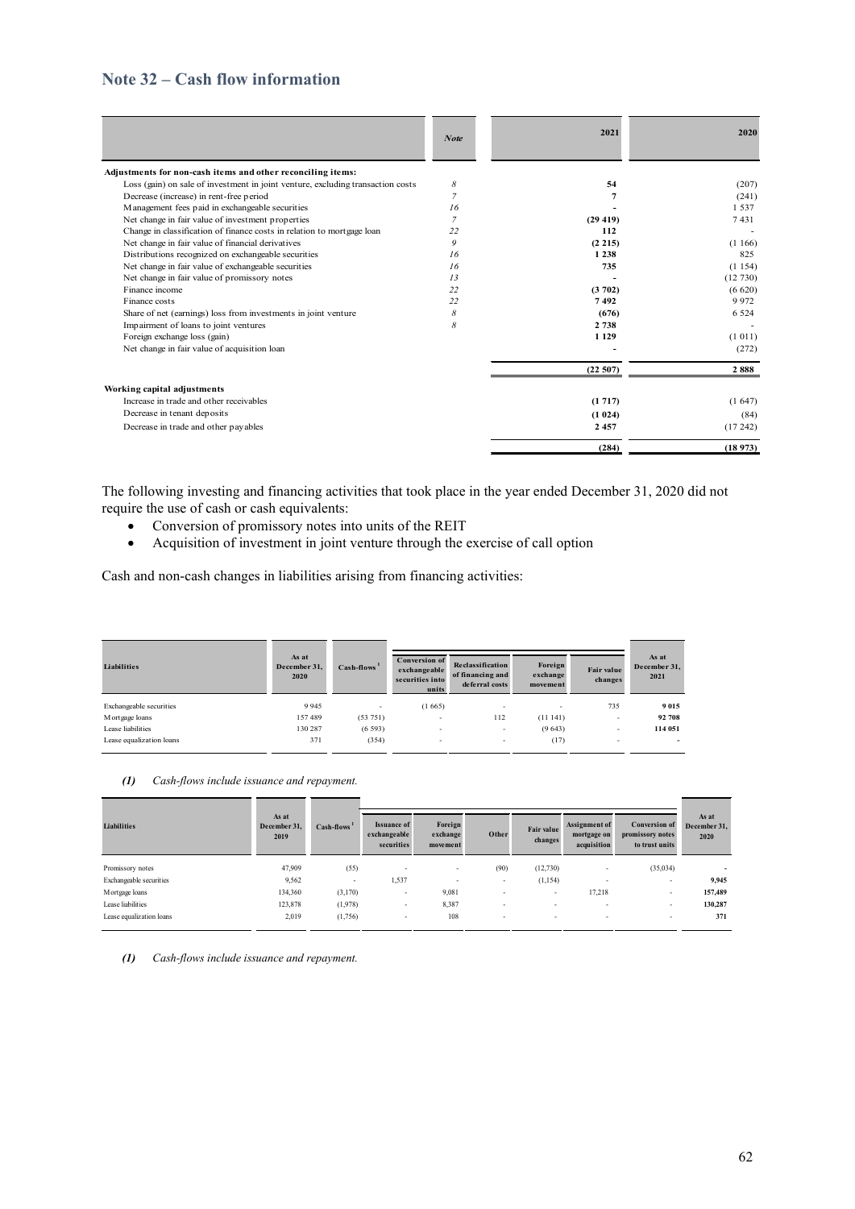## Note 32 – Cash flow information

| | Note | 2021 | 2020 |
|---|---|---|---|
| **Adjustments for non-cash items and other reconciling items:** | | | |
| Loss (gain) on sale of investment in joint venture, excluding transaction costs | 8 | **54** | (207) |
| Decrease (increase) in rent-free period | 7 | **7** | (241) |
| Management fees paid in exchangeable securities | 16 | **-** | 1 537 |
| Net change in fair value of investment properties | 7 | **(29 419)** | 7 431 |
| Change in classification of finance costs in relation to mortgage loan | 22 | **112** | - |
| Net change in fair value of financial derivatives | 9 | **(2 215)** | (1 166) |
| Distributions recognized on exchangeable securities | 16 | **1 238** | 825 |
| Net change in fair value of exchangeable securities | 16 | **735** | (1 154) |
| Net change in fair value of promissory notes | 13 | **-** | (12 730) |
| Finance income | 22 | **(3 702)** | (6 620) |
| Finance costs | 22 | **7 492** | 9 972 |
| Share of net (earnings) loss from investments in joint venture | 8 | **(676)** | 6 524 |
| Impairment of loans to joint ventures | 8 | **2 738** | - |
| Foreign exchange loss (gain) | | **1 129** | (1 011) |
| Net change in fair value of acquisition loan | | **-** | (272) |
| | | **(22 507)** | **2 888** |
| **Working capital adjustments** | | | |
| Increase in trade and other receivables | | **(1 717)** | (1 647) |
| Decrease in tenant deposits | | **(1 024)** | (84) |
| Decrease in trade and other payables | | **2 457** | (17 242) |
| | | **(284)** | **(18 973)** |

The following investing and financing activities that took place in the year ended December 31, 2020 did not require the use of cash or cash equivalents:

- Conversion of promissory notes into units of the REIT
- Acquisition of investment in joint venture through the exercise of call option

Cash and non-cash changes in liabilities arising from financing activities:

| Liabilities | As at December 31, 2020 | Cash-flows [1] | Conversion of exchangeable securities into units | Reclassification of financing and deferral costs | Foreign exchange movement | Fair value changes | As at December 31, 2021 |
|---|---|---|---|---|---|---|---|
| Exchangeable securities | 9 945 | - | (1 665) | - | - | 735 | **9 015** |
| Mortgage loans | 157 489 | (53 751) | - | 112 | (11 141) | - | **92 708** |
| Lease liabilities | 130 287 | (6 593) | - | - | (9 643) | - | **114 051** |
| Lease equalization loans | 371 | (354) | - | - | (17) | - | **-** |

***(1)*** *Cash-flows include issuance and repayment.*

| Liabilities | As at December 31, 2019 | Cash-flows [1] | Issuance of exchangeable securities | Foreign exchange movement | Other | Fair value changes | Assignment of mortgage on acquisition | Conversion of promissory notes to trust units | As at December 31, 2020 |
|---|---|---|---|---|---|---|---|---|---|
| Promissory notes | 47,909 | (55) | - | - | (90) | (12,730) | - | (35,034) | **-** |
| Exchangeable securities | 9,562 | - | 1,537 | - | - | (1,154) | - | - | **9,945** |
| Mortgage loans | 134,360 | (3,170) | - | 9,081 | - | - | 17,218 | - | **157,489** |
| Lease liabilities | 123,878 | (1,978) | - | 8,387 | - | - | - | - | **130,287** |
| Lease equalization loans | 2,019 | (1,756) | - | 108 | - | - | - | - | **371** |

***(1)*** *Cash-flows include issuance and repayment.*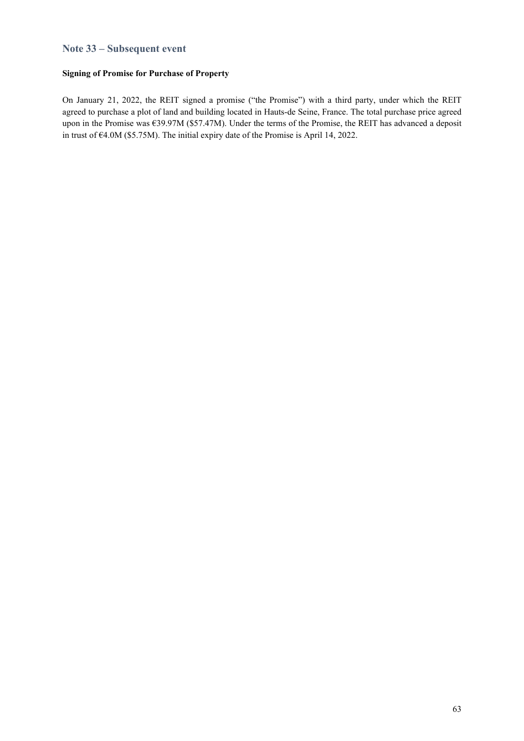## Note 33 – Subsequent event

**Signing of Promise for Purchase of Property**

On January 21, 2022, the REIT signed a promise ("the Promise") with a third party, under which the REIT agreed to purchase a plot of land and building located in Hauts-de Seine, France. The total purchase price agreed upon in the Promise was €39.97M ($57.47M). Under the terms of the Promise, the REIT has advanced a deposit in trust of €4.0M ($5.75M). The initial expiry date of the Promise is April 14, 2022.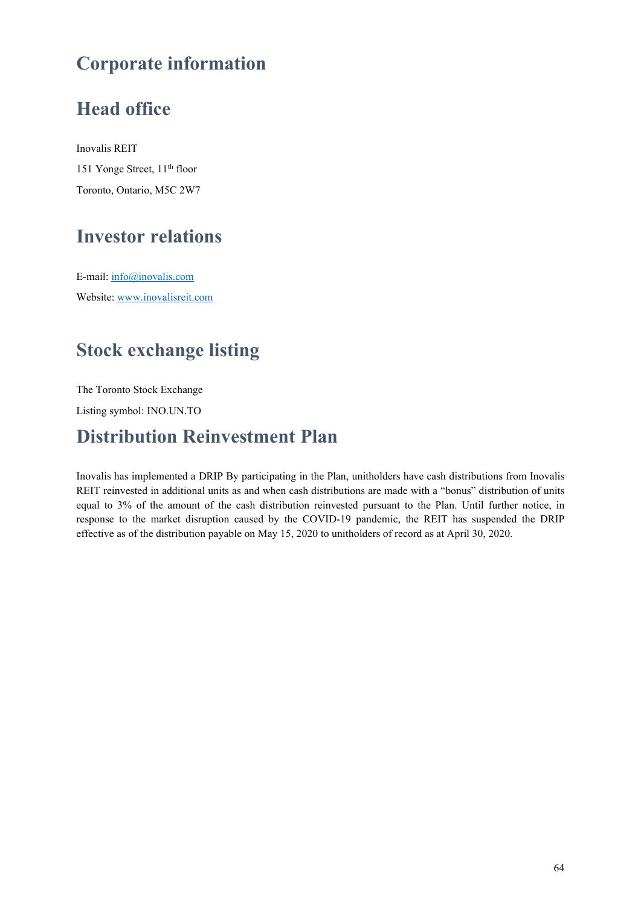# Corporate information

## Head office

Inovalis REIT

151 Yonge Street, 11th floor

Toronto, Ontario, M5C 2W7

## Investor relations

E-mail: info@inovalis.com

Website: www.inovalisreit.com

## Stock exchange listing

The Toronto Stock Exchange

Listing symbol: INO.UN.TO

## Distribution Reinvestment Plan

Inovalis has implemented a DRIP By participating in the Plan, unitholders have cash distributions from Inovalis REIT reinvested in additional units as and when cash distributions are made with a "bonus" distribution of units equal to 3% of the amount of the cash distribution reinvested pursuant to the Plan. Until further notice, in response to the market disruption caused by the COVID-19 pandemic, the REIT has suspended the DRIP effective as of the distribution payable on May 15, 2020 to unitholders of record as at April 30, 2020.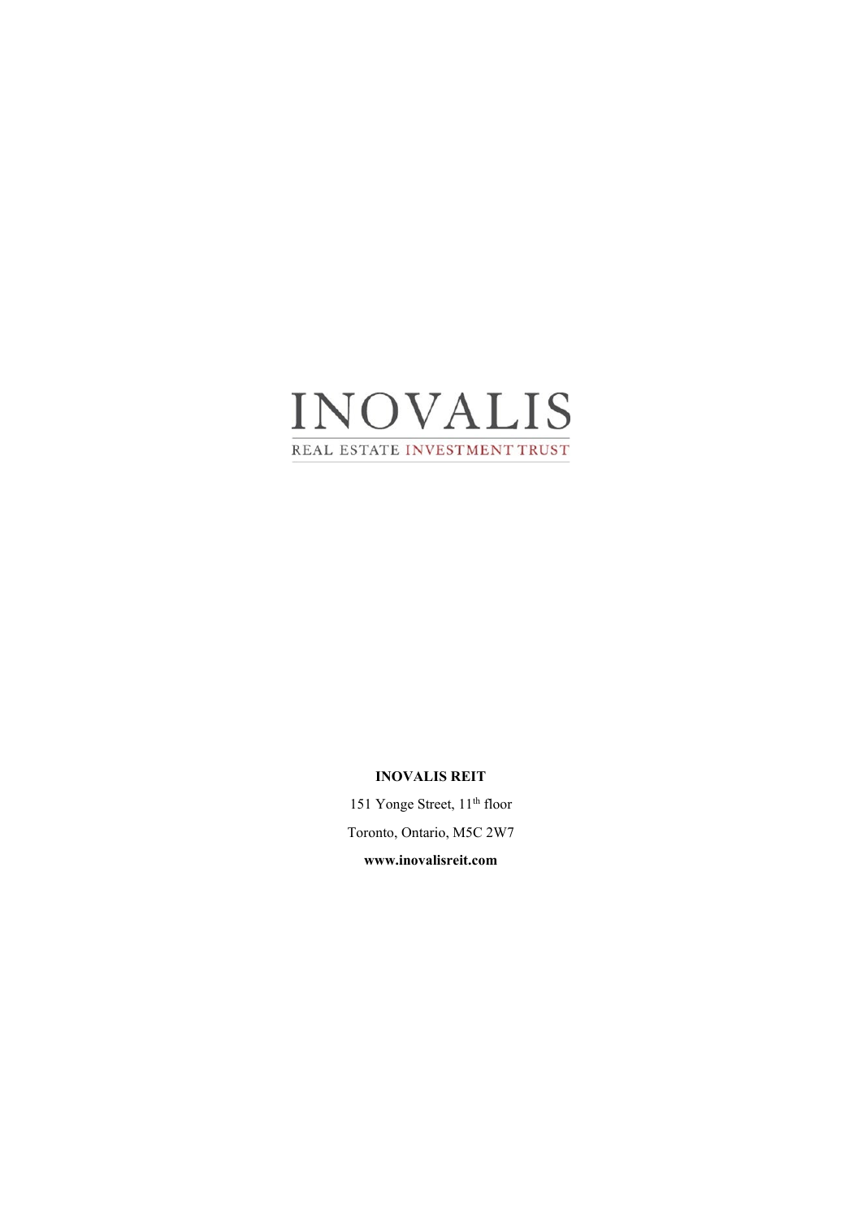INOVALIS

REAL ESTATE INVESTMENT TRUST

**INOVALIS REIT**

151 Yonge Street, 11th floor

Toronto, Ontario, M5C 2W7

**www.inovalisreit.com**